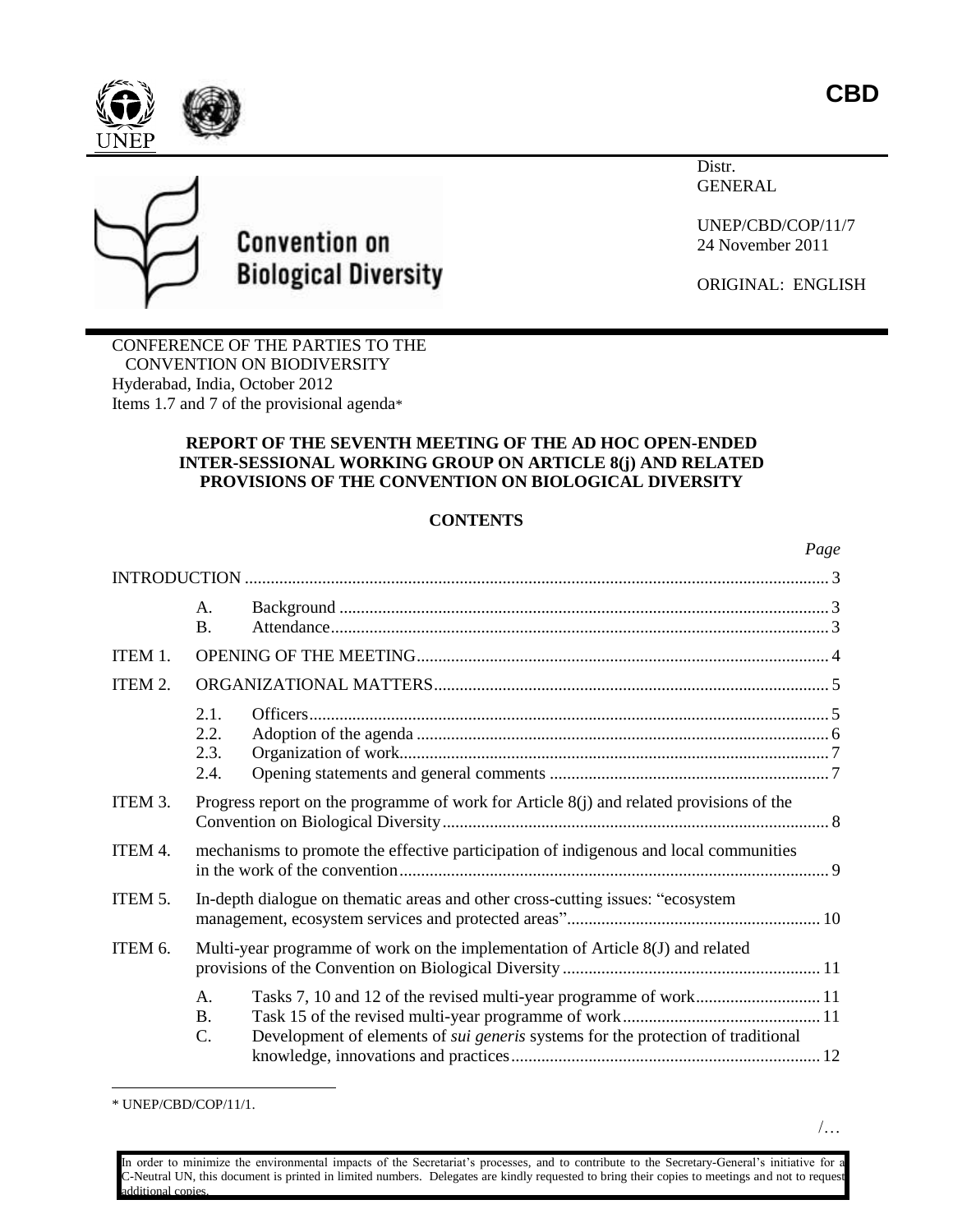**CBD**

UNEP

Convention on Biological Diversity

Distr.
GENERAL

UNEP/CBD/COP/11/7
24 November 2011

ORIGINAL: ENGLISH

CONFERENCE OF THE PARTIES TO THE CONVENTION ON BIODIVERSITY
Hyderabad, India, October 2012
Items 1.7 and 7 of the provisional agenda*

**REPORT OF THE SEVENTH MEETING OF THE AD HOC OPEN-ENDED INTER-SESSIONAL WORKING GROUP ON ARTICLE 8(j) AND RELATED PROVISIONS OF THE CONVENTION ON BIOLOGICAL DIVERSITY**

**CONTENTS**

| | | | *Page* |
|---|---|---|---|
| INTRODUCTION | | | 3 |
| | A. | Background | 3 |
| | B. | Attendance | 3 |
| ITEM 1. | OPENING OF THE MEETING | | 4 |
| ITEM 2. | ORGANIZATIONAL MATTERS | | 5 |
| | 2.1. | Officers | 5 |
| | 2.2. | Adoption of the agenda | 6 |
| | 2.3. | Organization of work | 7 |
| | 2.4. | Opening statements and general comments | 7 |
| ITEM 3. | Progress report on the programme of work for Article 8(j) and related provisions of the Convention on Biological Diversity | | 8 |
| ITEM 4. | mechanisms to promote the effective participation of indigenous and local communities in the work of the convention | | 9 |
| ITEM 5. | In-depth dialogue on thematic areas and other cross-cutting issues: "ecosystem management, ecosystem services and protected areas" | | 10 |
| ITEM 6. | Multi-year programme of work on the implementation of Article 8(J) and related provisions of the Convention on Biological Diversity | | 11 |
| | A. | Tasks 7, 10 and 12 of the revised multi-year programme of work | 11 |
| | B. | Task 15 of the revised multi-year programme of work | 11 |
| | C. | Development of elements of *sui generis* systems for the protection of traditional knowledge, innovations and practices | 12 |

\* UNEP/CBD/COP/11/1.

/…

In order to minimize the environmental impacts of the Secretariat's processes, and to contribute to the Secretary-General's initiative for a C-Neutral UN, this document is printed in limited numbers. Delegates are kindly requested to bring their copies to meetings and not to request additional copies.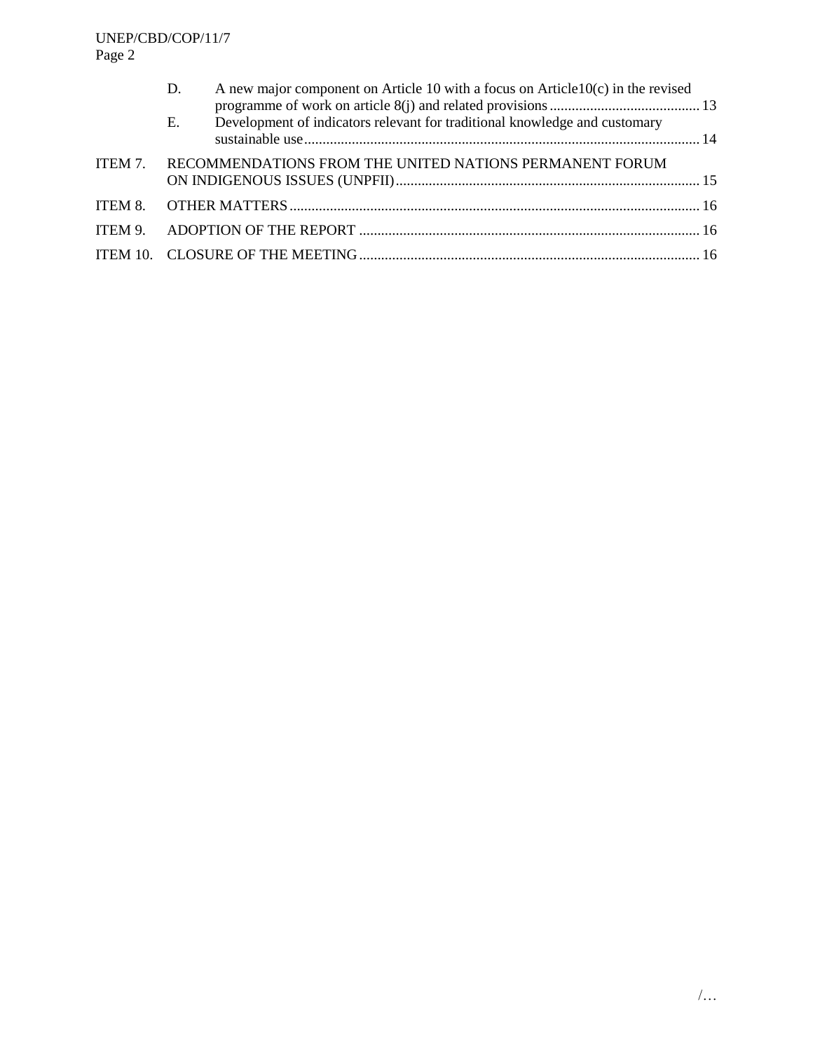D. A new major component on Article 10 with a focus on Article10(c) in the revised programme of work on article 8(j) and related provisions ......................................... 13

E. Development of indicators relevant for traditional knowledge and customary sustainable use ........................................................................................................... 14

ITEM 7. RECOMMENDATIONS FROM THE UNITED NATIONS PERMANENT FORUM ON INDIGENOUS ISSUES (UNPFII) ................................................................................... 15

ITEM 8. OTHER MATTERS ............................................................................................................... 16

ITEM 9. ADOPTION OF THE REPORT ............................................................................................. 16

ITEM 10. CLOSURE OF THE MEETING ............................................................................................ 16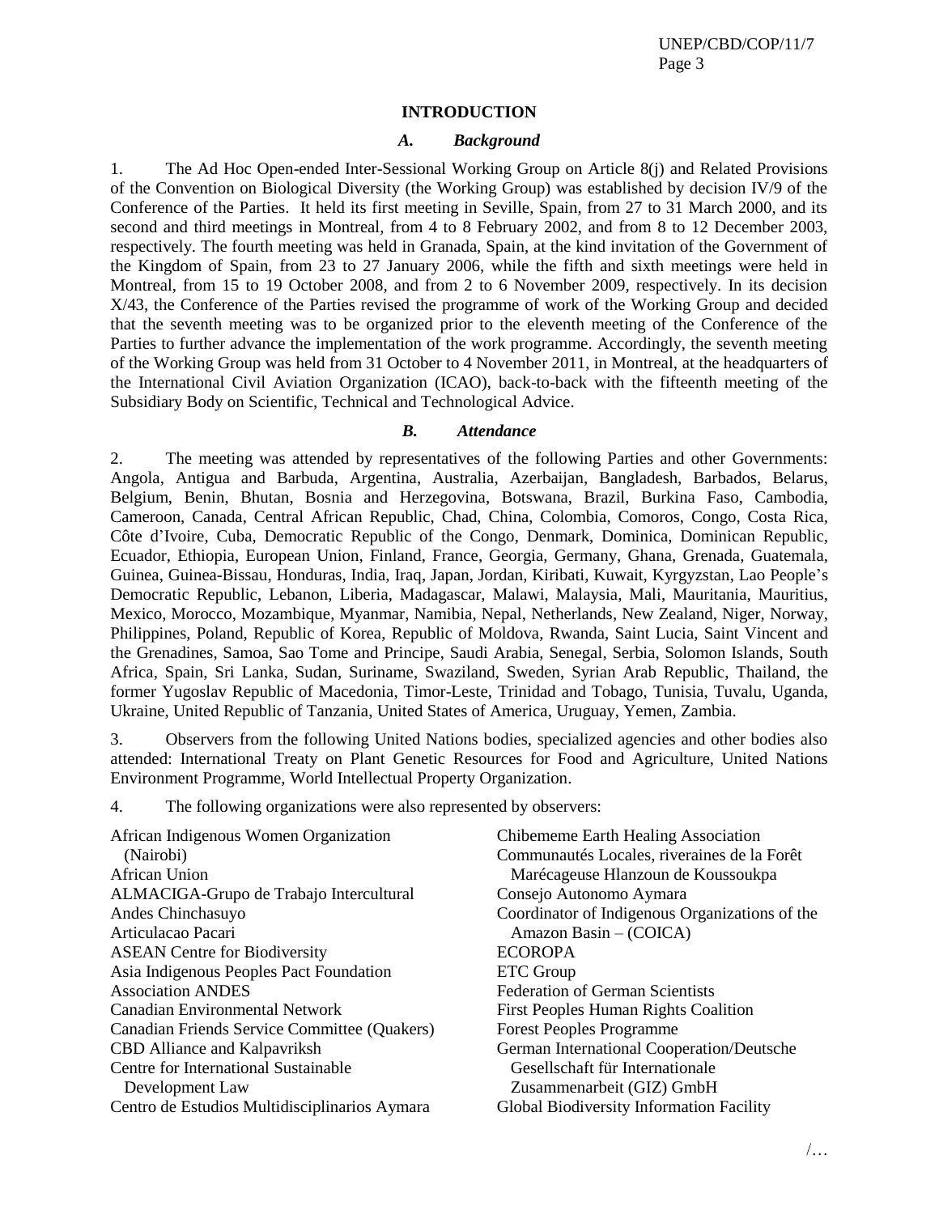## INTRODUCTION

### *A. Background*

1. The Ad Hoc Open-ended Inter-Sessional Working Group on Article 8(j) and Related Provisions of the Convention on Biological Diversity (the Working Group) was established by decision IV/9 of the Conference of the Parties. It held its first meeting in Seville, Spain, from 27 to 31 March 2000, and its second and third meetings in Montreal, from 4 to 8 February 2002, and from 8 to 12 December 2003, respectively. The fourth meeting was held in Granada, Spain, at the kind invitation of the Government of the Kingdom of Spain, from 23 to 27 January 2006, while the fifth and sixth meetings were held in Montreal, from 15 to 19 October 2008, and from 2 to 6 November 2009, respectively. In its decision X/43, the Conference of the Parties revised the programme of work of the Working Group and decided that the seventh meeting was to be organized prior to the eleventh meeting of the Conference of the Parties to further advance the implementation of the work programme. Accordingly, the seventh meeting of the Working Group was held from 31 October to 4 November 2011, in Montreal, at the headquarters of the International Civil Aviation Organization (ICAO), back-to-back with the fifteenth meeting of the Subsidiary Body on Scientific, Technical and Technological Advice.

### *B. Attendance*

2. The meeting was attended by representatives of the following Parties and other Governments: Angola, Antigua and Barbuda, Argentina, Australia, Azerbaijan, Bangladesh, Barbados, Belarus, Belgium, Benin, Bhutan, Bosnia and Herzegovina, Botswana, Brazil, Burkina Faso, Cambodia, Cameroon, Canada, Central African Republic, Chad, China, Colombia, Comoros, Congo, Costa Rica, Côte d'Ivoire, Cuba, Democratic Republic of the Congo, Denmark, Dominica, Dominican Republic, Ecuador, Ethiopia, European Union, Finland, France, Georgia, Germany, Ghana, Grenada, Guatemala, Guinea, Guinea-Bissau, Honduras, India, Iraq, Japan, Jordan, Kiribati, Kuwait, Kyrgyzstan, Lao People's Democratic Republic, Lebanon, Liberia, Madagascar, Malawi, Malaysia, Mali, Mauritania, Mauritius, Mexico, Morocco, Mozambique, Myanmar, Namibia, Nepal, Netherlands, New Zealand, Niger, Norway, Philippines, Poland, Republic of Korea, Republic of Moldova, Rwanda, Saint Lucia, Saint Vincent and the Grenadines, Samoa, Sao Tome and Principe, Saudi Arabia, Senegal, Serbia, Solomon Islands, South Africa, Spain, Sri Lanka, Sudan, Suriname, Swaziland, Sweden, Syrian Arab Republic, Thailand, the former Yugoslav Republic of Macedonia, Timor-Leste, Trinidad and Tobago, Tunisia, Tuvalu, Uganda, Ukraine, United Republic of Tanzania, United States of America, Uruguay, Yemen, Zambia.

3. Observers from the following United Nations bodies, specialized agencies and other bodies also attended: International Treaty on Plant Genetic Resources for Food and Agriculture, United Nations Environment Programme, World Intellectual Property Organization.

4. The following organizations were also represented by observers:

African Indigenous Women Organization (Nairobi)
African Union
ALMACIGA-Grupo de Trabajo Intercultural
Andes Chinchasuyo
Articulacao Pacari
ASEAN Centre for Biodiversity
Asia Indigenous Peoples Pact Foundation
Association ANDES
Canadian Environmental Network
Canadian Friends Service Committee (Quakers)
CBD Alliance and Kalpavriksh
Centre for International Sustainable Development Law
Centro de Estudios Multidisciplinarios Aymara
Chibememe Earth Healing Association
Communautés Locales, riveraines de la Forêt Marécageuse Hlanzoun de Koussoukpa
Consejo Autonomo Aymara
Coordinator of Indigenous Organizations of the Amazon Basin – (COICA)
ECOROPA
ETC Group
Federation of German Scientists
First Peoples Human Rights Coalition
Forest Peoples Programme
German International Cooperation/Deutsche Gesellschaft für Internationale Zusammenarbeit (GIZ) GmbH
Global Biodiversity Information Facility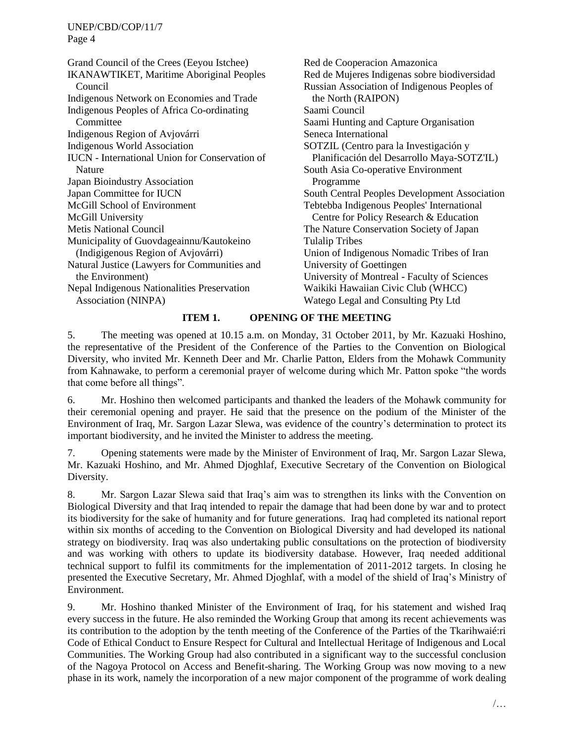Grand Council of the Crees (Eeyou Istchee)
IKANAWTIKET, Maritime Aboriginal Peoples Council
Indigenous Network on Economies and Trade
Indigenous Peoples of Africa Co-ordinating Committee
Indigenous Region of Avjovárri
Indigenous World Association
IUCN - International Union for Conservation of Nature
Japan Bioindustry Association
Japan Committee for IUCN
McGill School of Environment
McGill University
Metis National Council
Municipality of Guovdageainnu/Kautokeino (Indigigenous Region of Avjovárri)
Natural Justice (Lawyers for Communities and the Environment)
Nepal Indigenous Nationalities Preservation Association (NINPA)
Red de Cooperacion Amazonica
Red de Mujeres Indigenas sobre biodiversidad
Russian Association of Indigenous Peoples of the North (RAIPON)
Saami Council
Saami Hunting and Capture Organisation
Seneca International
SOTZIL (Centro para la Investigación y Planificación del Desarrollo Maya-SOTZ'IL)
South Asia Co-operative Environment Programme
South Central Peoples Development Association
Tebtebba Indigenous Peoples' International Centre for Policy Research & Education
The Nature Conservation Society of Japan
Tulalip Tribes
Union of Indigenous Nomadic Tribes of Iran
University of Goettingen
University of Montreal - Faculty of Sciences
Waikiki Hawaiian Civic Club (WHCC)
Watego Legal and Consulting Pty Ltd

## ITEM 1. OPENING OF THE MEETING

5. The meeting was opened at 10.15 a.m. on Monday, 31 October 2011, by Mr. Kazuaki Hoshino, the representative of the President of the Conference of the Parties to the Convention on Biological Diversity, who invited Mr. Kenneth Deer and Mr. Charlie Patton, Elders from the Mohawk Community from Kahnawake, to perform a ceremonial prayer of welcome during which Mr. Patton spoke "the words that come before all things".

6. Mr. Hoshino then welcomed participants and thanked the leaders of the Mohawk community for their ceremonial opening and prayer. He said that the presence on the podium of the Minister of the Environment of Iraq, Mr. Sargon Lazar Slewa, was evidence of the country's determination to protect its important biodiversity, and he invited the Minister to address the meeting.

7. Opening statements were made by the Minister of Environment of Iraq, Mr. Sargon Lazar Slewa, Mr. Kazuaki Hoshino, and Mr. Ahmed Djoghlaf, Executive Secretary of the Convention on Biological Diversity.

8. Mr. Sargon Lazar Slewa said that Iraq's aim was to strengthen its links with the Convention on Biological Diversity and that Iraq intended to repair the damage that had been done by war and to protect its biodiversity for the sake of humanity and for future generations. Iraq had completed its national report within six months of acceding to the Convention on Biological Diversity and had developed its national strategy on biodiversity. Iraq was also undertaking public consultations on the protection of biodiversity and was working with others to update its biodiversity database. However, Iraq needed additional technical support to fulfil its commitments for the implementation of 2011-2012 targets. In closing he presented the Executive Secretary, Mr. Ahmed Djoghlaf, with a model of the shield of Iraq's Ministry of Environment.

9. Mr. Hoshino thanked Minister of the Environment of Iraq, for his statement and wished Iraq every success in the future. He also reminded the Working Group that among its recent achievements was its contribution to the adoption by the tenth meeting of the Conference of the Parties of the Tkarihwaié:ri Code of Ethical Conduct to Ensure Respect for Cultural and Intellectual Heritage of Indigenous and Local Communities. The Working Group had also contributed in a significant way to the successful conclusion of the Nagoya Protocol on Access and Benefit-sharing. The Working Group was now moving to a new phase in its work, namely the incorporation of a new major component of the programme of work dealing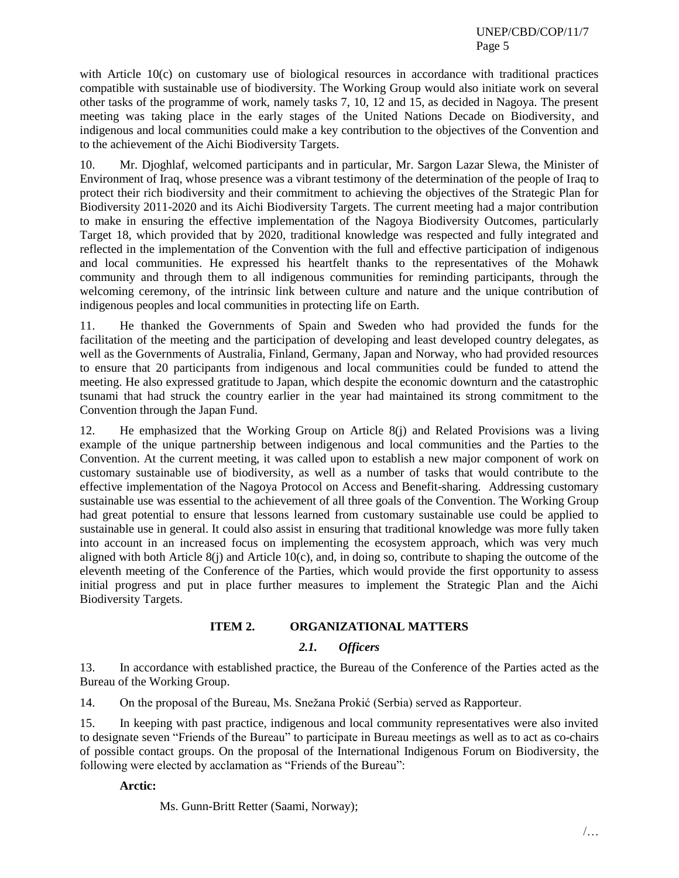with Article 10(c) on customary use of biological resources in accordance with traditional practices compatible with sustainable use of biodiversity. The Working Group would also initiate work on several other tasks of the programme of work, namely tasks 7, 10, 12 and 15, as decided in Nagoya. The present meeting was taking place in the early stages of the United Nations Decade on Biodiversity, and indigenous and local communities could make a key contribution to the objectives of the Convention and to the achievement of the Aichi Biodiversity Targets.

10. Mr. Djoghlaf, welcomed participants and in particular, Mr. Sargon Lazar Slewa, the Minister of Environment of Iraq, whose presence was a vibrant testimony of the determination of the people of Iraq to protect their rich biodiversity and their commitment to achieving the objectives of the Strategic Plan for Biodiversity 2011-2020 and its Aichi Biodiversity Targets. The current meeting had a major contribution to make in ensuring the effective implementation of the Nagoya Biodiversity Outcomes, particularly Target 18, which provided that by 2020, traditional knowledge was respected and fully integrated and reflected in the implementation of the Convention with the full and effective participation of indigenous and local communities. He expressed his heartfelt thanks to the representatives of the Mohawk community and through them to all indigenous communities for reminding participants, through the welcoming ceremony, of the intrinsic link between culture and nature and the unique contribution of indigenous peoples and local communities in protecting life on Earth.

11. He thanked the Governments of Spain and Sweden who had provided the funds for the facilitation of the meeting and the participation of developing and least developed country delegates, as well as the Governments of Australia, Finland, Germany, Japan and Norway, who had provided resources to ensure that 20 participants from indigenous and local communities could be funded to attend the meeting. He also expressed gratitude to Japan, which despite the economic downturn and the catastrophic tsunami that had struck the country earlier in the year had maintained its strong commitment to the Convention through the Japan Fund.

12. He emphasized that the Working Group on Article 8(j) and Related Provisions was a living example of the unique partnership between indigenous and local communities and the Parties to the Convention. At the current meeting, it was called upon to establish a new major component of work on customary sustainable use of biodiversity, as well as a number of tasks that would contribute to the effective implementation of the Nagoya Protocol on Access and Benefit-sharing. Addressing customary sustainable use was essential to the achievement of all three goals of the Convention. The Working Group had great potential to ensure that lessons learned from customary sustainable use could be applied to sustainable use in general. It could also assist in ensuring that traditional knowledge was more fully taken into account in an increased focus on implementing the ecosystem approach, which was very much aligned with both Article 8(j) and Article 10(c), and, in doing so, contribute to shaping the outcome of the eleventh meeting of the Conference of the Parties, which would provide the first opportunity to assess initial progress and put in place further measures to implement the Strategic Plan and the Aichi Biodiversity Targets.

## ITEM 2. ORGANIZATIONAL MATTERS

### *2.1. Officers*

13. In accordance with established practice, the Bureau of the Conference of the Parties acted as the Bureau of the Working Group.

14. On the proposal of the Bureau, Ms. Snežana Prokić (Serbia) served as Rapporteur.

15. In keeping with past practice, indigenous and local community representatives were also invited to designate seven "Friends of the Bureau" to participate in Bureau meetings as well as to act as co-chairs of possible contact groups. On the proposal of the International Indigenous Forum on Biodiversity, the following were elected by acclamation as "Friends of the Bureau":

**Arctic:**

Ms. Gunn-Britt Retter (Saami, Norway);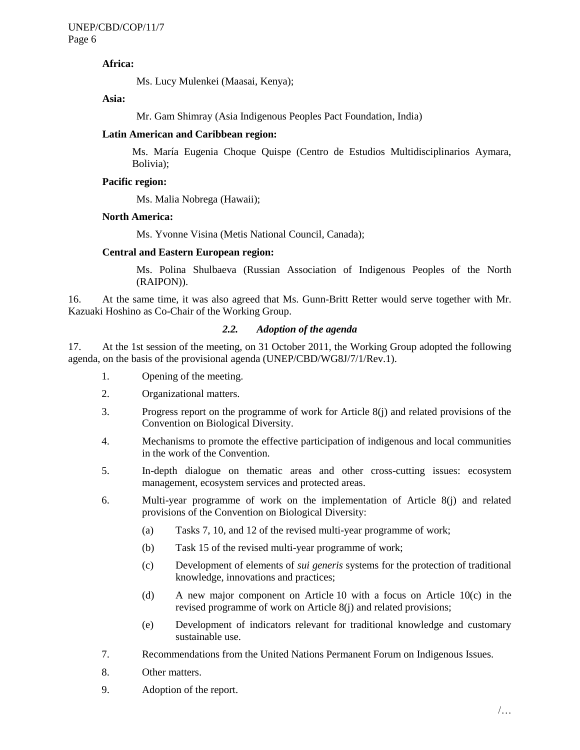**Africa:**

Ms. Lucy Mulenkei (Maasai, Kenya);

**Asia:**

Mr. Gam Shimray (Asia Indigenous Peoples Pact Foundation, India)

**Latin American and Caribbean region:**

Ms. María Eugenia Choque Quispe (Centro de Estudios Multidisciplinarios Aymara, Bolivia);

**Pacific region:**

Ms. Malia Nobrega (Hawaii);

**North America:**

Ms. Yvonne Visina (Metis National Council, Canada);

**Central and Eastern European region:**

Ms. Polina Shulbaeva (Russian Association of Indigenous Peoples of the North (RAIPON)).

16. At the same time, it was also agreed that Ms. Gunn-Britt Retter would serve together with Mr. Kazuaki Hoshino as Co-Chair of the Working Group.

### *2.2. Adoption of the agenda*

17. At the 1st session of the meeting, on 31 October 2011, the Working Group adopted the following agenda, on the basis of the provisional agenda (UNEP/CBD/WG8J/7/1/Rev.1).

1. Opening of the meeting.
2. Organizational matters.
3. Progress report on the programme of work for Article 8(j) and related provisions of the Convention on Biological Diversity.
4. Mechanisms to promote the effective participation of indigenous and local communities in the work of the Convention.
5. In-depth dialogue on thematic areas and other cross-cutting issues: ecosystem management, ecosystem services and protected areas.
6. Multi-year programme of work on the implementation of Article 8(j) and related provisions of the Convention on Biological Diversity:
   - (a) Tasks 7, 10, and 12 of the revised multi-year programme of work;
   - (b) Task 15 of the revised multi-year programme of work;
   - (c) Development of elements of *sui generis* systems for the protection of traditional knowledge, innovations and practices;
   - (d) A new major component on Article 10 with a focus on Article 10(c) in the revised programme of work on Article 8(j) and related provisions;
   - (e) Development of indicators relevant for traditional knowledge and customary sustainable use.
7. Recommendations from the United Nations Permanent Forum on Indigenous Issues.
8. Other matters.
9. Adoption of the report.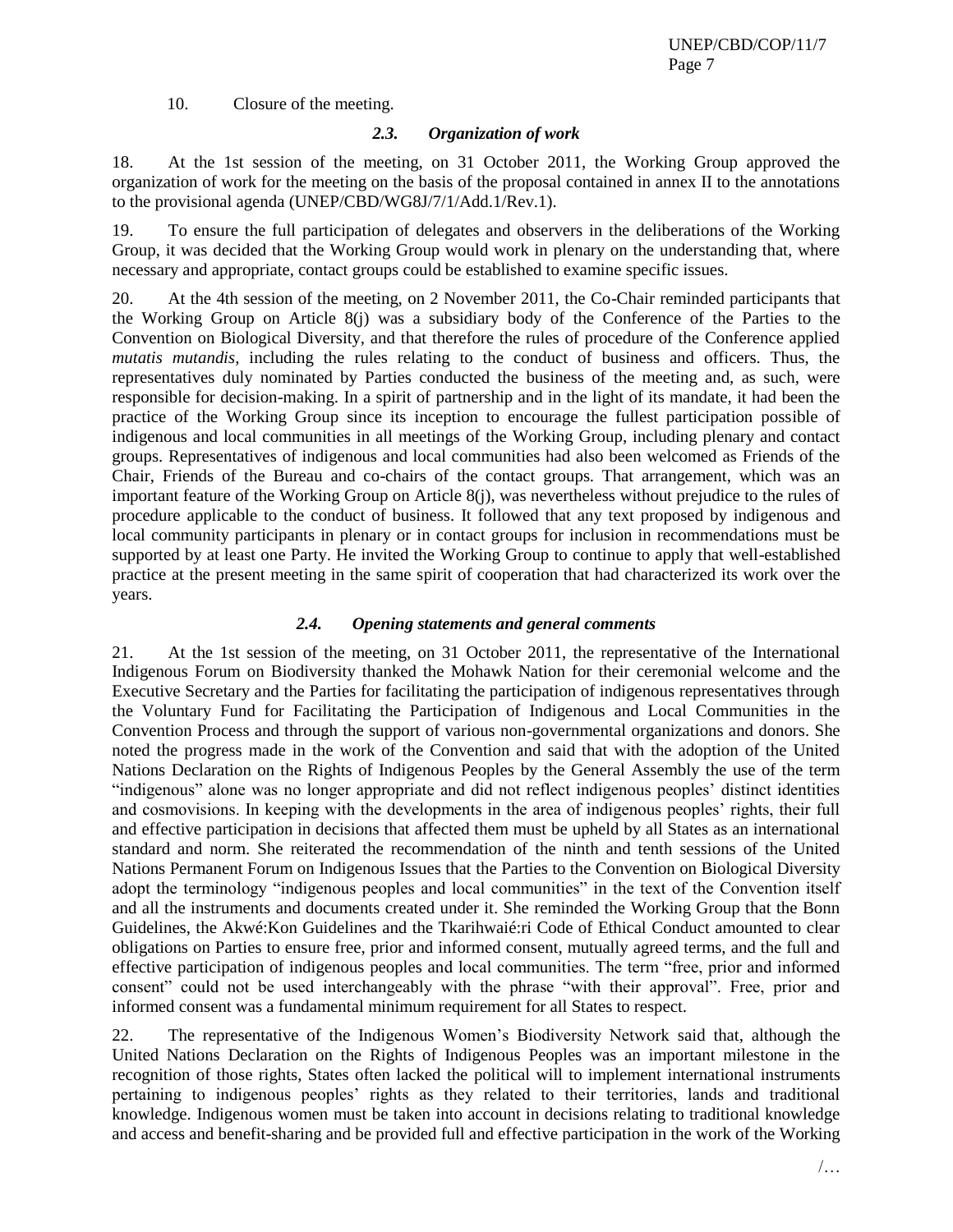10. Closure of the meeting.

### *2.3. Organization of work*

18. At the 1st session of the meeting, on 31 October 2011, the Working Group approved the organization of work for the meeting on the basis of the proposal contained in annex II to the annotations to the provisional agenda (UNEP/CBD/WG8J/7/1/Add.1/Rev.1).

19. To ensure the full participation of delegates and observers in the deliberations of the Working Group, it was decided that the Working Group would work in plenary on the understanding that, where necessary and appropriate, contact groups could be established to examine specific issues.

20. At the 4th session of the meeting, on 2 November 2011, the Co-Chair reminded participants that the Working Group on Article 8(j) was a subsidiary body of the Conference of the Parties to the Convention on Biological Diversity, and that therefore the rules of procedure of the Conference applied *mutatis mutandis*, including the rules relating to the conduct of business and officers. Thus, the representatives duly nominated by Parties conducted the business of the meeting and, as such, were responsible for decision-making. In a spirit of partnership and in the light of its mandate, it had been the practice of the Working Group since its inception to encourage the fullest participation possible of indigenous and local communities in all meetings of the Working Group, including plenary and contact groups. Representatives of indigenous and local communities had also been welcomed as Friends of the Chair, Friends of the Bureau and co-chairs of the contact groups. That arrangement, which was an important feature of the Working Group on Article 8(j), was nevertheless without prejudice to the rules of procedure applicable to the conduct of business. It followed that any text proposed by indigenous and local community participants in plenary or in contact groups for inclusion in recommendations must be supported by at least one Party. He invited the Working Group to continue to apply that well-established practice at the present meeting in the same spirit of cooperation that had characterized its work over the years.

### *2.4. Opening statements and general comments*

21. At the 1st session of the meeting, on 31 October 2011, the representative of the International Indigenous Forum on Biodiversity thanked the Mohawk Nation for their ceremonial welcome and the Executive Secretary and the Parties for facilitating the participation of indigenous representatives through the Voluntary Fund for Facilitating the Participation of Indigenous and Local Communities in the Convention Process and through the support of various non-governmental organizations and donors. She noted the progress made in the work of the Convention and said that with the adoption of the United Nations Declaration on the Rights of Indigenous Peoples by the General Assembly the use of the term "indigenous" alone was no longer appropriate and did not reflect indigenous peoples' distinct identities and cosmovisions. In keeping with the developments in the area of indigenous peoples' rights, their full and effective participation in decisions that affected them must be upheld by all States as an international standard and norm. She reiterated the recommendation of the ninth and tenth sessions of the United Nations Permanent Forum on Indigenous Issues that the Parties to the Convention on Biological Diversity adopt the terminology "indigenous peoples and local communities" in the text of the Convention itself and all the instruments and documents created under it. She reminded the Working Group that the Bonn Guidelines, the Akwé:Kon Guidelines and the Tkarihwaié:ri Code of Ethical Conduct amounted to clear obligations on Parties to ensure free, prior and informed consent, mutually agreed terms, and the full and effective participation of indigenous peoples and local communities. The term "free, prior and informed consent" could not be used interchangeably with the phrase "with their approval". Free, prior and informed consent was a fundamental minimum requirement for all States to respect.

22. The representative of the Indigenous Women's Biodiversity Network said that, although the United Nations Declaration on the Rights of Indigenous Peoples was an important milestone in the recognition of those rights, States often lacked the political will to implement international instruments pertaining to indigenous peoples' rights as they related to their territories, lands and traditional knowledge. Indigenous women must be taken into account in decisions relating to traditional knowledge and access and benefit-sharing and be provided full and effective participation in the work of the Working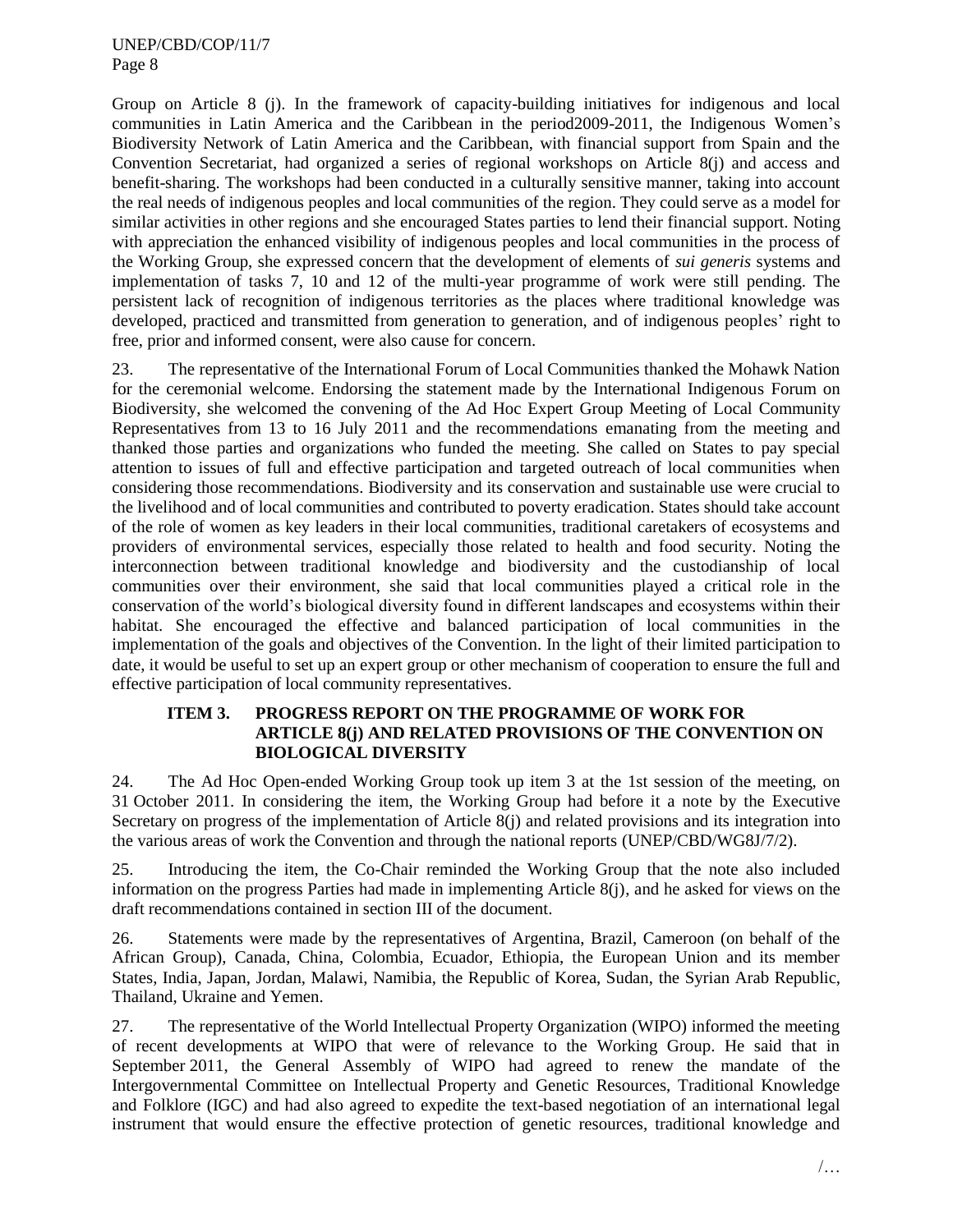Group on Article 8 (j). In the framework of capacity-building initiatives for indigenous and local communities in Latin America and the Caribbean in the period2009-2011, the Indigenous Women's Biodiversity Network of Latin America and the Caribbean, with financial support from Spain and the Convention Secretariat, had organized a series of regional workshops on Article 8(j) and access and benefit-sharing. The workshops had been conducted in a culturally sensitive manner, taking into account the real needs of indigenous peoples and local communities of the region. They could serve as a model for similar activities in other regions and she encouraged States parties to lend their financial support. Noting with appreciation the enhanced visibility of indigenous peoples and local communities in the process of the Working Group, she expressed concern that the development of elements of *sui generis* systems and implementation of tasks 7, 10 and 12 of the multi-year programme of work were still pending. The persistent lack of recognition of indigenous territories as the places where traditional knowledge was developed, practiced and transmitted from generation to generation, and of indigenous peoples' right to free, prior and informed consent, were also cause for concern.

23. The representative of the International Forum of Local Communities thanked the Mohawk Nation for the ceremonial welcome. Endorsing the statement made by the International Indigenous Forum on Biodiversity, she welcomed the convening of the Ad Hoc Expert Group Meeting of Local Community Representatives from 13 to 16 July 2011 and the recommendations emanating from the meeting and thanked those parties and organizations who funded the meeting. She called on States to pay special attention to issues of full and effective participation and targeted outreach of local communities when considering those recommendations. Biodiversity and its conservation and sustainable use were crucial to the livelihood and of local communities and contributed to poverty eradication. States should take account of the role of women as key leaders in their local communities, traditional caretakers of ecosystems and providers of environmental services, especially those related to health and food security. Noting the interconnection between traditional knowledge and biodiversity and the custodianship of local communities over their environment, she said that local communities played a critical role in the conservation of the world's biological diversity found in different landscapes and ecosystems within their habitat. She encouraged the effective and balanced participation of local communities in the implementation of the goals and objectives of the Convention. In the light of their limited participation to date, it would be useful to set up an expert group or other mechanism of cooperation to ensure the full and effective participation of local community representatives.

### ITEM 3. PROGRESS REPORT ON THE PROGRAMME OF WORK FOR ARTICLE 8(j) AND RELATED PROVISIONS OF THE CONVENTION ON BIOLOGICAL DIVERSITY

24. The Ad Hoc Open-ended Working Group took up item 3 at the 1st session of the meeting, on 31 October 2011. In considering the item, the Working Group had before it a note by the Executive Secretary on progress of the implementation of Article 8(j) and related provisions and its integration into the various areas of work the Convention and through the national reports (UNEP/CBD/WG8J/7/2).

25. Introducing the item, the Co-Chair reminded the Working Group that the note also included information on the progress Parties had made in implementing Article 8(j), and he asked for views on the draft recommendations contained in section III of the document.

26. Statements were made by the representatives of Argentina, Brazil, Cameroon (on behalf of the African Group), Canada, China, Colombia, Ecuador, Ethiopia, the European Union and its member States, India, Japan, Jordan, Malawi, Namibia, the Republic of Korea, Sudan, the Syrian Arab Republic, Thailand, Ukraine and Yemen.

27. The representative of the World Intellectual Property Organization (WIPO) informed the meeting of recent developments at WIPO that were of relevance to the Working Group. He said that in September 2011, the General Assembly of WIPO had agreed to renew the mandate of the Intergovernmental Committee on Intellectual Property and Genetic Resources, Traditional Knowledge and Folklore (IGC) and had also agreed to expedite the text-based negotiation of an international legal instrument that would ensure the effective protection of genetic resources, traditional knowledge and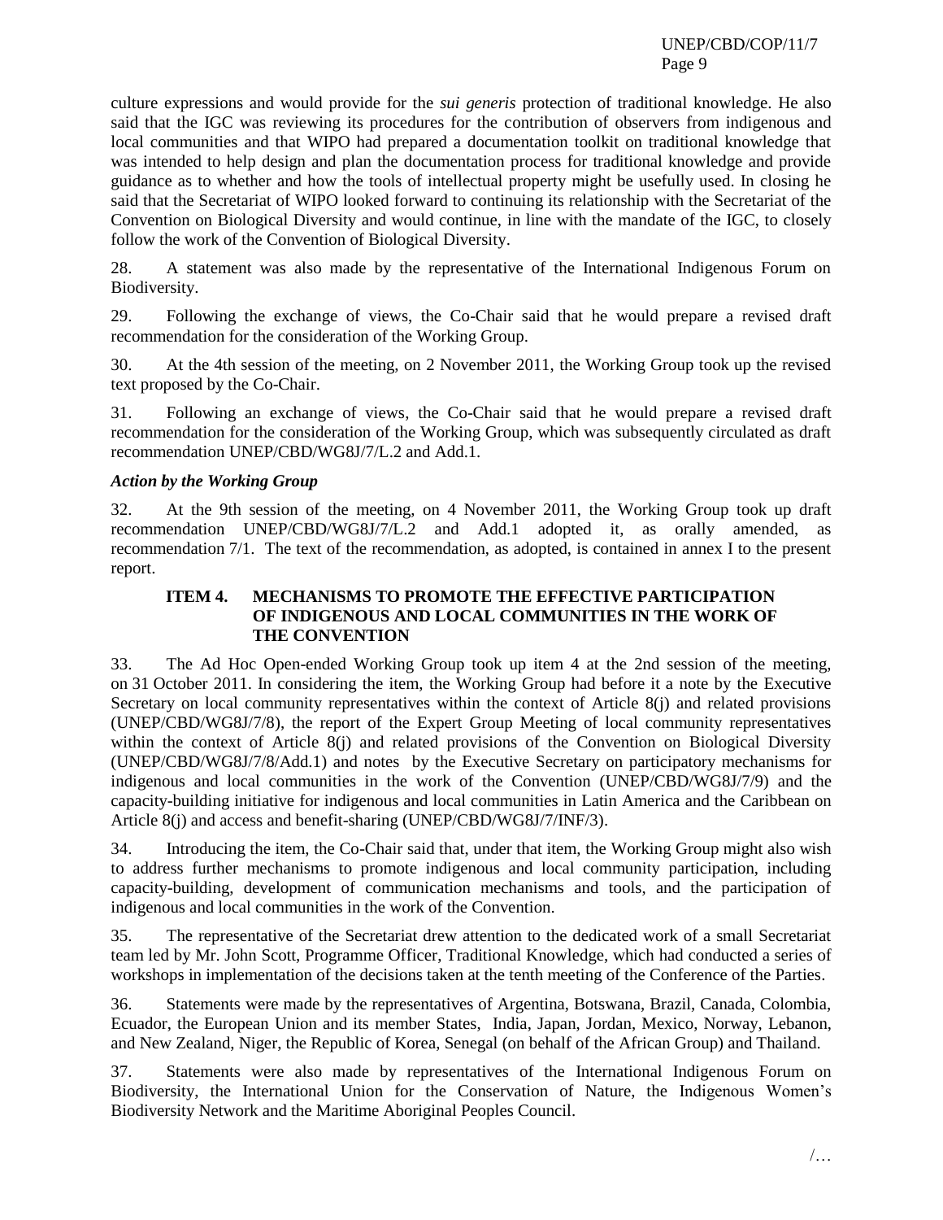culture expressions and would provide for the *sui generis* protection of traditional knowledge. He also said that the IGC was reviewing its procedures for the contribution of observers from indigenous and local communities and that WIPO had prepared a documentation toolkit on traditional knowledge that was intended to help design and plan the documentation process for traditional knowledge and provide guidance as to whether and how the tools of intellectual property might be usefully used. In closing he said that the Secretariat of WIPO looked forward to continuing its relationship with the Secretariat of the Convention on Biological Diversity and would continue, in line with the mandate of the IGC, to closely follow the work of the Convention of Biological Diversity.

28. A statement was also made by the representative of the International Indigenous Forum on Biodiversity.

29. Following the exchange of views, the Co-Chair said that he would prepare a revised draft recommendation for the consideration of the Working Group.

30. At the 4th session of the meeting, on 2 November 2011, the Working Group took up the revised text proposed by the Co-Chair.

31. Following an exchange of views, the Co-Chair said that he would prepare a revised draft recommendation for the consideration of the Working Group, which was subsequently circulated as draft recommendation UNEP/CBD/WG8J/7/L.2 and Add.1.

***Action by the Working Group***

32. At the 9th session of the meeting, on 4 November 2011, the Working Group took up draft recommendation UNEP/CBD/WG8J/7/L.2 and Add.1 adopted it, as orally amended, as recommendation 7/1. The text of the recommendation, as adopted, is contained in annex I to the present report.

## ITEM 4. MECHANISMS TO PROMOTE THE EFFECTIVE PARTICIPATION OF INDIGENOUS AND LOCAL COMMUNITIES IN THE WORK OF THE CONVENTION

33. The Ad Hoc Open-ended Working Group took up item 4 at the 2nd session of the meeting, on 31 October 2011. In considering the item, the Working Group had before it a note by the Executive Secretary on local community representatives within the context of Article 8(j) and related provisions (UNEP/CBD/WG8J/7/8), the report of the Expert Group Meeting of local community representatives within the context of Article 8(j) and related provisions of the Convention on Biological Diversity (UNEP/CBD/WG8J/7/8/Add.1) and notes by the Executive Secretary on participatory mechanisms for indigenous and local communities in the work of the Convention (UNEP/CBD/WG8J/7/9) and the capacity-building initiative for indigenous and local communities in Latin America and the Caribbean on Article 8(j) and access and benefit-sharing (UNEP/CBD/WG8J/7/INF/3).

34. Introducing the item, the Co-Chair said that, under that item, the Working Group might also wish to address further mechanisms to promote indigenous and local community participation, including capacity-building, development of communication mechanisms and tools, and the participation of indigenous and local communities in the work of the Convention.

35. The representative of the Secretariat drew attention to the dedicated work of a small Secretariat team led by Mr. John Scott, Programme Officer, Traditional Knowledge, which had conducted a series of workshops in implementation of the decisions taken at the tenth meeting of the Conference of the Parties.

36. Statements were made by the representatives of Argentina, Botswana, Brazil, Canada, Colombia, Ecuador, the European Union and its member States, India, Japan, Jordan, Mexico, Norway, Lebanon, and New Zealand, Niger, the Republic of Korea, Senegal (on behalf of the African Group) and Thailand.

37. Statements were also made by representatives of the International Indigenous Forum on Biodiversity, the International Union for the Conservation of Nature, the Indigenous Women's Biodiversity Network and the Maritime Aboriginal Peoples Council.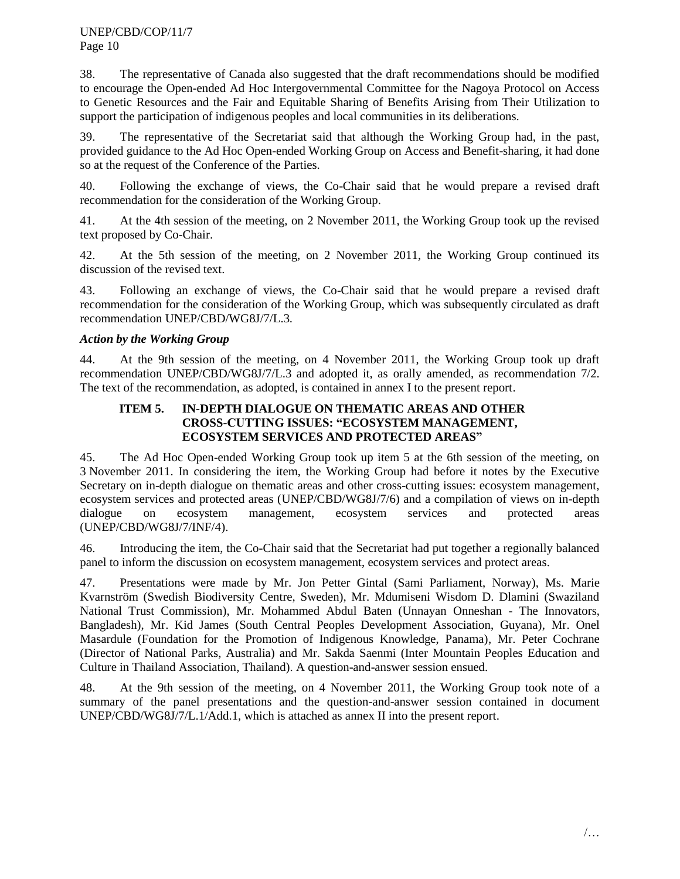38. The representative of Canada also suggested that the draft recommendations should be modified to encourage the Open-ended Ad Hoc Intergovernmental Committee for the Nagoya Protocol on Access to Genetic Resources and the Fair and Equitable Sharing of Benefits Arising from Their Utilization to support the participation of indigenous peoples and local communities in its deliberations.

39. The representative of the Secretariat said that although the Working Group had, in the past, provided guidance to the Ad Hoc Open-ended Working Group on Access and Benefit-sharing, it had done so at the request of the Conference of the Parties.

40. Following the exchange of views, the Co-Chair said that he would prepare a revised draft recommendation for the consideration of the Working Group.

41. At the 4th session of the meeting, on 2 November 2011, the Working Group took up the revised text proposed by Co-Chair.

42. At the 5th session of the meeting, on 2 November 2011, the Working Group continued its discussion of the revised text.

43. Following an exchange of views, the Co-Chair said that he would prepare a revised draft recommendation for the consideration of the Working Group, which was subsequently circulated as draft recommendation UNEP/CBD/WG8J/7/L.3.

### *Action by the Working Group*

44. At the 9th session of the meeting, on 4 November 2011, the Working Group took up draft recommendation UNEP/CBD/WG8J/7/L.3 and adopted it, as orally amended, as recommendation 7/2. The text of the recommendation, as adopted, is contained in annex I to the present report.

## ITEM 5. IN-DEPTH DIALOGUE ON THEMATIC AREAS AND OTHER CROSS-CUTTING ISSUES: "ECOSYSTEM MANAGEMENT, ECOSYSTEM SERVICES AND PROTECTED AREAS"

45. The Ad Hoc Open-ended Working Group took up item 5 at the 6th session of the meeting, on 3 November 2011. In considering the item, the Working Group had before it notes by the Executive Secretary on in-depth dialogue on thematic areas and other cross-cutting issues: ecosystem management, ecosystem services and protected areas (UNEP/CBD/WG8J/7/6) and a compilation of views on in-depth dialogue on ecosystem management, ecosystem services and protected areas (UNEP/CBD/WG8J/7/INF/4).

46. Introducing the item, the Co-Chair said that the Secretariat had put together a regionally balanced panel to inform the discussion on ecosystem management, ecosystem services and protect areas.

47. Presentations were made by Mr. Jon Petter Gintal (Sami Parliament, Norway), Ms. Marie Kvarnström (Swedish Biodiversity Centre, Sweden), Mr. Mdumiseni Wisdom D. Dlamini (Swaziland National Trust Commission), Mr. Mohammed Abdul Baten (Unnayan Onneshan - The Innovators, Bangladesh), Mr. Kid James (South Central Peoples Development Association, Guyana), Mr. Onel Masardule (Foundation for the Promotion of Indigenous Knowledge, Panama), Mr. Peter Cochrane (Director of National Parks, Australia) and Mr. Sakda Saenmi (Inter Mountain Peoples Education and Culture in Thailand Association, Thailand). A question-and-answer session ensued.

48. At the 9th session of the meeting, on 4 November 2011, the Working Group took note of a summary of the panel presentations and the question-and-answer session contained in document UNEP/CBD/WG8J/7/L.1/Add.1, which is attached as annex II into the present report.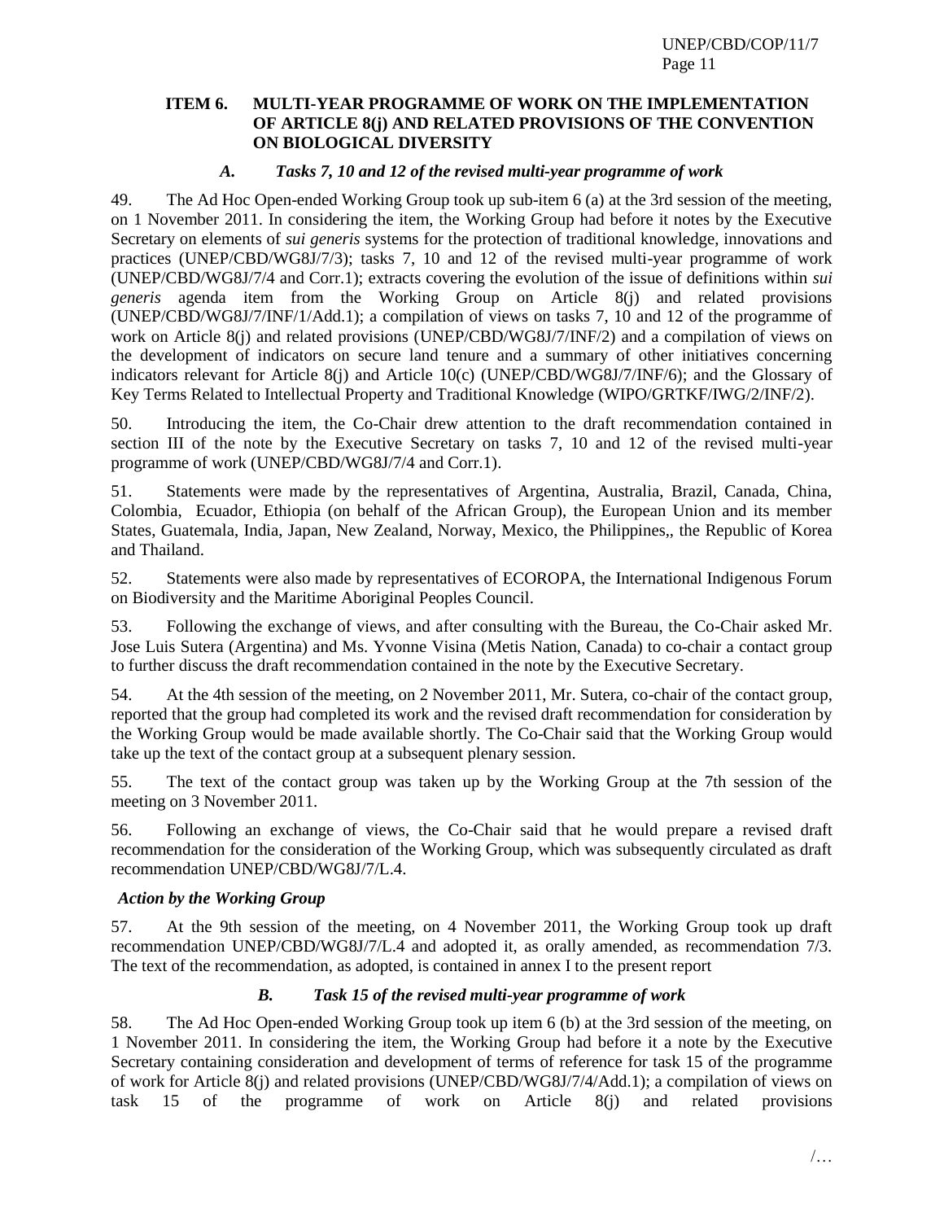### ITEM 6. MULTI-YEAR PROGRAMME OF WORK ON THE IMPLEMENTATION OF ARTICLE 8(j) AND RELATED PROVISIONS OF THE CONVENTION ON BIOLOGICAL DIVERSITY

#### *A. Tasks 7, 10 and 12 of the revised multi-year programme of work*

49. The Ad Hoc Open-ended Working Group took up sub-item 6 (a) at the 3rd session of the meeting, on 1 November 2011. In considering the item, the Working Group had before it notes by the Executive Secretary on elements of *sui generis* systems for the protection of traditional knowledge, innovations and practices (UNEP/CBD/WG8J/7/3); tasks 7, 10 and 12 of the revised multi-year programme of work (UNEP/CBD/WG8J/7/4 and Corr.1); extracts covering the evolution of the issue of definitions within *sui generis* agenda item from the Working Group on Article 8(j) and related provisions (UNEP/CBD/WG8J/7/INF/1/Add.1); a compilation of views on tasks 7, 10 and 12 of the programme of work on Article 8(j) and related provisions (UNEP/CBD/WG8J/7/INF/2) and a compilation of views on the development of indicators on secure land tenure and a summary of other initiatives concerning indicators relevant for Article 8(j) and Article 10(c) (UNEP/CBD/WG8J/7/INF/6); and the Glossary of Key Terms Related to Intellectual Property and Traditional Knowledge (WIPO/GRTKF/IWG/2/INF/2).

50. Introducing the item, the Co-Chair drew attention to the draft recommendation contained in section III of the note by the Executive Secretary on tasks 7, 10 and 12 of the revised multi-year programme of work (UNEP/CBD/WG8J/7/4 and Corr.1).

51. Statements were made by the representatives of Argentina, Australia, Brazil, Canada, China, Colombia, Ecuador, Ethiopia (on behalf of the African Group), the European Union and its member States, Guatemala, India, Japan, New Zealand, Norway, Mexico, the Philippines,, the Republic of Korea and Thailand.

52. Statements were also made by representatives of ECOROPA, the International Indigenous Forum on Biodiversity and the Maritime Aboriginal Peoples Council.

53. Following the exchange of views, and after consulting with the Bureau, the Co-Chair asked Mr. Jose Luis Sutera (Argentina) and Ms. Yvonne Visina (Metis Nation, Canada) to co-chair a contact group to further discuss the draft recommendation contained in the note by the Executive Secretary.

54. At the 4th session of the meeting, on 2 November 2011, Mr. Sutera, co-chair of the contact group, reported that the group had completed its work and the revised draft recommendation for consideration by the Working Group would be made available shortly. The Co-Chair said that the Working Group would take up the text of the contact group at a subsequent plenary session.

55. The text of the contact group was taken up by the Working Group at the 7th session of the meeting on 3 November 2011.

56. Following an exchange of views, the Co-Chair said that he would prepare a revised draft recommendation for the consideration of the Working Group, which was subsequently circulated as draft recommendation UNEP/CBD/WG8J/7/L.4.

*Action by the Working Group*

57. At the 9th session of the meeting, on 4 November 2011, the Working Group took up draft recommendation UNEP/CBD/WG8J/7/L.4 and adopted it, as orally amended, as recommendation 7/3. The text of the recommendation, as adopted, is contained in annex I to the present report

#### *B. Task 15 of the revised multi-year programme of work*

58. The Ad Hoc Open-ended Working Group took up item 6 (b) at the 3rd session of the meeting, on 1 November 2011. In considering the item, the Working Group had before it a note by the Executive Secretary containing consideration and development of terms of reference for task 15 of the programme of work for Article 8(j) and related provisions (UNEP/CBD/WG8J/7/4/Add.1); a compilation of views on task 15 of the programme of work on Article 8(j) and related provisions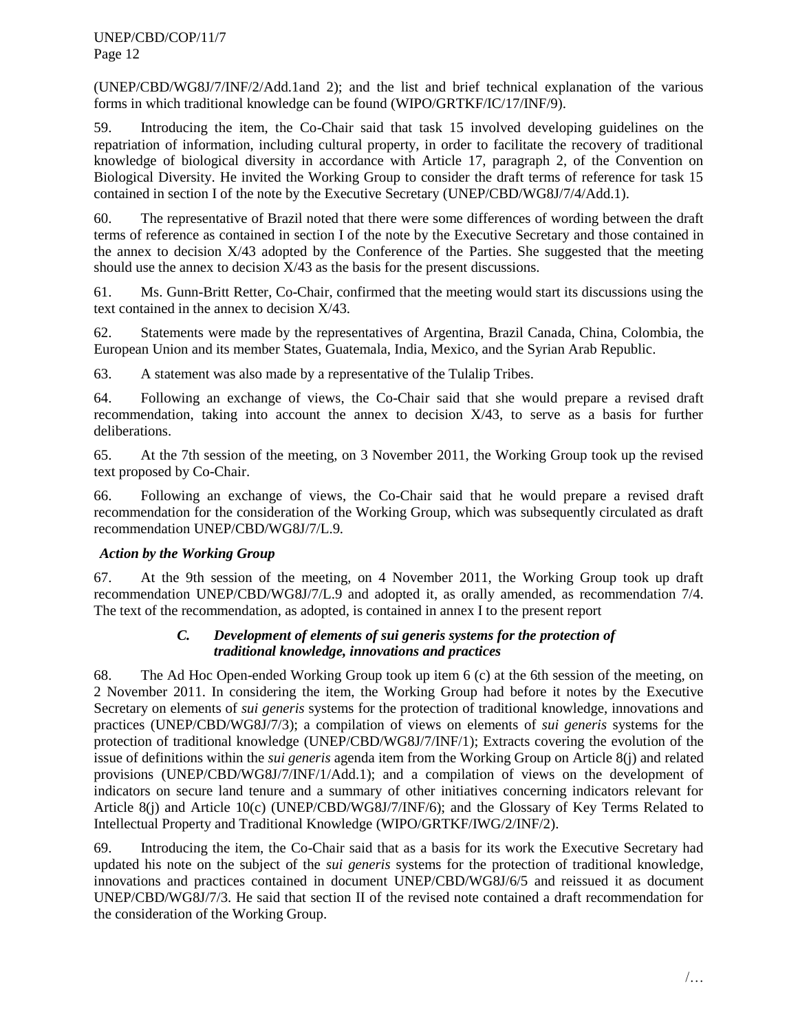(UNEP/CBD/WG8J/7/INF/2/Add.1and 2); and the list and brief technical explanation of the various forms in which traditional knowledge can be found (WIPO/GRTKF/IC/17/INF/9).

59. Introducing the item, the Co-Chair said that task 15 involved developing guidelines on the repatriation of information, including cultural property, in order to facilitate the recovery of traditional knowledge of biological diversity in accordance with Article 17, paragraph 2, of the Convention on Biological Diversity. He invited the Working Group to consider the draft terms of reference for task 15 contained in section I of the note by the Executive Secretary (UNEP/CBD/WG8J/7/4/Add.1).

60. The representative of Brazil noted that there were some differences of wording between the draft terms of reference as contained in section I of the note by the Executive Secretary and those contained in the annex to decision X/43 adopted by the Conference of the Parties. She suggested that the meeting should use the annex to decision X/43 as the basis for the present discussions.

61. Ms. Gunn-Britt Retter, Co-Chair, confirmed that the meeting would start its discussions using the text contained in the annex to decision X/43.

62. Statements were made by the representatives of Argentina, Brazil Canada, China, Colombia, the European Union and its member States, Guatemala, India, Mexico, and the Syrian Arab Republic.

63. A statement was also made by a representative of the Tulalip Tribes.

64. Following an exchange of views, the Co-Chair said that she would prepare a revised draft recommendation, taking into account the annex to decision X/43, to serve as a basis for further deliberations.

65. At the 7th session of the meeting, on 3 November 2011, the Working Group took up the revised text proposed by Co-Chair.

66. Following an exchange of views, the Co-Chair said that he would prepare a revised draft recommendation for the consideration of the Working Group, which was subsequently circulated as draft recommendation UNEP/CBD/WG8J/7/L.9.

*Action by the Working Group*

67. At the 9th session of the meeting, on 4 November 2011, the Working Group took up draft recommendation UNEP/CBD/WG8J/7/L.9 and adopted it, as orally amended, as recommendation 7/4. The text of the recommendation, as adopted, is contained in annex I to the present report

### *C. Development of elements of sui generis systems for the protection of traditional knowledge, innovations and practices*

68. The Ad Hoc Open-ended Working Group took up item 6 (c) at the 6th session of the meeting, on 2 November 2011. In considering the item, the Working Group had before it notes by the Executive Secretary on elements of *sui generis* systems for the protection of traditional knowledge, innovations and practices (UNEP/CBD/WG8J/7/3); a compilation of views on elements of *sui generis* systems for the protection of traditional knowledge (UNEP/CBD/WG8J/7/INF/1); Extracts covering the evolution of the issue of definitions within the *sui generis* agenda item from the Working Group on Article 8(j) and related provisions (UNEP/CBD/WG8J/7/INF/1/Add.1); and a compilation of views on the development of indicators on secure land tenure and a summary of other initiatives concerning indicators relevant for Article 8(j) and Article 10(c) (UNEP/CBD/WG8J/7/INF/6); and the Glossary of Key Terms Related to Intellectual Property and Traditional Knowledge (WIPO/GRTKF/IWG/2/INF/2).

69. Introducing the item, the Co-Chair said that as a basis for its work the Executive Secretary had updated his note on the subject of the *sui generis* systems for the protection of traditional knowledge, innovations and practices contained in document UNEP/CBD/WG8J/6/5 and reissued it as document UNEP/CBD/WG8J/7/3. He said that section II of the revised note contained a draft recommendation for the consideration of the Working Group.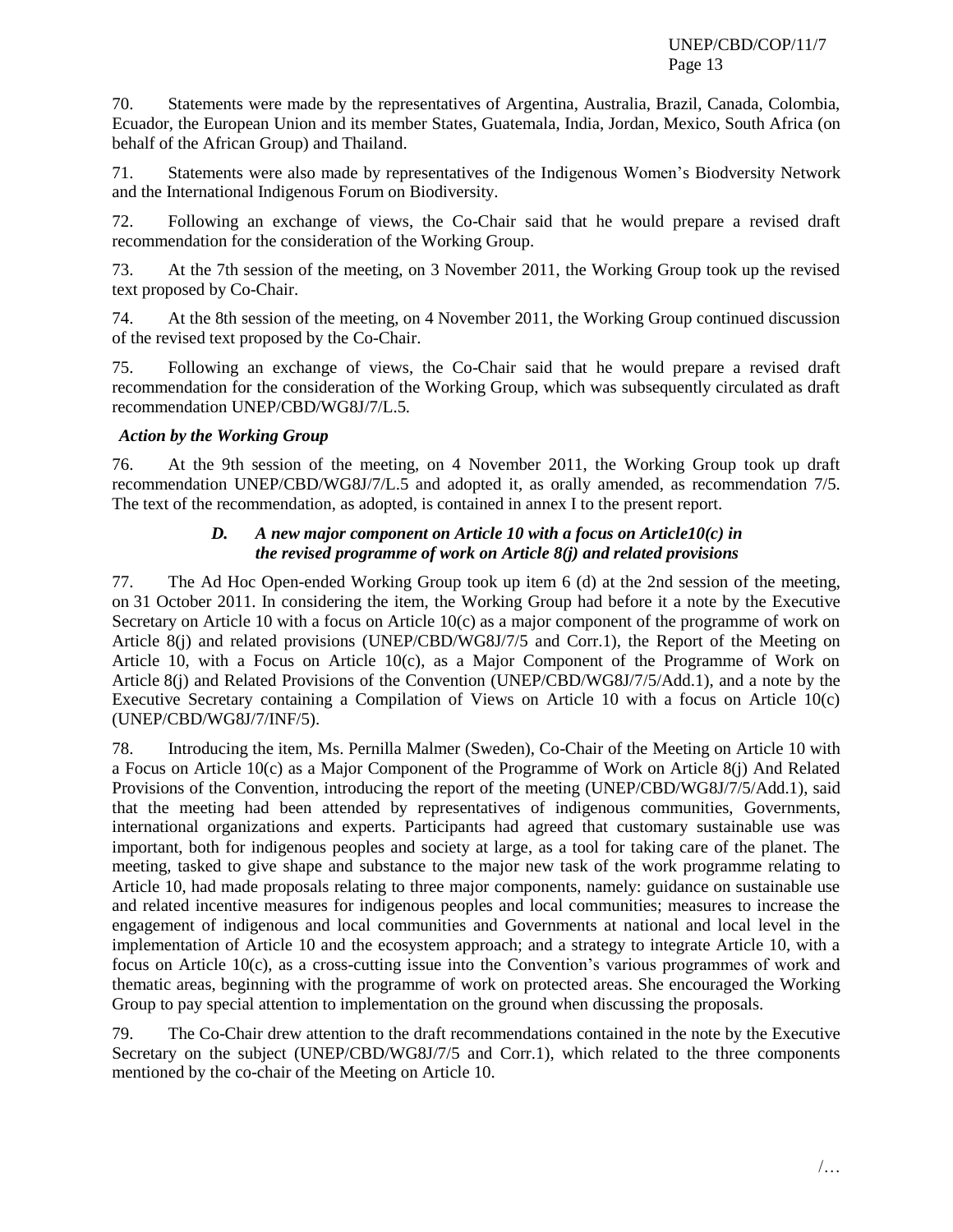70. Statements were made by the representatives of Argentina, Australia, Brazil, Canada, Colombia, Ecuador, the European Union and its member States, Guatemala, India, Jordan, Mexico, South Africa (on behalf of the African Group) and Thailand.

71. Statements were also made by representatives of the Indigenous Women's Biodversity Network and the International Indigenous Forum on Biodiversity.

72. Following an exchange of views, the Co-Chair said that he would prepare a revised draft recommendation for the consideration of the Working Group.

73. At the 7th session of the meeting, on 3 November 2011, the Working Group took up the revised text proposed by Co-Chair.

74. At the 8th session of the meeting, on 4 November 2011, the Working Group continued discussion of the revised text proposed by the Co-Chair.

75. Following an exchange of views, the Co-Chair said that he would prepare a revised draft recommendation for the consideration of the Working Group, which was subsequently circulated as draft recommendation UNEP/CBD/WG8J/7/L.5.

*Action by the Working Group*

76. At the 9th session of the meeting, on 4 November 2011, the Working Group took up draft recommendation UNEP/CBD/WG8J/7/L.5 and adopted it, as orally amended, as recommendation 7/5. The text of the recommendation, as adopted, is contained in annex I to the present report.

### *D. A new major component on Article 10 with a focus on Article10(c) in the revised programme of work on Article 8(j) and related provisions*

77. The Ad Hoc Open-ended Working Group took up item 6 (d) at the 2nd session of the meeting, on 31 October 2011. In considering the item, the Working Group had before it a note by the Executive Secretary on Article 10 with a focus on Article 10(c) as a major component of the programme of work on Article 8(j) and related provisions (UNEP/CBD/WG8J/7/5 and Corr.1), the Report of the Meeting on Article 10, with a Focus on Article 10(c), as a Major Component of the Programme of Work on Article 8(j) and Related Provisions of the Convention (UNEP/CBD/WG8J/7/5/Add.1), and a note by the Executive Secretary containing a Compilation of Views on Article 10 with a focus on Article 10(c) (UNEP/CBD/WG8J/7/INF/5).

78. Introducing the item, Ms. Pernilla Malmer (Sweden), Co-Chair of the Meeting on Article 10 with a Focus on Article 10(c) as a Major Component of the Programme of Work on Article 8(j) And Related Provisions of the Convention, introducing the report of the meeting (UNEP/CBD/WG8J/7/5/Add.1), said that the meeting had been attended by representatives of indigenous communities, Governments, international organizations and experts. Participants had agreed that customary sustainable use was important, both for indigenous peoples and society at large, as a tool for taking care of the planet. The meeting, tasked to give shape and substance to the major new task of the work programme relating to Article 10, had made proposals relating to three major components, namely: guidance on sustainable use and related incentive measures for indigenous peoples and local communities; measures to increase the engagement of indigenous and local communities and Governments at national and local level in the implementation of Article 10 and the ecosystem approach; and a strategy to integrate Article 10, with a focus on Article 10(c), as a cross-cutting issue into the Convention's various programmes of work and thematic areas, beginning with the programme of work on protected areas. She encouraged the Working Group to pay special attention to implementation on the ground when discussing the proposals.

79. The Co-Chair drew attention to the draft recommendations contained in the note by the Executive Secretary on the subject (UNEP/CBD/WG8J/7/5 and Corr.1), which related to the three components mentioned by the co-chair of the Meeting on Article 10.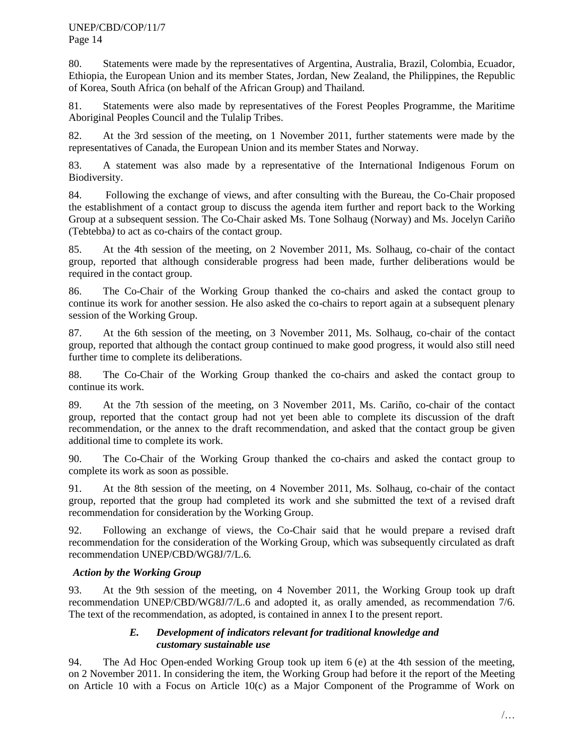80. Statements were made by the representatives of Argentina, Australia, Brazil, Colombia, Ecuador, Ethiopia, the European Union and its member States, Jordan, New Zealand, the Philippines, the Republic of Korea, South Africa (on behalf of the African Group) and Thailand.

81. Statements were also made by representatives of the Forest Peoples Programme, the Maritime Aboriginal Peoples Council and the Tulalip Tribes.

82. At the 3rd session of the meeting, on 1 November 2011, further statements were made by the representatives of Canada, the European Union and its member States and Norway.

83. A statement was also made by a representative of the International Indigenous Forum on Biodiversity.

84. Following the exchange of views, and after consulting with the Bureau, the Co-Chair proposed the establishment of a contact group to discuss the agenda item further and report back to the Working Group at a subsequent session. The Co-Chair asked Ms. Tone Solhaug (Norway) and Ms. Jocelyn Cariño (Tebtebba) to act as co-chairs of the contact group.

85. At the 4th session of the meeting, on 2 November 2011, Ms. Solhaug, co-chair of the contact group, reported that although considerable progress had been made, further deliberations would be required in the contact group.

86. The Co-Chair of the Working Group thanked the co-chairs and asked the contact group to continue its work for another session. He also asked the co-chairs to report again at a subsequent plenary session of the Working Group.

87. At the 6th session of the meeting, on 3 November 2011, Ms. Solhaug, co-chair of the contact group, reported that although the contact group continued to make good progress, it would also still need further time to complete its deliberations.

88. The Co-Chair of the Working Group thanked the co-chairs and asked the contact group to continue its work.

89. At the 7th session of the meeting, on 3 November 2011, Ms. Cariño, co-chair of the contact group, reported that the contact group had not yet been able to complete its discussion of the draft recommendation, or the annex to the draft recommendation, and asked that the contact group be given additional time to complete its work.

90. The Co-Chair of the Working Group thanked the co-chairs and asked the contact group to complete its work as soon as possible.

91. At the 8th session of the meeting, on 4 November 2011, Ms. Solhaug, co-chair of the contact group, reported that the group had completed its work and she submitted the text of a revised draft recommendation for consideration by the Working Group.

92. Following an exchange of views, the Co-Chair said that he would prepare a revised draft recommendation for the consideration of the Working Group, which was subsequently circulated as draft recommendation UNEP/CBD/WG8J/7/L.6.

***Action by the Working Group***

93. At the 9th session of the meeting, on 4 November 2011, the Working Group took up draft recommendation UNEP/CBD/WG8J/7/L.6 and adopted it, as orally amended, as recommendation 7/6. The text of the recommendation, as adopted, is contained in annex I to the present report.

### *E. Development of indicators relevant for traditional knowledge and customary sustainable use*

94. The Ad Hoc Open-ended Working Group took up item 6 (e) at the 4th session of the meeting, on 2 November 2011. In considering the item, the Working Group had before it the report of the Meeting on Article 10 with a Focus on Article 10(c) as a Major Component of the Programme of Work on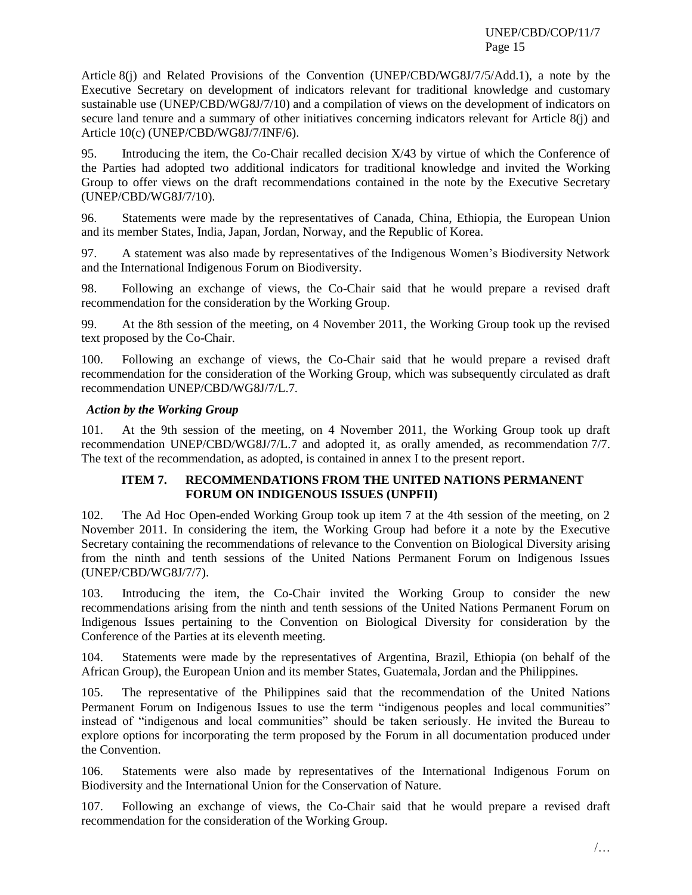Article 8(j) and Related Provisions of the Convention (UNEP/CBD/WG8J/7/5/Add.1), a note by the Executive Secretary on development of indicators relevant for traditional knowledge and customary sustainable use (UNEP/CBD/WG8J/7/10) and a compilation of views on the development of indicators on secure land tenure and a summary of other initiatives concerning indicators relevant for Article 8(j) and Article 10(c) (UNEP/CBD/WG8J/7/INF/6).

95. Introducing the item, the Co-Chair recalled decision X/43 by virtue of which the Conference of the Parties had adopted two additional indicators for traditional knowledge and invited the Working Group to offer views on the draft recommendations contained in the note by the Executive Secretary (UNEP/CBD/WG8J/7/10).

96. Statements were made by the representatives of Canada, China, Ethiopia, the European Union and its member States, India, Japan, Jordan, Norway, and the Republic of Korea.

97. A statement was also made by representatives of the Indigenous Women's Biodiversity Network and the International Indigenous Forum on Biodiversity.

98. Following an exchange of views, the Co-Chair said that he would prepare a revised draft recommendation for the consideration by the Working Group.

99. At the 8th session of the meeting, on 4 November 2011, the Working Group took up the revised text proposed by the Co-Chair.

100. Following an exchange of views, the Co-Chair said that he would prepare a revised draft recommendation for the consideration of the Working Group, which was subsequently circulated as draft recommendation UNEP/CBD/WG8J/7/L.7.

### *Action by the Working Group*

101. At the 9th session of the meeting, on 4 November 2011, the Working Group took up draft recommendation UNEP/CBD/WG8J/7/L.7 and adopted it, as orally amended, as recommendation 7/7. The text of the recommendation, as adopted, is contained in annex I to the present report.

## ITEM 7. RECOMMENDATIONS FROM THE UNITED NATIONS PERMANENT FORUM ON INDIGENOUS ISSUES (UNPFII)

102. The Ad Hoc Open-ended Working Group took up item 7 at the 4th session of the meeting, on 2 November 2011. In considering the item, the Working Group had before it a note by the Executive Secretary containing the recommendations of relevance to the Convention on Biological Diversity arising from the ninth and tenth sessions of the United Nations Permanent Forum on Indigenous Issues (UNEP/CBD/WG8J/7/7).

103. Introducing the item, the Co-Chair invited the Working Group to consider the new recommendations arising from the ninth and tenth sessions of the United Nations Permanent Forum on Indigenous Issues pertaining to the Convention on Biological Diversity for consideration by the Conference of the Parties at its eleventh meeting.

104. Statements were made by the representatives of Argentina, Brazil, Ethiopia (on behalf of the African Group), the European Union and its member States, Guatemala, Jordan and the Philippines.

105. The representative of the Philippines said that the recommendation of the United Nations Permanent Forum on Indigenous Issues to use the term "indigenous peoples and local communities" instead of "indigenous and local communities" should be taken seriously. He invited the Bureau to explore options for incorporating the term proposed by the Forum in all documentation produced under the Convention.

106. Statements were also made by representatives of the International Indigenous Forum on Biodiversity and the International Union for the Conservation of Nature.

107. Following an exchange of views, the Co-Chair said that he would prepare a revised draft recommendation for the consideration of the Working Group.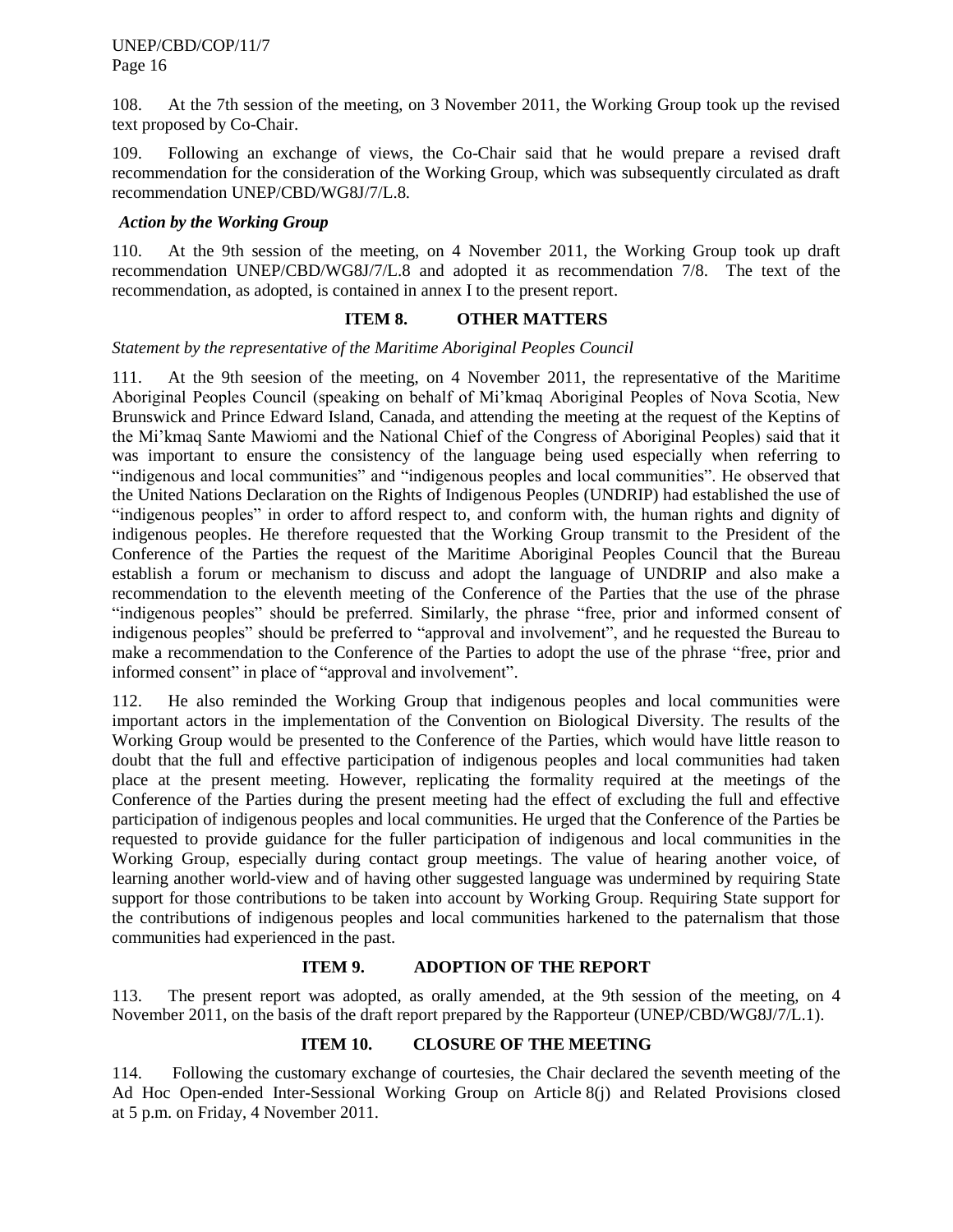108. At the 7th session of the meeting, on 3 November 2011, the Working Group took up the revised text proposed by Co-Chair.

109. Following an exchange of views, the Co-Chair said that he would prepare a revised draft recommendation for the consideration of the Working Group, which was subsequently circulated as draft recommendation UNEP/CBD/WG8J/7/L.8.

*Action by the Working Group*

110. At the 9th session of the meeting, on 4 November 2011, the Working Group took up draft recommendation UNEP/CBD/WG8J/7/L.8 and adopted it as recommendation 7/8. The text of the recommendation, as adopted, is contained in annex I to the present report.

## ITEM 8. OTHER MATTERS

*Statement by the representative of the Maritime Aboriginal Peoples Council*

111. At the 9th seesion of the meeting, on 4 November 2011, the representative of the Maritime Aboriginal Peoples Council (speaking on behalf of Mi'kmaq Aboriginal Peoples of Nova Scotia, New Brunswick and Prince Edward Island, Canada, and attending the meeting at the request of the Keptins of the Mi'kmaq Sante Mawiomi and the National Chief of the Congress of Aboriginal Peoples) said that it was important to ensure the consistency of the language being used especially when referring to "indigenous and local communities" and "indigenous peoples and local communities". He observed that the United Nations Declaration on the Rights of Indigenous Peoples (UNDRIP) had established the use of "indigenous peoples" in order to afford respect to, and conform with, the human rights and dignity of indigenous peoples. He therefore requested that the Working Group transmit to the President of the Conference of the Parties the request of the Maritime Aboriginal Peoples Council that the Bureau establish a forum or mechanism to discuss and adopt the language of UNDRIP and also make a recommendation to the eleventh meeting of the Conference of the Parties that the use of the phrase "indigenous peoples" should be preferred. Similarly, the phrase "free, prior and informed consent of indigenous peoples" should be preferred to "approval and involvement", and he requested the Bureau to make a recommendation to the Conference of the Parties to adopt the use of the phrase "free, prior and informed consent" in place of "approval and involvement".

112. He also reminded the Working Group that indigenous peoples and local communities were important actors in the implementation of the Convention on Biological Diversity. The results of the Working Group would be presented to the Conference of the Parties, which would have little reason to doubt that the full and effective participation of indigenous peoples and local communities had taken place at the present meeting. However, replicating the formality required at the meetings of the Conference of the Parties during the present meeting had the effect of excluding the full and effective participation of indigenous peoples and local communities. He urged that the Conference of the Parties be requested to provide guidance for the fuller participation of indigenous and local communities in the Working Group, especially during contact group meetings. The value of hearing another voice, of learning another world-view and of having other suggested language was undermined by requiring State support for those contributions to be taken into account by Working Group. Requiring State support for the contributions of indigenous peoples and local communities harkened to the paternalism that those communities had experienced in the past.

## ITEM 9. ADOPTION OF THE REPORT

113. The present report was adopted, as orally amended, at the 9th session of the meeting, on 4 November 2011, on the basis of the draft report prepared by the Rapporteur (UNEP/CBD/WG8J/7/L.1).

## ITEM 10. CLOSURE OF THE MEETING

114. Following the customary exchange of courtesies, the Chair declared the seventh meeting of the Ad Hoc Open-ended Inter-Sessional Working Group on Article 8(j) and Related Provisions closed at 5 p.m. on Friday, 4 November 2011.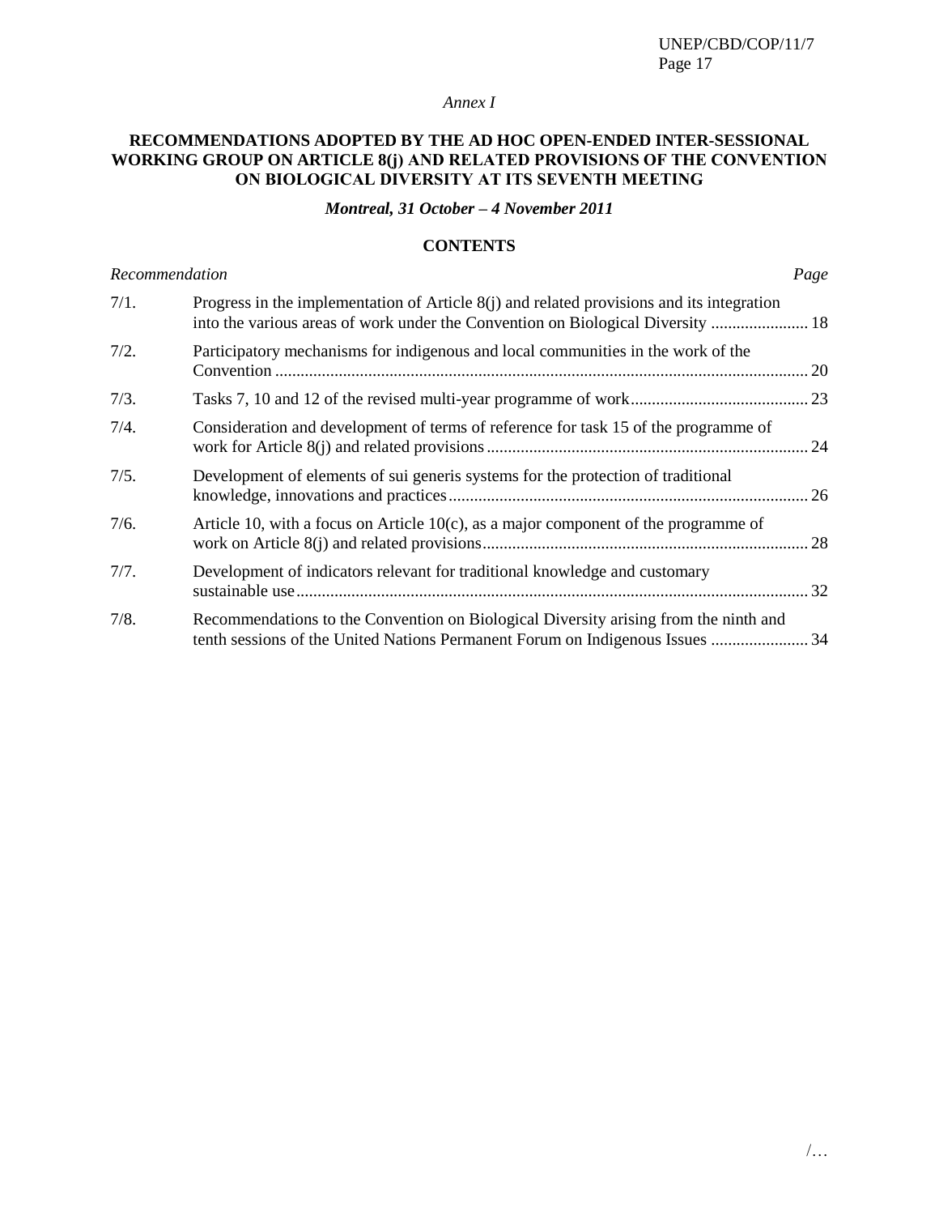*Annex I*

## RECOMMENDATIONS ADOPTED BY THE AD HOC OPEN-ENDED INTER-SESSIONAL WORKING GROUP ON ARTICLE 8(j) AND RELATED PROVISIONS OF THE CONVENTION ON BIOLOGICAL DIVERSITY AT ITS SEVENTH MEETING

***Montreal, 31 October – 4 November 2011***

### CONTENTS

| *Recommendation* | | *Page* |
|---|---|---|
| 7/1. | Progress in the implementation of Article 8(j) and related provisions and its integration into the various areas of work under the Convention on Biological Diversity | 18 |
| 7/2. | Participatory mechanisms for indigenous and local communities in the work of the Convention | 20 |
| 7/3. | Tasks 7, 10 and 12 of the revised multi-year programme of work | 23 |
| 7/4. | Consideration and development of terms of reference for task 15 of the programme of work for Article 8(j) and related provisions | 24 |
| 7/5. | Development of elements of sui generis systems for the protection of traditional knowledge, innovations and practices | 26 |
| 7/6. | Article 10, with a focus on Article 10(c), as a major component of the programme of work on Article 8(j) and related provisions | 28 |
| 7/7. | Development of indicators relevant for traditional knowledge and customary sustainable use | 32 |
| 7/8. | Recommendations to the Convention on Biological Diversity arising from the ninth and tenth sessions of the United Nations Permanent Forum on Indigenous Issues | 34 |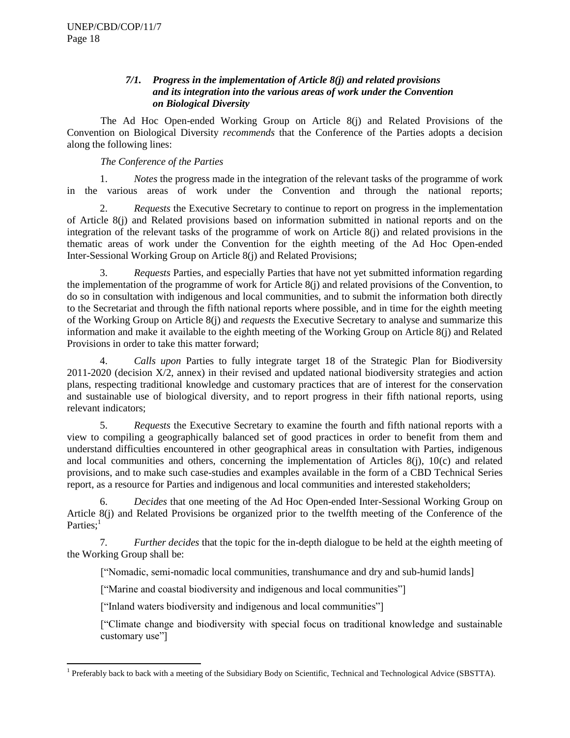### *7/1. Progress in the implementation of Article 8(j) and related provisions and its integration into the various areas of work under the Convention on Biological Diversity*

The Ad Hoc Open-ended Working Group on Article 8(j) and Related Provisions of the Convention on Biological Diversity *recommends* that the Conference of the Parties adopts a decision along the following lines:

*The Conference of the Parties*

1. *Notes* the progress made in the integration of the relevant tasks of the programme of work in the various areas of work under the Convention and through the national reports;

2. *Requests* the Executive Secretary to continue to report on progress in the implementation of Article 8(j) and Related provisions based on information submitted in national reports and on the integration of the relevant tasks of the programme of work on Article 8(j) and related provisions in the thematic areas of work under the Convention for the eighth meeting of the Ad Hoc Open-ended Inter-Sessional Working Group on Article 8(j) and Related Provisions;

3. *Requests* Parties, and especially Parties that have not yet submitted information regarding the implementation of the programme of work for Article 8(j) and related provisions of the Convention, to do so in consultation with indigenous and local communities, and to submit the information both directly to the Secretariat and through the fifth national reports where possible, and in time for the eighth meeting of the Working Group on Article 8(j) and *requests* the Executive Secretary to analyse and summarize this information and make it available to the eighth meeting of the Working Group on Article 8(j) and Related Provisions in order to take this matter forward;

4. *Calls upon* Parties to fully integrate target 18 of the Strategic Plan for Biodiversity 2011-2020 (decision X/2, annex) in their revised and updated national biodiversity strategies and action plans, respecting traditional knowledge and customary practices that are of interest for the conservation and sustainable use of biological diversity, and to report progress in their fifth national reports, using relevant indicators;

5. *Requests* the Executive Secretary to examine the fourth and fifth national reports with a view to compiling a geographically balanced set of good practices in order to benefit from them and understand difficulties encountered in other geographical areas in consultation with Parties, indigenous and local communities and others, concerning the implementation of Articles 8(j), 10(c) and related provisions, and to make such case-studies and examples available in the form of a CBD Technical Series report, as a resource for Parties and indigenous and local communities and interested stakeholders;

6. *Decides* that one meeting of the Ad Hoc Open-ended Inter-Sessional Working Group on Article 8(j) and Related Provisions be organized prior to the twelfth meeting of the Conference of the Parties;[1]

7. *Further decides* that the topic for the in-depth dialogue to be held at the eighth meeting of the Working Group shall be:

["Nomadic, semi-nomadic local communities, transhumance and dry and sub-humid lands]

["Marine and coastal biodiversity and indigenous and local communities"]

["Inland waters biodiversity and indigenous and local communities"]

["Climate change and biodiversity with special focus on traditional knowledge and sustainable customary use"]

---

[1] Preferably back to back with a meeting of the Subsidiary Body on Scientific, Technical and Technological Advice (SBSTTA).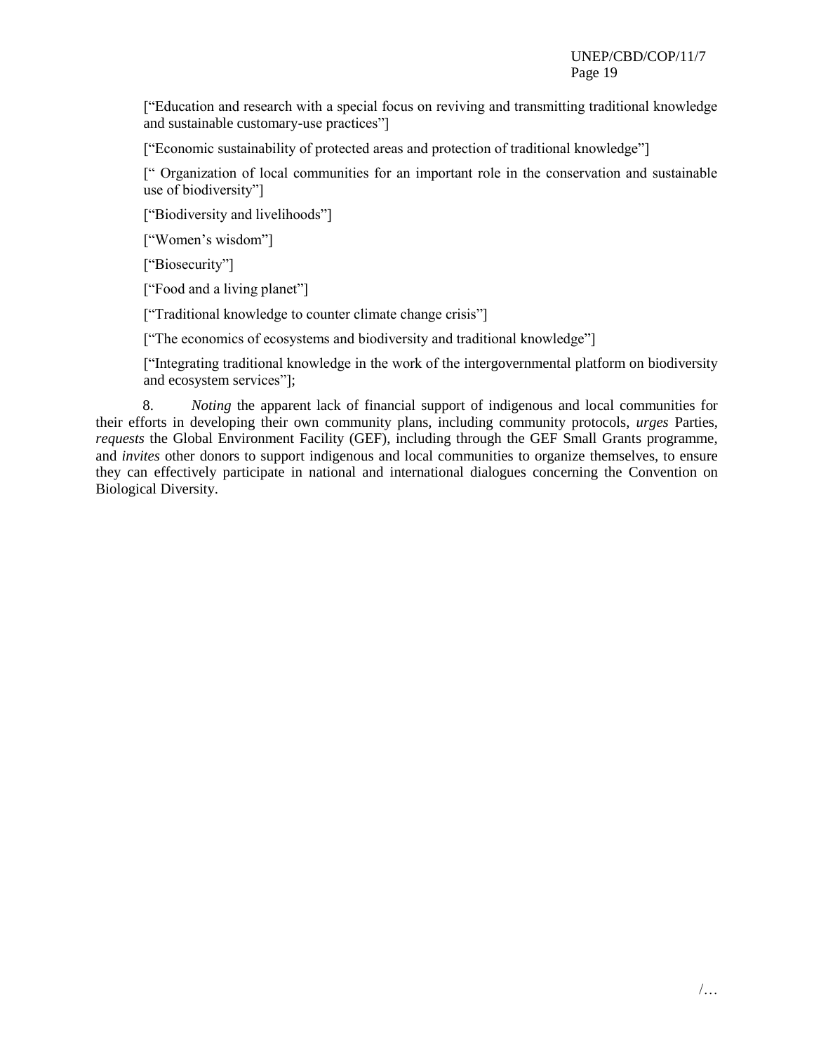["Education and research with a special focus on reviving and transmitting traditional knowledge and sustainable customary-use practices"]

["Economic sustainability of protected areas and protection of traditional knowledge"]

[" Organization of local communities for an important role in the conservation and sustainable use of biodiversity"]

["Biodiversity and livelihoods"]

["Women's wisdom"]

["Biosecurity"]

["Food and a living planet"]

["Traditional knowledge to counter climate change crisis"]

["The economics of ecosystems and biodiversity and traditional knowledge"]

["Integrating traditional knowledge in the work of the intergovernmental platform on biodiversity and ecosystem services"];

8. *Noting* the apparent lack of financial support of indigenous and local communities for their efforts in developing their own community plans, including community protocols, *urges* Parties, *requests* the Global Environment Facility (GEF), including through the GEF Small Grants programme, and *invites* other donors to support indigenous and local communities to organize themselves, to ensure they can effectively participate in national and international dialogues concerning the Convention on Biological Diversity.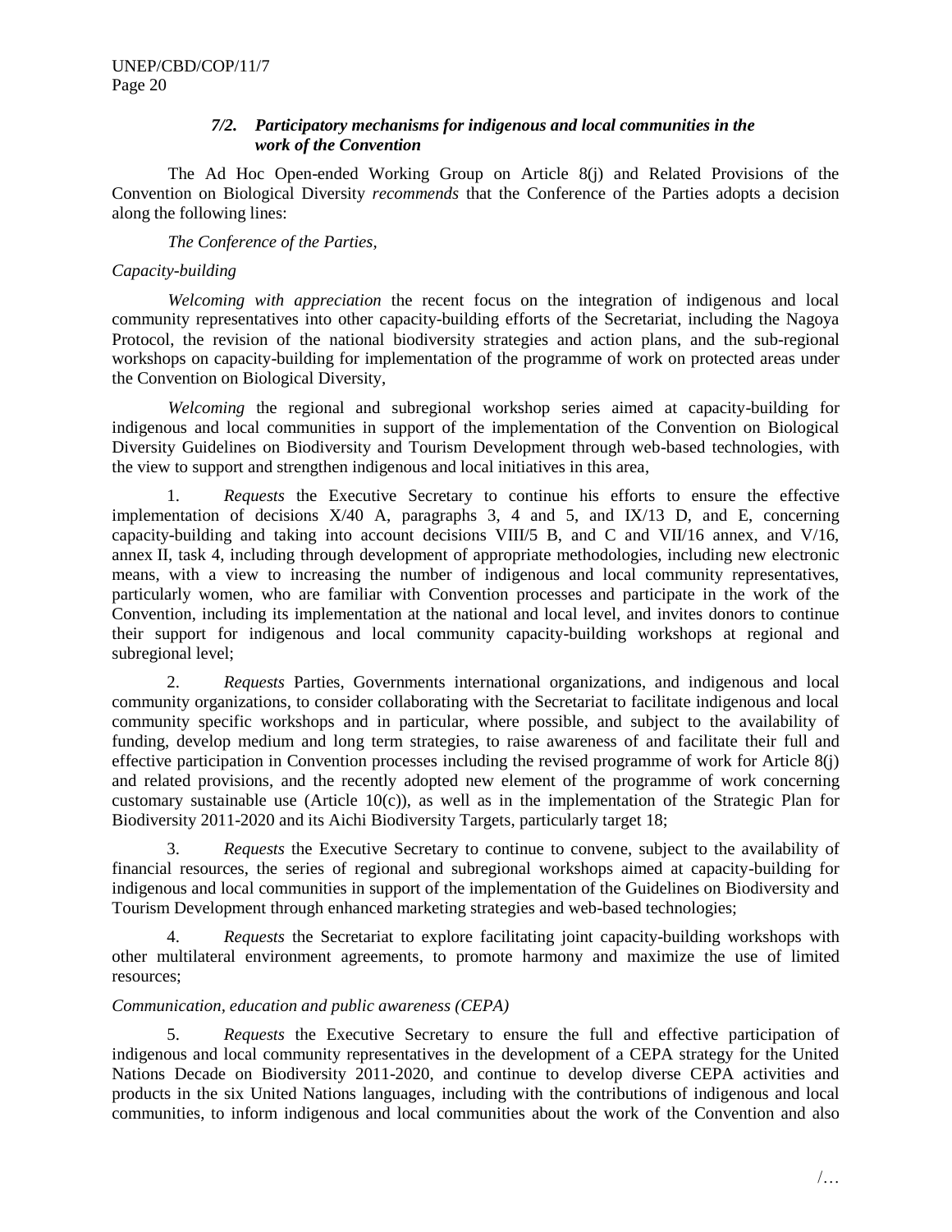### *7/2. Participatory mechanisms for indigenous and local communities in the work of the Convention*

The Ad Hoc Open-ended Working Group on Article 8(j) and Related Provisions of the Convention on Biological Diversity *recommends* that the Conference of the Parties adopts a decision along the following lines:

*The Conference of the Parties,*

*Capacity-building*

*Welcoming with appreciation* the recent focus on the integration of indigenous and local community representatives into other capacity-building efforts of the Secretariat, including the Nagoya Protocol, the revision of the national biodiversity strategies and action plans, and the sub-regional workshops on capacity-building for implementation of the programme of work on protected areas under the Convention on Biological Diversity,

*Welcoming* the regional and subregional workshop series aimed at capacity-building for indigenous and local communities in support of the implementation of the Convention on Biological Diversity Guidelines on Biodiversity and Tourism Development through web-based technologies, with the view to support and strengthen indigenous and local initiatives in this area,

1. *Requests* the Executive Secretary to continue his efforts to ensure the effective implementation of decisions X/40 A, paragraphs 3, 4 and 5, and IX/13 D, and E, concerning capacity-building and taking into account decisions VIII/5 B, and C and VII/16 annex, and V/16, annex II, task 4, including through development of appropriate methodologies, including new electronic means, with a view to increasing the number of indigenous and local community representatives, particularly women, who are familiar with Convention processes and participate in the work of the Convention, including its implementation at the national and local level, and invites donors to continue their support for indigenous and local community capacity-building workshops at regional and subregional level;

2. *Requests* Parties, Governments international organizations, and indigenous and local community organizations, to consider collaborating with the Secretariat to facilitate indigenous and local community specific workshops and in particular, where possible, and subject to the availability of funding, develop medium and long term strategies, to raise awareness of and facilitate their full and effective participation in Convention processes including the revised programme of work for Article 8(j) and related provisions, and the recently adopted new element of the programme of work concerning customary sustainable use (Article 10(c)), as well as in the implementation of the Strategic Plan for Biodiversity 2011-2020 and its Aichi Biodiversity Targets, particularly target 18;

3. *Requests* the Executive Secretary to continue to convene, subject to the availability of financial resources, the series of regional and subregional workshops aimed at capacity-building for indigenous and local communities in support of the implementation of the Guidelines on Biodiversity and Tourism Development through enhanced marketing strategies and web-based technologies;

4. *Requests* the Secretariat to explore facilitating joint capacity-building workshops with other multilateral environment agreements, to promote harmony and maximize the use of limited resources;

*Communication, education and public awareness (CEPA)*

5. *Requests* the Executive Secretary to ensure the full and effective participation of indigenous and local community representatives in the development of a CEPA strategy for the United Nations Decade on Biodiversity 2011-2020, and continue to develop diverse CEPA activities and products in the six United Nations languages, including with the contributions of indigenous and local communities, to inform indigenous and local communities about the work of the Convention and also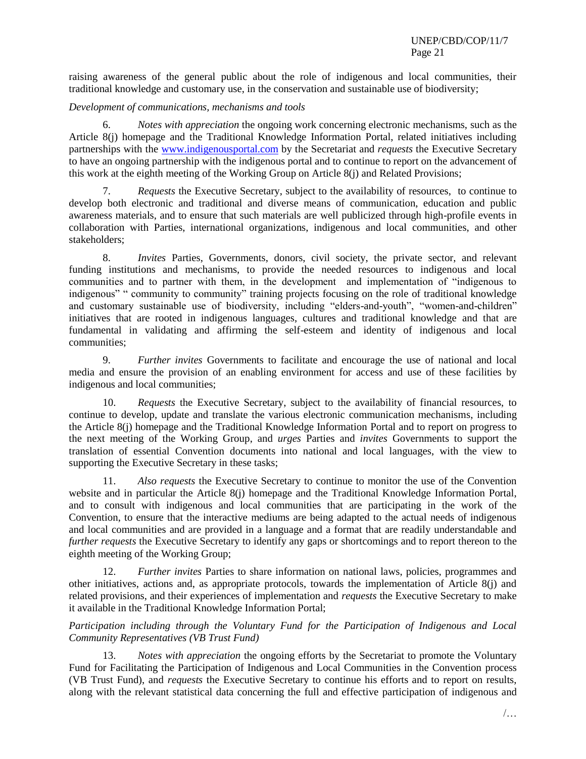raising awareness of the general public about the role of indigenous and local communities, their traditional knowledge and customary use, in the conservation and sustainable use of biodiversity;

*Development of communications, mechanisms and tools*

6. *Notes with appreciation* the ongoing work concerning electronic mechanisms, such as the Article 8(j) homepage and the Traditional Knowledge Information Portal, related initiatives including partnerships with the www.indigenousportal.com by the Secretariat and *requests* the Executive Secretary to have an ongoing partnership with the indigenous portal and to continue to report on the advancement of this work at the eighth meeting of the Working Group on Article 8(j) and Related Provisions;

7. *Requests* the Executive Secretary, subject to the availability of resources, to continue to develop both electronic and traditional and diverse means of communication, education and public awareness materials, and to ensure that such materials are well publicized through high-profile events in collaboration with Parties, international organizations, indigenous and local communities, and other stakeholders;

8. *Invites* Parties, Governments, donors, civil society, the private sector, and relevant funding institutions and mechanisms, to provide the needed resources to indigenous and local communities and to partner with them, in the development and implementation of "indigenous to indigenous" " community to community" training projects focusing on the role of traditional knowledge and customary sustainable use of biodiversity, including "elders-and-youth", "women-and-children" initiatives that are rooted in indigenous languages, cultures and traditional knowledge and that are fundamental in validating and affirming the self-esteem and identity of indigenous and local communities;

9. *Further invites* Governments to facilitate and encourage the use of national and local media and ensure the provision of an enabling environment for access and use of these facilities by indigenous and local communities;

10. *Requests* the Executive Secretary, subject to the availability of financial resources, to continue to develop, update and translate the various electronic communication mechanisms, including the Article 8(j) homepage and the Traditional Knowledge Information Portal and to report on progress to the next meeting of the Working Group, and *urges* Parties and *invites* Governments to support the translation of essential Convention documents into national and local languages, with the view to supporting the Executive Secretary in these tasks;

11. *Also requests* the Executive Secretary to continue to monitor the use of the Convention website and in particular the Article 8(j) homepage and the Traditional Knowledge Information Portal, and to consult with indigenous and local communities that are participating in the work of the Convention, to ensure that the interactive mediums are being adapted to the actual needs of indigenous and local communities and are provided in a language and a format that are readily understandable and *further requests* the Executive Secretary to identify any gaps or shortcomings and to report thereon to the eighth meeting of the Working Group;

12. *Further invites* Parties to share information on national laws, policies, programmes and other initiatives, actions and, as appropriate protocols, towards the implementation of Article 8(j) and related provisions, and their experiences of implementation and *requests* the Executive Secretary to make it available in the Traditional Knowledge Information Portal;

*Participation including through the Voluntary Fund for the Participation of Indigenous and Local Community Representatives (VB Trust Fund)*

13. *Notes with appreciation* the ongoing efforts by the Secretariat to promote the Voluntary Fund for Facilitating the Participation of Indigenous and Local Communities in the Convention process (VB Trust Fund), and *requests* the Executive Secretary to continue his efforts and to report on results, along with the relevant statistical data concerning the full and effective participation of indigenous and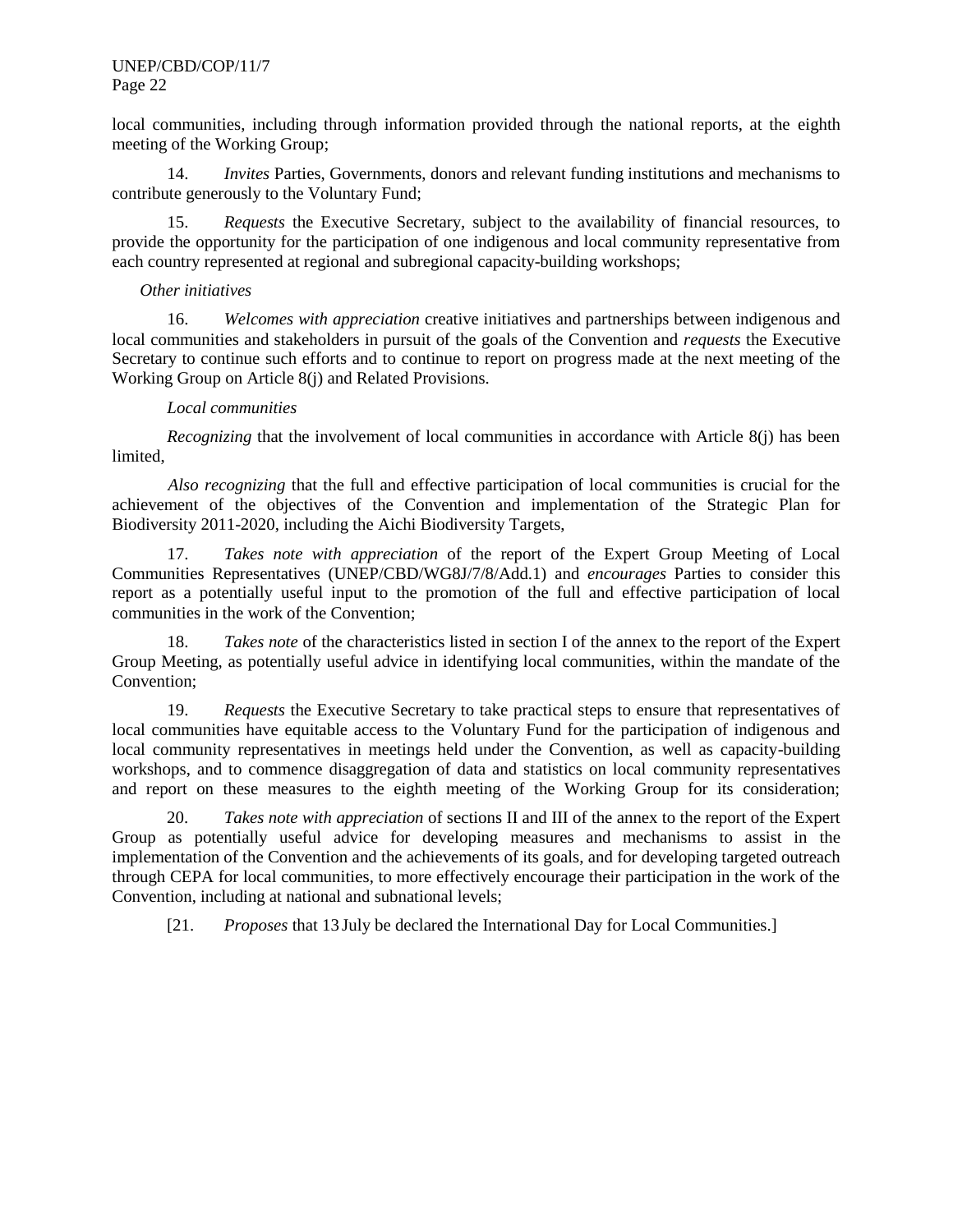local communities, including through information provided through the national reports, at the eighth meeting of the Working Group;

14. *Invites* Parties, Governments, donors and relevant funding institutions and mechanisms to contribute generously to the Voluntary Fund;

15. *Requests* the Executive Secretary, subject to the availability of financial resources, to provide the opportunity for the participation of one indigenous and local community representative from each country represented at regional and subregional capacity-building workshops;

*Other initiatives*

16. *Welcomes with appreciation* creative initiatives and partnerships between indigenous and local communities and stakeholders in pursuit of the goals of the Convention and *requests* the Executive Secretary to continue such efforts and to continue to report on progress made at the next meeting of the Working Group on Article 8(j) and Related Provisions.

*Local communities*

*Recognizing* that the involvement of local communities in accordance with Article 8(j) has been limited,

*Also recognizing* that the full and effective participation of local communities is crucial for the achievement of the objectives of the Convention and implementation of the Strategic Plan for Biodiversity 2011-2020, including the Aichi Biodiversity Targets,

17. *Takes note with appreciation* of the report of the Expert Group Meeting of Local Communities Representatives (UNEP/CBD/WG8J/7/8/Add.1) and *encourages* Parties to consider this report as a potentially useful input to the promotion of the full and effective participation of local communities in the work of the Convention;

18. *Takes note* of the characteristics listed in section I of the annex to the report of the Expert Group Meeting, as potentially useful advice in identifying local communities, within the mandate of the Convention;

19. *Requests* the Executive Secretary to take practical steps to ensure that representatives of local communities have equitable access to the Voluntary Fund for the participation of indigenous and local community representatives in meetings held under the Convention, as well as capacity-building workshops, and to commence disaggregation of data and statistics on local community representatives and report on these measures to the eighth meeting of the Working Group for its consideration;

20. *Takes note with appreciation* of sections II and III of the annex to the report of the Expert Group as potentially useful advice for developing measures and mechanisms to assist in the implementation of the Convention and the achievements of its goals, and for developing targeted outreach through CEPA for local communities, to more effectively encourage their participation in the work of the Convention, including at national and subnational levels;

[21. *Proposes* that 13 July be declared the International Day for Local Communities.]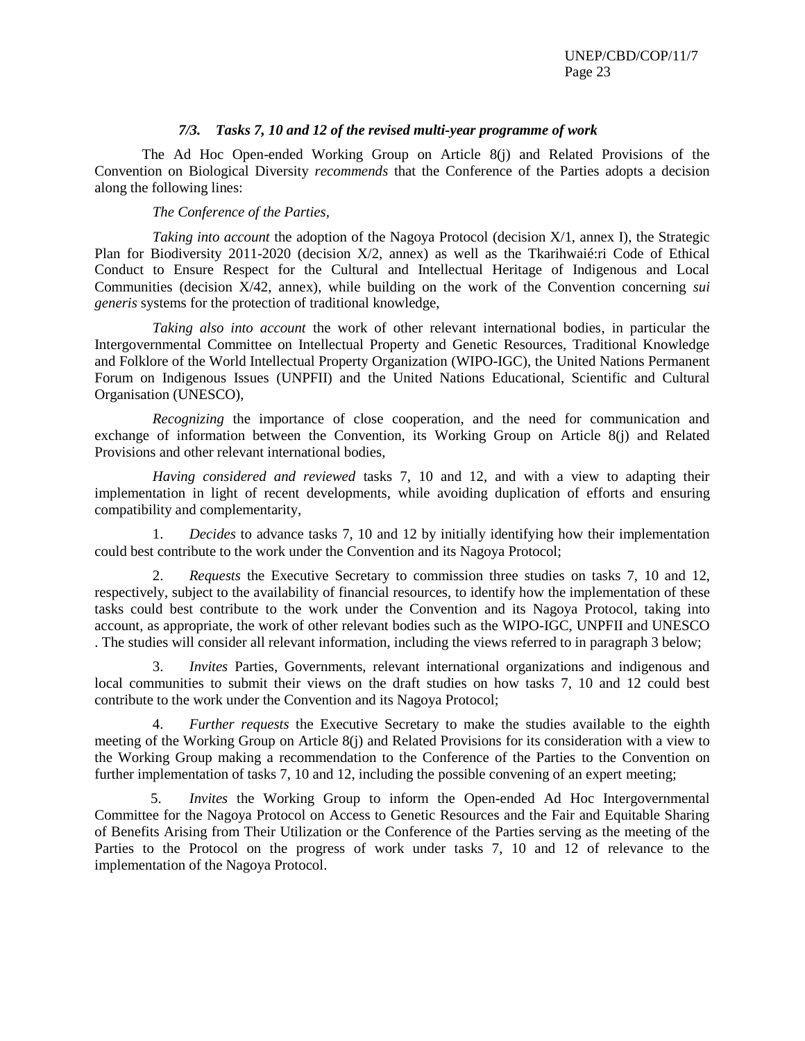### *7/3. Tasks 7, 10 and 12 of the revised multi-year programme of work*

The Ad Hoc Open-ended Working Group on Article 8(j) and Related Provisions of the Convention on Biological Diversity *recommends* that the Conference of the Parties adopts a decision along the following lines:

*The Conference of the Parties,*

*Taking into account* the adoption of the Nagoya Protocol (decision X/1, annex I), the Strategic Plan for Biodiversity 2011-2020 (decision X/2, annex) as well as the Tkarihwaié:ri Code of Ethical Conduct to Ensure Respect for the Cultural and Intellectual Heritage of Indigenous and Local Communities (decision X/42, annex), while building on the work of the Convention concerning *sui generis* systems for the protection of traditional knowledge,

*Taking also into account* the work of other relevant international bodies, in particular the Intergovernmental Committee on Intellectual Property and Genetic Resources, Traditional Knowledge and Folklore of the World Intellectual Property Organization (WIPO-IGC), the United Nations Permanent Forum on Indigenous Issues (UNPFII) and the United Nations Educational, Scientific and Cultural Organisation (UNESCO),

*Recognizing* the importance of close cooperation, and the need for communication and exchange of information between the Convention, its Working Group on Article 8(j) and Related Provisions and other relevant international bodies,

*Having considered and reviewed* tasks 7, 10 and 12, and with a view to adapting their implementation in light of recent developments, while avoiding duplication of efforts and ensuring compatibility and complementarity,

1. *Decides* to advance tasks 7, 10 and 12 by initially identifying how their implementation could best contribute to the work under the Convention and its Nagoya Protocol;

2. *Requests* the Executive Secretary to commission three studies on tasks 7, 10 and 12, respectively, subject to the availability of financial resources, to identify how the implementation of these tasks could best contribute to the work under the Convention and its Nagoya Protocol, taking into account, as appropriate, the work of other relevant bodies such as the WIPO-IGC, UNPFII and UNESCO . The studies will consider all relevant information, including the views referred to in paragraph 3 below;

3. *Invites* Parties, Governments, relevant international organizations and indigenous and local communities to submit their views on the draft studies on how tasks 7, 10 and 12 could best contribute to the work under the Convention and its Nagoya Protocol;

4. *Further requests* the Executive Secretary to make the studies available to the eighth meeting of the Working Group on Article 8(j) and Related Provisions for its consideration with a view to the Working Group making a recommendation to the Conference of the Parties to the Convention on further implementation of tasks 7, 10 and 12, including the possible convening of an expert meeting;

5. *Invites* the Working Group to inform the Open-ended Ad Hoc Intergovernmental Committee for the Nagoya Protocol on Access to Genetic Resources and the Fair and Equitable Sharing of Benefits Arising from Their Utilization or the Conference of the Parties serving as the meeting of the Parties to the Protocol on the progress of work under tasks 7, 10 and 12 of relevance to the implementation of the Nagoya Protocol.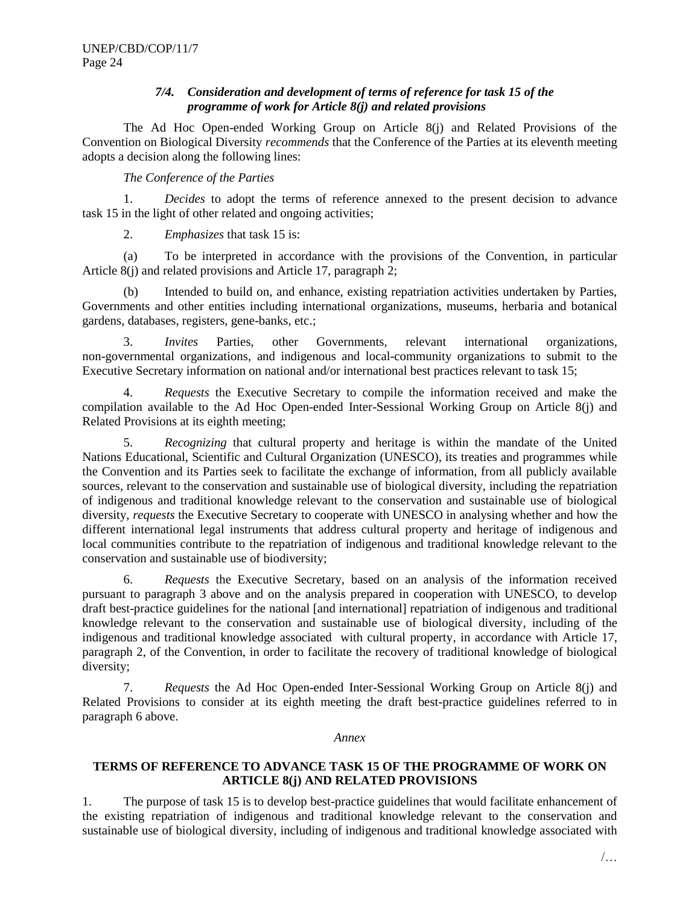### *7/4. Consideration and development of terms of reference for task 15 of the programme of work for Article 8(j) and related provisions*

The Ad Hoc Open-ended Working Group on Article 8(j) and Related Provisions of the Convention on Biological Diversity *recommends* that the Conference of the Parties at its eleventh meeting adopts a decision along the following lines:

*The Conference of the Parties*

1. *Decides* to adopt the terms of reference annexed to the present decision to advance task 15 in the light of other related and ongoing activities;

2. *Emphasizes* that task 15 is:

(a) To be interpreted in accordance with the provisions of the Convention, in particular Article 8(j) and related provisions and Article 17, paragraph 2;

(b) Intended to build on, and enhance, existing repatriation activities undertaken by Parties, Governments and other entities including international organizations, museums, herbaria and botanical gardens, databases, registers, gene-banks, etc.;

3. *Invites* Parties, other Governments, relevant international organizations, non-governmental organizations, and indigenous and local-community organizations to submit to the Executive Secretary information on national and/or international best practices relevant to task 15;

4. *Requests* the Executive Secretary to compile the information received and make the compilation available to the Ad Hoc Open-ended Inter-Sessional Working Group on Article 8(j) and Related Provisions at its eighth meeting;

5. *Recognizing* that cultural property and heritage is within the mandate of the United Nations Educational, Scientific and Cultural Organization (UNESCO), its treaties and programmes while the Convention and its Parties seek to facilitate the exchange of information, from all publicly available sources, relevant to the conservation and sustainable use of biological diversity, including the repatriation of indigenous and traditional knowledge relevant to the conservation and sustainable use of biological diversity, *requests* the Executive Secretary to cooperate with UNESCO in analysing whether and how the different international legal instruments that address cultural property and heritage of indigenous and local communities contribute to the repatriation of indigenous and traditional knowledge relevant to the conservation and sustainable use of biodiversity;

6. *Requests* the Executive Secretary, based on an analysis of the information received pursuant to paragraph 3 above and on the analysis prepared in cooperation with UNESCO, to develop draft best-practice guidelines for the national [and international] repatriation of indigenous and traditional knowledge relevant to the conservation and sustainable use of biological diversity, including of the indigenous and traditional knowledge associated with cultural property, in accordance with Article 17, paragraph 2, of the Convention, in order to facilitate the recovery of traditional knowledge of biological diversity;

7. *Requests* the Ad Hoc Open-ended Inter-Sessional Working Group on Article 8(j) and Related Provisions to consider at its eighth meeting the draft best-practice guidelines referred to in paragraph 6 above.

*Annex*

**TERMS OF REFERENCE TO ADVANCE TASK 15 OF THE PROGRAMME OF WORK ON ARTICLE 8(j) AND RELATED PROVISIONS**

1. The purpose of task 15 is to develop best-practice guidelines that would facilitate enhancement of the existing repatriation of indigenous and traditional knowledge relevant to the conservation and sustainable use of biological diversity, including of indigenous and traditional knowledge associated with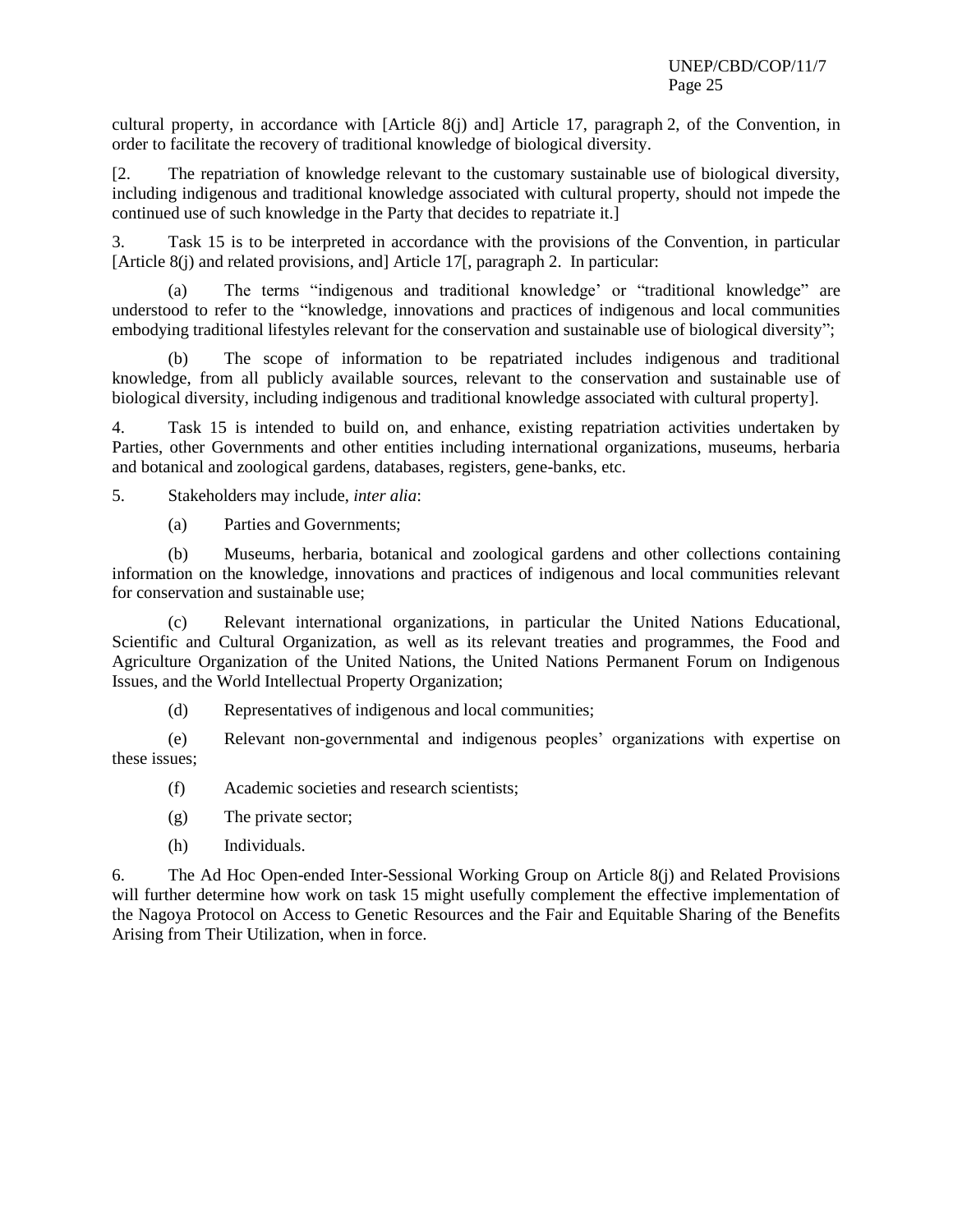cultural property, in accordance with [Article 8(j) and] Article 17, paragraph 2, of the Convention, in order to facilitate the recovery of traditional knowledge of biological diversity.

[2. The repatriation of knowledge relevant to the customary sustainable use of biological diversity, including indigenous and traditional knowledge associated with cultural property, should not impede the continued use of such knowledge in the Party that decides to repatriate it.]

3. Task 15 is to be interpreted in accordance with the provisions of the Convention, in particular [Article 8(j) and related provisions, and] Article 17[, paragraph 2. In particular:

(a) The terms "indigenous and traditional knowledge' or "traditional knowledge" are understood to refer to the "knowledge, innovations and practices of indigenous and local communities embodying traditional lifestyles relevant for the conservation and sustainable use of biological diversity";

(b) The scope of information to be repatriated includes indigenous and traditional knowledge, from all publicly available sources, relevant to the conservation and sustainable use of biological diversity, including indigenous and traditional knowledge associated with cultural property].

4. Task 15 is intended to build on, and enhance, existing repatriation activities undertaken by Parties, other Governments and other entities including international organizations, museums, herbaria and botanical and zoological gardens, databases, registers, gene-banks, etc.

5. Stakeholders may include, *inter alia*:

(a) Parties and Governments;

(b) Museums, herbaria, botanical and zoological gardens and other collections containing information on the knowledge, innovations and practices of indigenous and local communities relevant for conservation and sustainable use;

(c) Relevant international organizations, in particular the United Nations Educational, Scientific and Cultural Organization, as well as its relevant treaties and programmes, the Food and Agriculture Organization of the United Nations, the United Nations Permanent Forum on Indigenous Issues, and the World Intellectual Property Organization;

(d) Representatives of indigenous and local communities;

(e) Relevant non-governmental and indigenous peoples' organizations with expertise on these issues;

(f) Academic societies and research scientists;

(g) The private sector;

(h) Individuals.

6. The Ad Hoc Open-ended Inter-Sessional Working Group on Article 8(j) and Related Provisions will further determine how work on task 15 might usefully complement the effective implementation of the Nagoya Protocol on Access to Genetic Resources and the Fair and Equitable Sharing of the Benefits Arising from Their Utilization, when in force.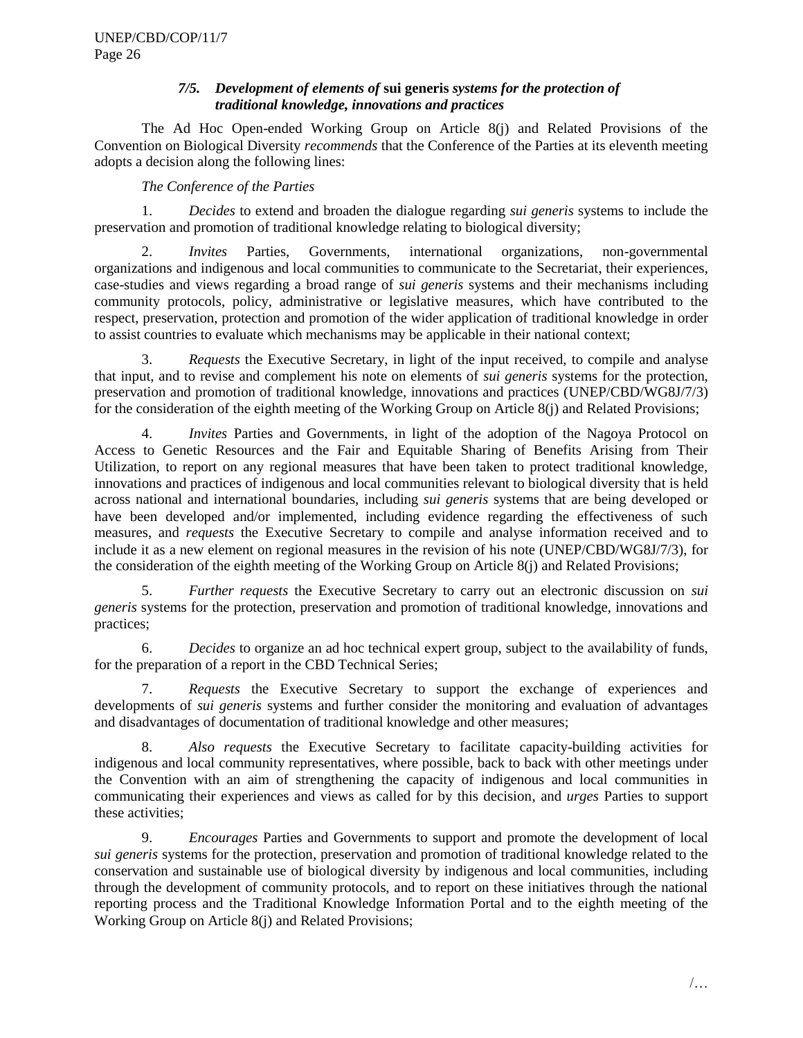### *7/5. Development of elements of* **sui generis** *systems for the protection of traditional knowledge, innovations and practices*

The Ad Hoc Open-ended Working Group on Article 8(j) and Related Provisions of the Convention on Biological Diversity *recommends* that the Conference of the Parties at its eleventh meeting adopts a decision along the following lines:

*The Conference of the Parties*

1. *Decides* to extend and broaden the dialogue regarding *sui generis* systems to include the preservation and promotion of traditional knowledge relating to biological diversity;

2. *Invites* Parties, Governments, international organizations, non-governmental organizations and indigenous and local communities to communicate to the Secretariat, their experiences, case-studies and views regarding a broad range of *sui generis* systems and their mechanisms including community protocols, policy, administrative or legislative measures, which have contributed to the respect, preservation, protection and promotion of the wider application of traditional knowledge in order to assist countries to evaluate which mechanisms may be applicable in their national context;

3. *Requests* the Executive Secretary, in light of the input received, to compile and analyse that input, and to revise and complement his note on elements of *sui generis* systems for the protection, preservation and promotion of traditional knowledge, innovations and practices (UNEP/CBD/WG8J/7/3) for the consideration of the eighth meeting of the Working Group on Article 8(j) and Related Provisions;

4. *Invites* Parties and Governments, in light of the adoption of the Nagoya Protocol on Access to Genetic Resources and the Fair and Equitable Sharing of Benefits Arising from Their Utilization, to report on any regional measures that have been taken to protect traditional knowledge, innovations and practices of indigenous and local communities relevant to biological diversity that is held across national and international boundaries, including *sui generis* systems that are being developed or have been developed and/or implemented, including evidence regarding the effectiveness of such measures, and *requests* the Executive Secretary to compile and analyse information received and to include it as a new element on regional measures in the revision of his note (UNEP/CBD/WG8J/7/3), for the consideration of the eighth meeting of the Working Group on Article 8(j) and Related Provisions;

5. *Further requests* the Executive Secretary to carry out an electronic discussion on *sui generis* systems for the protection, preservation and promotion of traditional knowledge, innovations and practices;

6. *Decides* to organize an ad hoc technical expert group, subject to the availability of funds, for the preparation of a report in the CBD Technical Series;

7. *Requests* the Executive Secretary to support the exchange of experiences and developments of *sui generis* systems and further consider the monitoring and evaluation of advantages and disadvantages of documentation of traditional knowledge and other measures;

8. *Also requests* the Executive Secretary to facilitate capacity-building activities for indigenous and local community representatives, where possible, back to back with other meetings under the Convention with an aim of strengthening the capacity of indigenous and local communities in communicating their experiences and views as called for by this decision, and *urges* Parties to support these activities;

9. *Encourages* Parties and Governments to support and promote the development of local *sui generis* systems for the protection, preservation and promotion of traditional knowledge related to the conservation and sustainable use of biological diversity by indigenous and local communities, including through the development of community protocols, and to report on these initiatives through the national reporting process and the Traditional Knowledge Information Portal and to the eighth meeting of the Working Group on Article 8(j) and Related Provisions;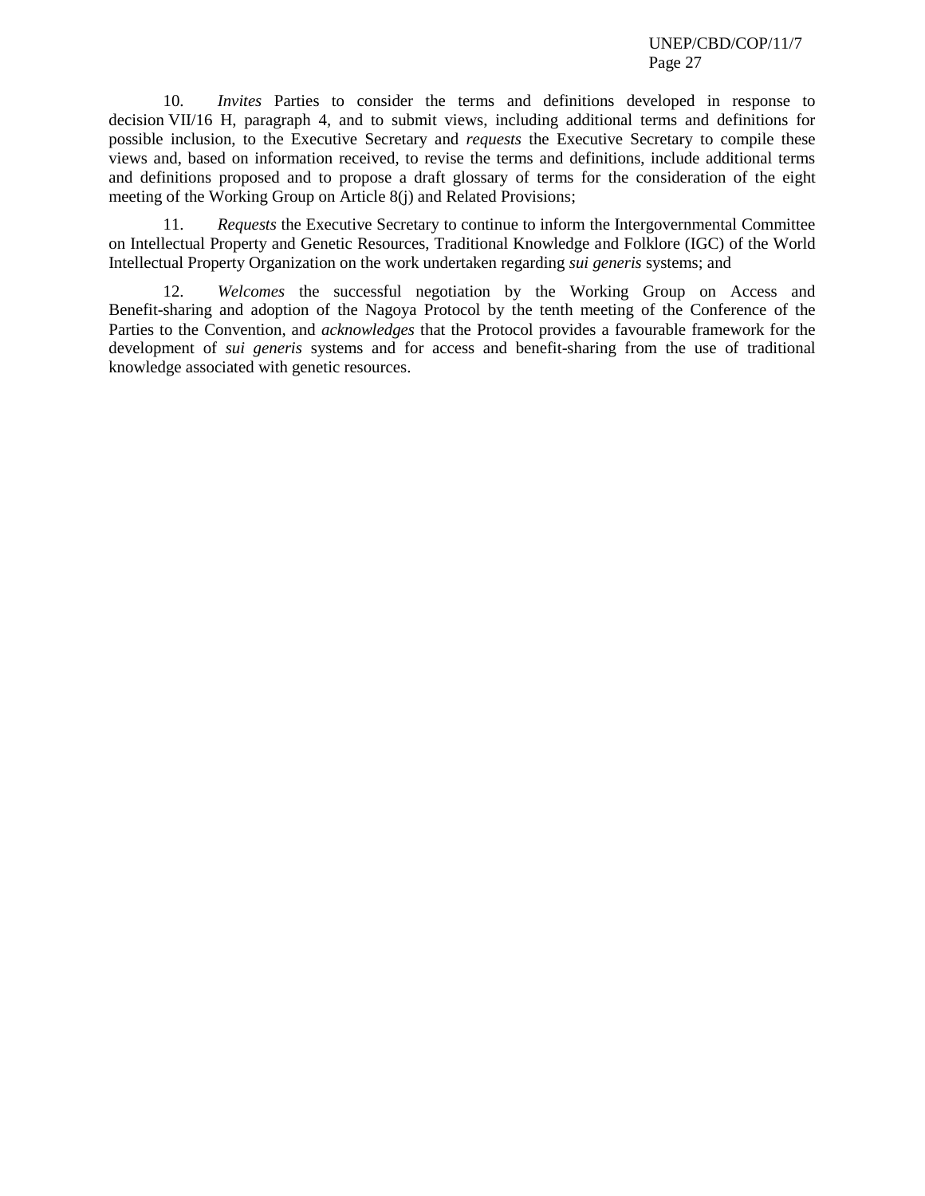10. *Invites* Parties to consider the terms and definitions developed in response to decision VII/16 H, paragraph 4, and to submit views, including additional terms and definitions for possible inclusion, to the Executive Secretary and *requests* the Executive Secretary to compile these views and, based on information received, to revise the terms and definitions, include additional terms and definitions proposed and to propose a draft glossary of terms for the consideration of the eight meeting of the Working Group on Article 8(j) and Related Provisions;

11. *Requests* the Executive Secretary to continue to inform the Intergovernmental Committee on Intellectual Property and Genetic Resources, Traditional Knowledge and Folklore (IGC) of the World Intellectual Property Organization on the work undertaken regarding *sui generis* systems; and

12. *Welcomes* the successful negotiation by the Working Group on Access and Benefit-sharing and adoption of the Nagoya Protocol by the tenth meeting of the Conference of the Parties to the Convention, and *acknowledges* that the Protocol provides a favourable framework for the development of *sui generis* systems and for access and benefit-sharing from the use of traditional knowledge associated with genetic resources.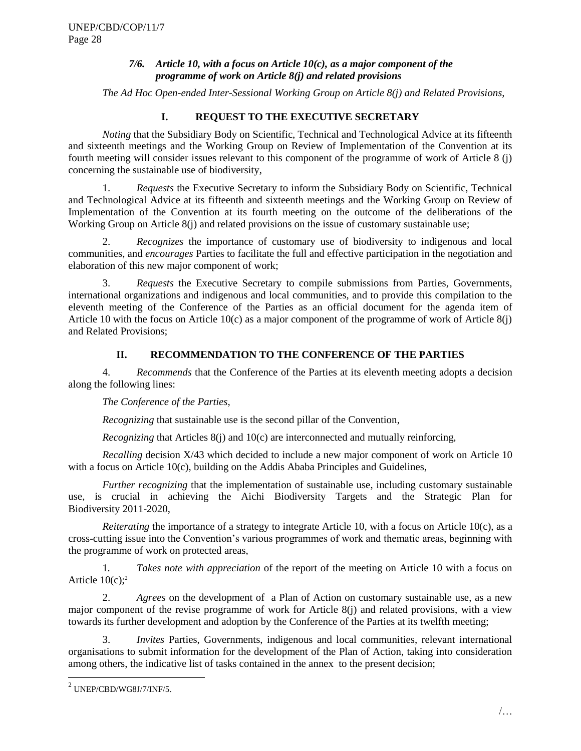### *7/6. Article 10, with a focus on Article 10(c), as a major component of the programme of work on Article 8(j) and related provisions*

*The Ad Hoc Open-ended Inter-Sessional Working Group on Article 8(j) and Related Provisions,*

#### I. REQUEST TO THE EXECUTIVE SECRETARY

*Noting* that the Subsidiary Body on Scientific, Technical and Technological Advice at its fifteenth and sixteenth meetings and the Working Group on Review of Implementation of the Convention at its fourth meeting will consider issues relevant to this component of the programme of work of Article 8 (j) concerning the sustainable use of biodiversity,

1. *Requests* the Executive Secretary to inform the Subsidiary Body on Scientific, Technical and Technological Advice at its fifteenth and sixteenth meetings and the Working Group on Review of Implementation of the Convention at its fourth meeting on the outcome of the deliberations of the Working Group on Article 8(j) and related provisions on the issue of customary sustainable use;

2. *Recognizes* the importance of customary use of biodiversity to indigenous and local communities, and *encourages* Parties to facilitate the full and effective participation in the negotiation and elaboration of this new major component of work;

3. *Requests* the Executive Secretary to compile submissions from Parties, Governments, international organizations and indigenous and local communities, and to provide this compilation to the eleventh meeting of the Conference of the Parties as an official document for the agenda item of Article 10 with the focus on Article 10(c) as a major component of the programme of work of Article 8(j) and Related Provisions;

#### II. RECOMMENDATION TO THE CONFERENCE OF THE PARTIES

4. *Recommends* that the Conference of the Parties at its eleventh meeting adopts a decision along the following lines:

*The Conference of the Parties,*

*Recognizing* that sustainable use is the second pillar of the Convention,

*Recognizing* that Articles 8(j) and 10(c) are interconnected and mutually reinforcing,

*Recalling* decision X/43 which decided to include a new major component of work on Article 10 with a focus on Article 10(c), building on the Addis Ababa Principles and Guidelines,

*Further recognizing* that the implementation of sustainable use, including customary sustainable use, is crucial in achieving the Aichi Biodiversity Targets and the Strategic Plan for Biodiversity 2011-2020,

*Reiterating* the importance of a strategy to integrate Article 10, with a focus on Article 10(c), as a cross-cutting issue into the Convention's various programmes of work and thematic areas, beginning with the programme of work on protected areas,

1. *Takes note with appreciation* of the report of the meeting on Article 10 with a focus on Article 10(c);[2]

2. *Agrees* on the development of a Plan of Action on customary sustainable use, as a new major component of the revise programme of work for Article 8(j) and related provisions, with a view towards its further development and adoption by the Conference of the Parties at its twelfth meeting;

3. *Invites* Parties, Governments, indigenous and local communities, relevant international organisations to submit information for the development of the Plan of Action, taking into consideration among others, the indicative list of tasks contained in the annex to the present decision;

---

[2] UNEP/CBD/WG8J/7/INF/5.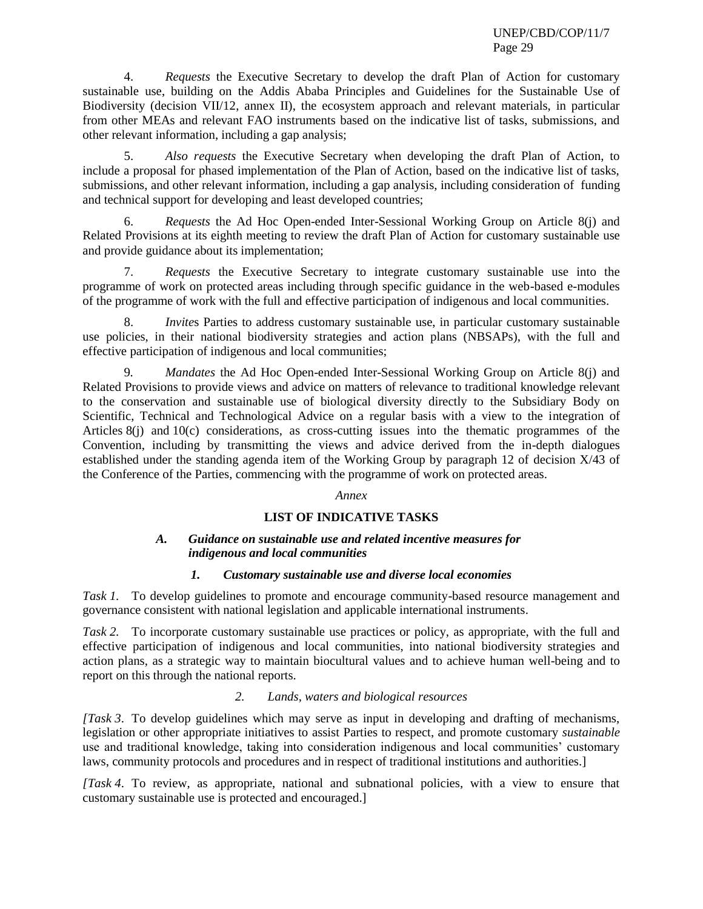4. *Requests* the Executive Secretary to develop the draft Plan of Action for customary sustainable use, building on the Addis Ababa Principles and Guidelines for the Sustainable Use of Biodiversity (decision VII/12, annex II), the ecosystem approach and relevant materials, in particular from other MEAs and relevant FAO instruments based on the indicative list of tasks, submissions, and other relevant information, including a gap analysis;

5. *Also requests* the Executive Secretary when developing the draft Plan of Action, to include a proposal for phased implementation of the Plan of Action, based on the indicative list of tasks, submissions, and other relevant information, including a gap analysis, including consideration of funding and technical support for developing and least developed countries;

6. *Requests* the Ad Hoc Open-ended Inter-Sessional Working Group on Article 8(j) and Related Provisions at its eighth meeting to review the draft Plan of Action for customary sustainable use and provide guidance about its implementation;

7. *Requests* the Executive Secretary to integrate customary sustainable use into the programme of work on protected areas including through specific guidance in the web-based e-modules of the programme of work with the full and effective participation of indigenous and local communities.

8. *Invite*s Parties to address customary sustainable use, in particular customary sustainable use policies, in their national biodiversity strategies and action plans (NBSAPs), with the full and effective participation of indigenous and local communities;

9. *Mandates* the Ad Hoc Open-ended Inter-Sessional Working Group on Article 8(j) and Related Provisions to provide views and advice on matters of relevance to traditional knowledge relevant to the conservation and sustainable use of biological diversity directly to the Subsidiary Body on Scientific, Technical and Technological Advice on a regular basis with a view to the integration of Articles 8(j) and 10(c) considerations, as cross-cutting issues into the thematic programmes of the Convention, including by transmitting the views and advice derived from the in-depth dialogues established under the standing agenda item of the Working Group by paragraph 12 of decision X/43 of the Conference of the Parties, commencing with the programme of work on protected areas.

*Annex*

## LIST OF INDICATIVE TASKS

### *A. Guidance on sustainable use and related incentive measures for indigenous and local communities*

#### *1. Customary sustainable use and diverse local economies*

*Task 1.* To develop guidelines to promote and encourage community-based resource management and governance consistent with national legislation and applicable international instruments.

*Task 2.* To incorporate customary sustainable use practices or policy, as appropriate, with the full and effective participation of indigenous and local communities, into national biodiversity strategies and action plans, as a strategic way to maintain biocultural values and to achieve human well-being and to report on this through the national reports.

#### *2. Lands, waters and biological resources*

*[Task 3*. To develop guidelines which may serve as input in developing and drafting of mechanisms, legislation or other appropriate initiatives to assist Parties to respect, and promote customary *sustainable* use and traditional knowledge, taking into consideration indigenous and local communities' customary laws, community protocols and procedures and in respect of traditional institutions and authorities.]

*[Task 4*. To review, as appropriate, national and subnational policies, with a view to ensure that customary sustainable use is protected and encouraged.]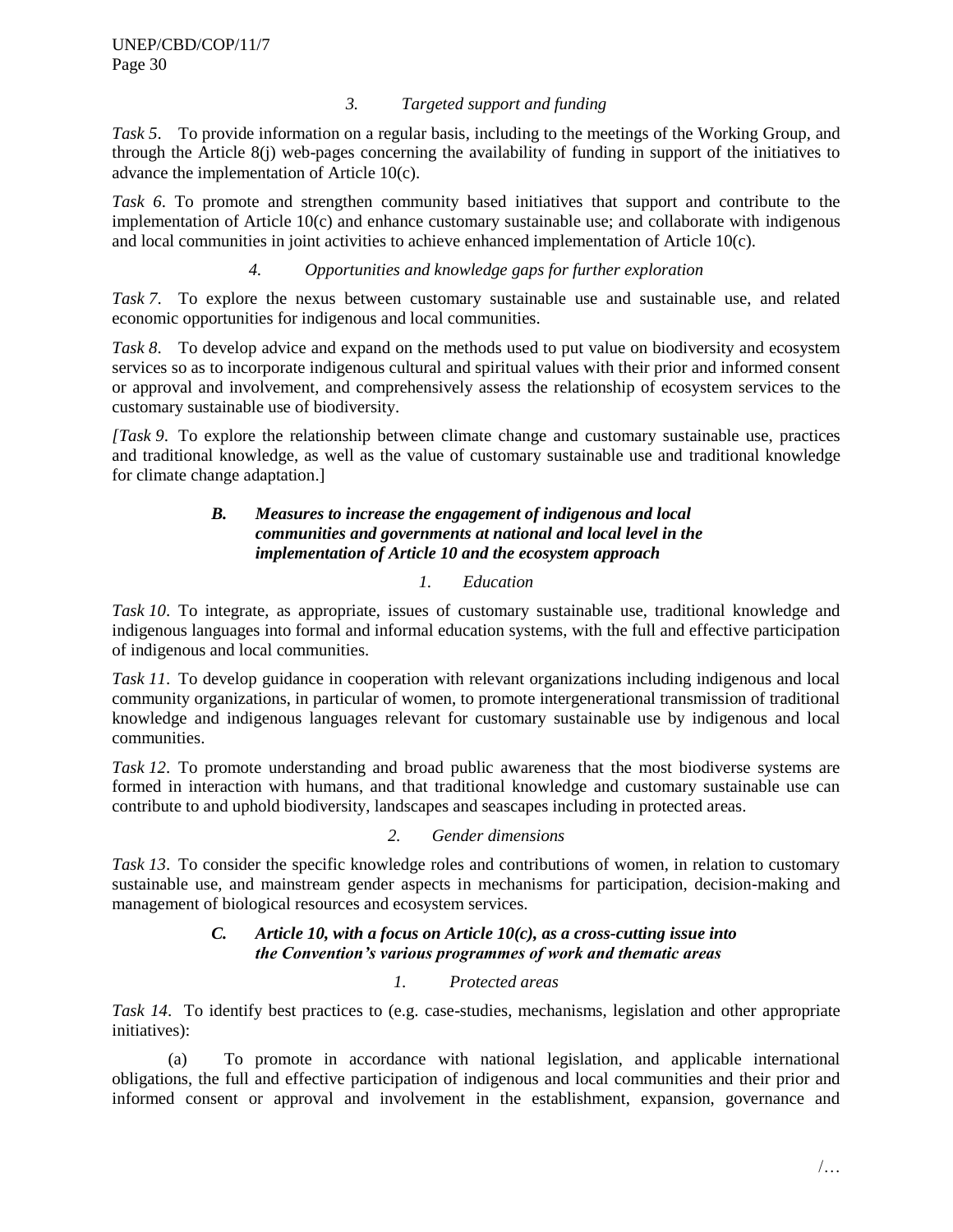### *3. Targeted support and funding*

*Task 5*. To provide information on a regular basis, including to the meetings of the Working Group, and through the Article 8(j) web-pages concerning the availability of funding in support of the initiatives to advance the implementation of Article 10(c).

*Task 6*. To promote and strengthen community based initiatives that support and contribute to the implementation of Article 10(c) and enhance customary sustainable use; and collaborate with indigenous and local communities in joint activities to achieve enhanced implementation of Article 10(c).

### *4. Opportunities and knowledge gaps for further exploration*

*Task 7*. To explore the nexus between customary sustainable use and sustainable use, and related economic opportunities for indigenous and local communities.

*Task 8*. To develop advice and expand on the methods used to put value on biodiversity and ecosystem services so as to incorporate indigenous cultural and spiritual values with their prior and informed consent or approval and involvement, and comprehensively assess the relationship of ecosystem services to the customary sustainable use of biodiversity.

*[Task 9*. To explore the relationship between climate change and customary sustainable use, practices and traditional knowledge, as well as the value of customary sustainable use and traditional knowledge for climate change adaptation.]

## ***B. Measures to increase the engagement of indigenous and local communities and governments at national and local level in the implementation of Article 10 and the ecosystem approach***

### *1. Education*

*Task 10*. To integrate, as appropriate, issues of customary sustainable use, traditional knowledge and indigenous languages into formal and informal education systems, with the full and effective participation of indigenous and local communities.

*Task 11*. To develop guidance in cooperation with relevant organizations including indigenous and local community organizations, in particular of women, to promote intergenerational transmission of traditional knowledge and indigenous languages relevant for customary sustainable use by indigenous and local communities.

*Task 12*. To promote understanding and broad public awareness that the most biodiverse systems are formed in interaction with humans, and that traditional knowledge and customary sustainable use can contribute to and uphold biodiversity, landscapes and seascapes including in protected areas.

### *2. Gender dimensions*

*Task 13*. To consider the specific knowledge roles and contributions of women, in relation to customary sustainable use, and mainstream gender aspects in mechanisms for participation, decision-making and management of biological resources and ecosystem services.

## ***C. Article 10, with a focus on Article 10(c), as a cross-cutting issue into the Convention's various programmes of work and thematic areas***

### *1. Protected areas*

*Task 14*. To identify best practices to (e.g. case-studies, mechanisms, legislation and other appropriate initiatives):

(a) To promote in accordance with national legislation, and applicable international obligations, the full and effective participation of indigenous and local communities and their prior and informed consent or approval and involvement in the establishment, expansion, governance and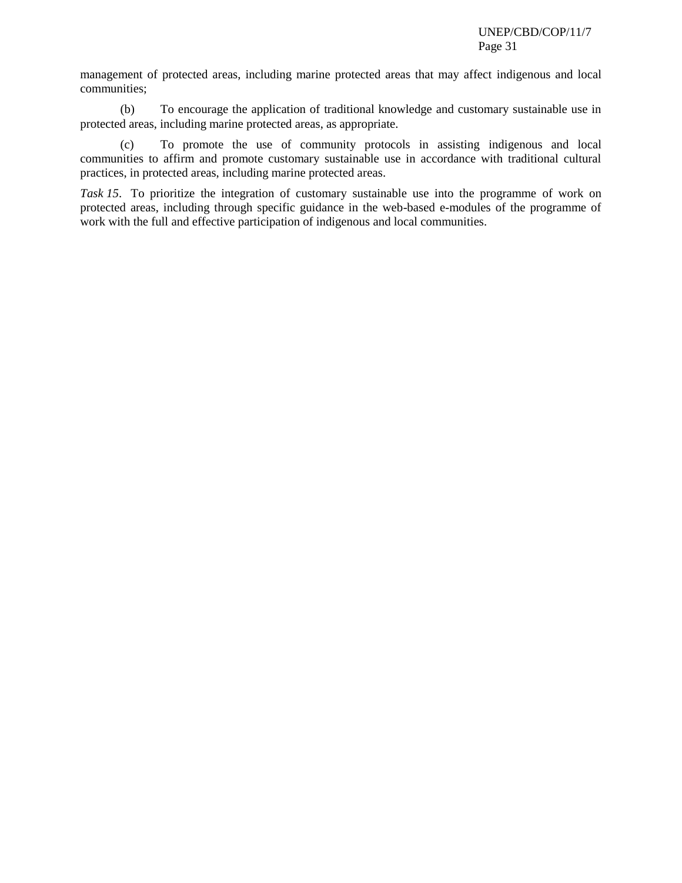management of protected areas, including marine protected areas that may affect indigenous and local communities;

(b) To encourage the application of traditional knowledge and customary sustainable use in protected areas, including marine protected areas, as appropriate.

(c) To promote the use of community protocols in assisting indigenous and local communities to affirm and promote customary sustainable use in accordance with traditional cultural practices, in protected areas, including marine protected areas.

*Task 15*. To prioritize the integration of customary sustainable use into the programme of work on protected areas, including through specific guidance in the web-based e-modules of the programme of work with the full and effective participation of indigenous and local communities.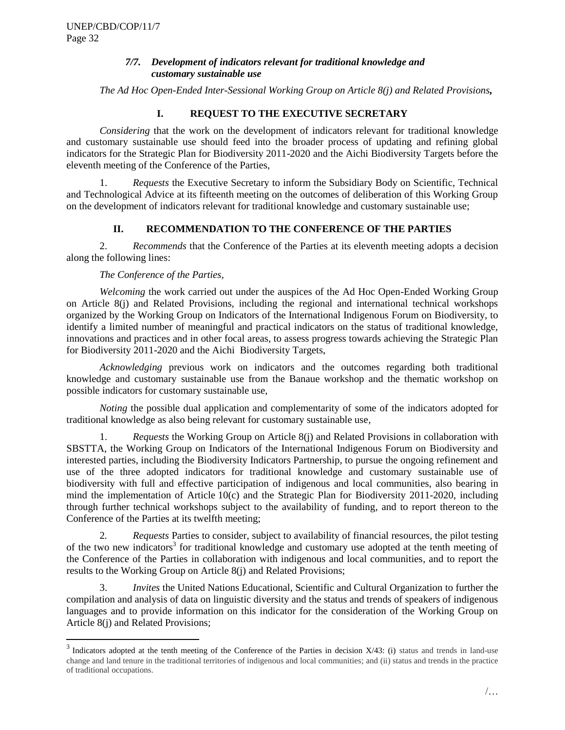### *7/7. Development of indicators relevant for traditional knowledge and customary sustainable use*

*The Ad Hoc Open-Ended Inter-Sessional Working Group on Article 8(j) and Related Provisions,*

#### I. REQUEST TO THE EXECUTIVE SECRETARY

*Considering* that the work on the development of indicators relevant for traditional knowledge and customary sustainable use should feed into the broader process of updating and refining global indicators for the Strategic Plan for Biodiversity 2011-2020 and the Aichi Biodiversity Targets before the eleventh meeting of the Conference of the Parties,

1. *Requests* the Executive Secretary to inform the Subsidiary Body on Scientific, Technical and Technological Advice at its fifteenth meeting on the outcomes of deliberation of this Working Group on the development of indicators relevant for traditional knowledge and customary sustainable use;

#### II. RECOMMENDATION TO THE CONFERENCE OF THE PARTIES

2. *Recommends* that the Conference of the Parties at its eleventh meeting adopts a decision along the following lines:

*The Conference of the Parties,*

*Welcoming* the work carried out under the auspices of the Ad Hoc Open-Ended Working Group on Article 8(j) and Related Provisions, including the regional and international technical workshops organized by the Working Group on Indicators of the International Indigenous Forum on Biodiversity, to identify a limited number of meaningful and practical indicators on the status of traditional knowledge, innovations and practices and in other focal areas, to assess progress towards achieving the Strategic Plan for Biodiversity 2011-2020 and the Aichi Biodiversity Targets,

*Acknowledging* previous work on indicators and the outcomes regarding both traditional knowledge and customary sustainable use from the Banaue workshop and the thematic workshop on possible indicators for customary sustainable use,

*Noting* the possible dual application and complementarity of some of the indicators adopted for traditional knowledge as also being relevant for customary sustainable use,

1. *Requests* the Working Group on Article 8(j) and Related Provisions in collaboration with SBSTTA, the Working Group on Indicators of the International Indigenous Forum on Biodiversity and interested parties, including the Biodiversity Indicators Partnership, to pursue the ongoing refinement and use of the three adopted indicators for traditional knowledge and customary sustainable use of biodiversity with full and effective participation of indigenous and local communities, also bearing in mind the implementation of Article 10(c) and the Strategic Plan for Biodiversity 2011-2020, including through further technical workshops subject to the availability of funding, and to report thereon to the Conference of the Parties at its twelfth meeting;

2. *Requests* Parties to consider, subject to availability of financial resources, the pilot testing of the two new indicators[3] for traditional knowledge and customary use adopted at the tenth meeting of the Conference of the Parties in collaboration with indigenous and local communities, and to report the results to the Working Group on Article 8(j) and Related Provisions;

3. *Invites* the United Nations Educational, Scientific and Cultural Organization to further the compilation and analysis of data on linguistic diversity and the status and trends of speakers of indigenous languages and to provide information on this indicator for the consideration of the Working Group on Article 8(j) and Related Provisions;

---

[3] Indicators adopted at the tenth meeting of the Conference of the Parties in decision X/43: (i) status and trends in land-use change and land tenure in the traditional territories of indigenous and local communities; and (ii) status and trends in the practice of traditional occupations.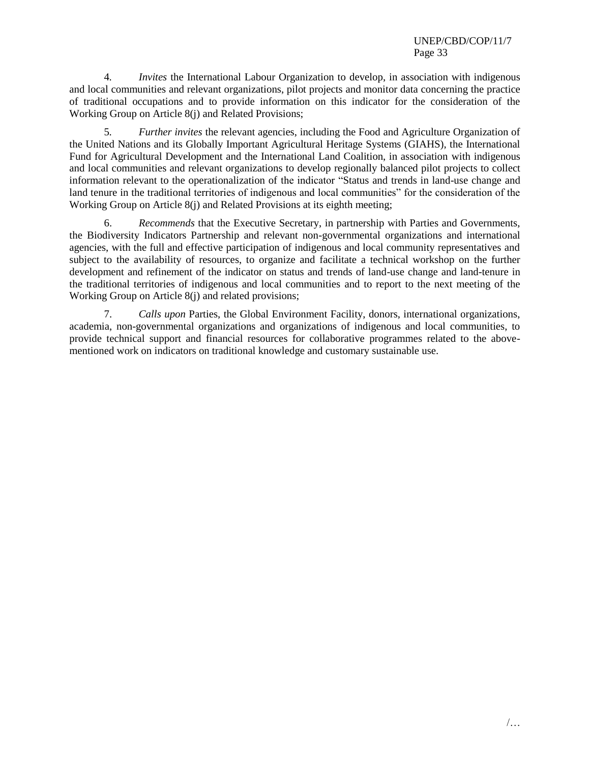4. *Invites* the International Labour Organization to develop, in association with indigenous and local communities and relevant organizations, pilot projects and monitor data concerning the practice of traditional occupations and to provide information on this indicator for the consideration of the Working Group on Article 8(j) and Related Provisions;

5. *Further invites* the relevant agencies, including the Food and Agriculture Organization of the United Nations and its Globally Important Agricultural Heritage Systems (GIAHS), the International Fund for Agricultural Development and the International Land Coalition, in association with indigenous and local communities and relevant organizations to develop regionally balanced pilot projects to collect information relevant to the operationalization of the indicator "Status and trends in land-use change and land tenure in the traditional territories of indigenous and local communities" for the consideration of the Working Group on Article 8(j) and Related Provisions at its eighth meeting;

6. *Recommends* that the Executive Secretary, in partnership with Parties and Governments, the Biodiversity Indicators Partnership and relevant non-governmental organizations and international agencies, with the full and effective participation of indigenous and local community representatives and subject to the availability of resources, to organize and facilitate a technical workshop on the further development and refinement of the indicator on status and trends of land-use change and land-tenure in the traditional territories of indigenous and local communities and to report to the next meeting of the Working Group on Article 8(j) and related provisions;

7. *Calls upon* Parties, the Global Environment Facility, donors, international organizations, academia, non-governmental organizations and organizations of indigenous and local communities, to provide technical support and financial resources for collaborative programmes related to the above-mentioned work on indicators on traditional knowledge and customary sustainable use.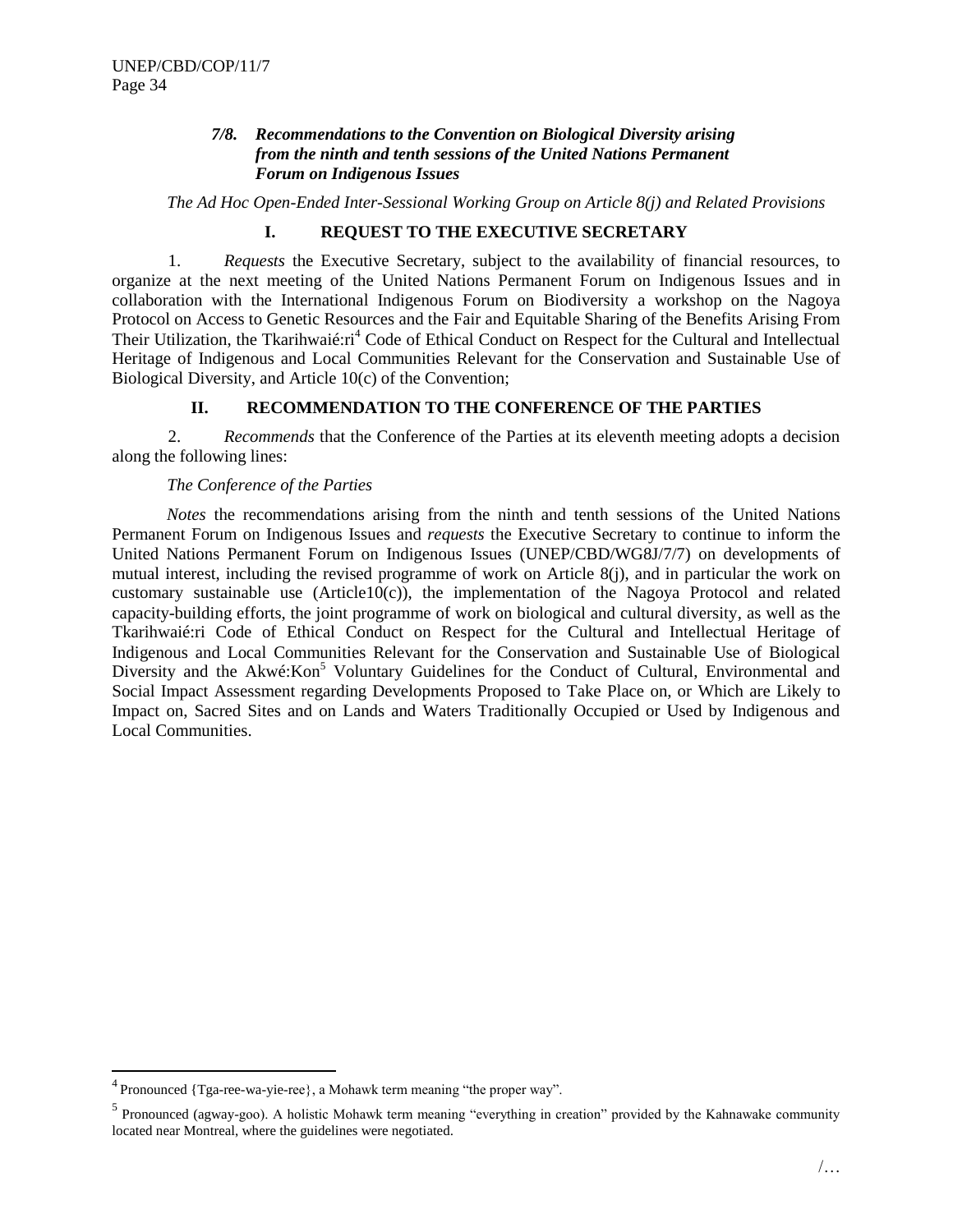### *7/8. Recommendations to the Convention on Biological Diversity arising from the ninth and tenth sessions of the United Nations Permanent Forum on Indigenous Issues*

*The Ad Hoc Open-Ended Inter-Sessional Working Group on Article 8(j) and Related Provisions*

## I. REQUEST TO THE EXECUTIVE SECRETARY

1. *Requests* the Executive Secretary, subject to the availability of financial resources, to organize at the next meeting of the United Nations Permanent Forum on Indigenous Issues and in collaboration with the International Indigenous Forum on Biodiversity a workshop on the Nagoya Protocol on Access to Genetic Resources and the Fair and Equitable Sharing of the Benefits Arising From Their Utilization, the Tkarihwaié:ri[4] Code of Ethical Conduct on Respect for the Cultural and Intellectual Heritage of Indigenous and Local Communities Relevant for the Conservation and Sustainable Use of Biological Diversity, and Article 10(c) of the Convention;

## II. RECOMMENDATION TO THE CONFERENCE OF THE PARTIES

2. *Recommends* that the Conference of the Parties at its eleventh meeting adopts a decision along the following lines:

*The Conference of the Parties*

*Notes* the recommendations arising from the ninth and tenth sessions of the United Nations Permanent Forum on Indigenous Issues and *requests* the Executive Secretary to continue to inform the United Nations Permanent Forum on Indigenous Issues (UNEP/CBD/WG8J/7/7) on developments of mutual interest, including the revised programme of work on Article 8(j), and in particular the work on customary sustainable use (Article10(c)), the implementation of the Nagoya Protocol and related capacity-building efforts, the joint programme of work on biological and cultural diversity, as well as the Tkarihwaié:ri Code of Ethical Conduct on Respect for the Cultural and Intellectual Heritage of Indigenous and Local Communities Relevant for the Conservation and Sustainable Use of Biological Diversity and the Akwé:Kon[5] Voluntary Guidelines for the Conduct of Cultural, Environmental and Social Impact Assessment regarding Developments Proposed to Take Place on, or Which are Likely to Impact on, Sacred Sites and on Lands and Waters Traditionally Occupied or Used by Indigenous and Local Communities.

---

[4] Pronounced {Tga-ree-wa-yie-ree}, a Mohawk term meaning "the proper way".

[5] Pronounced (agway-goo). A holistic Mohawk term meaning "everything in creation" provided by the Kahnawake community located near Montreal, where the guidelines were negotiated.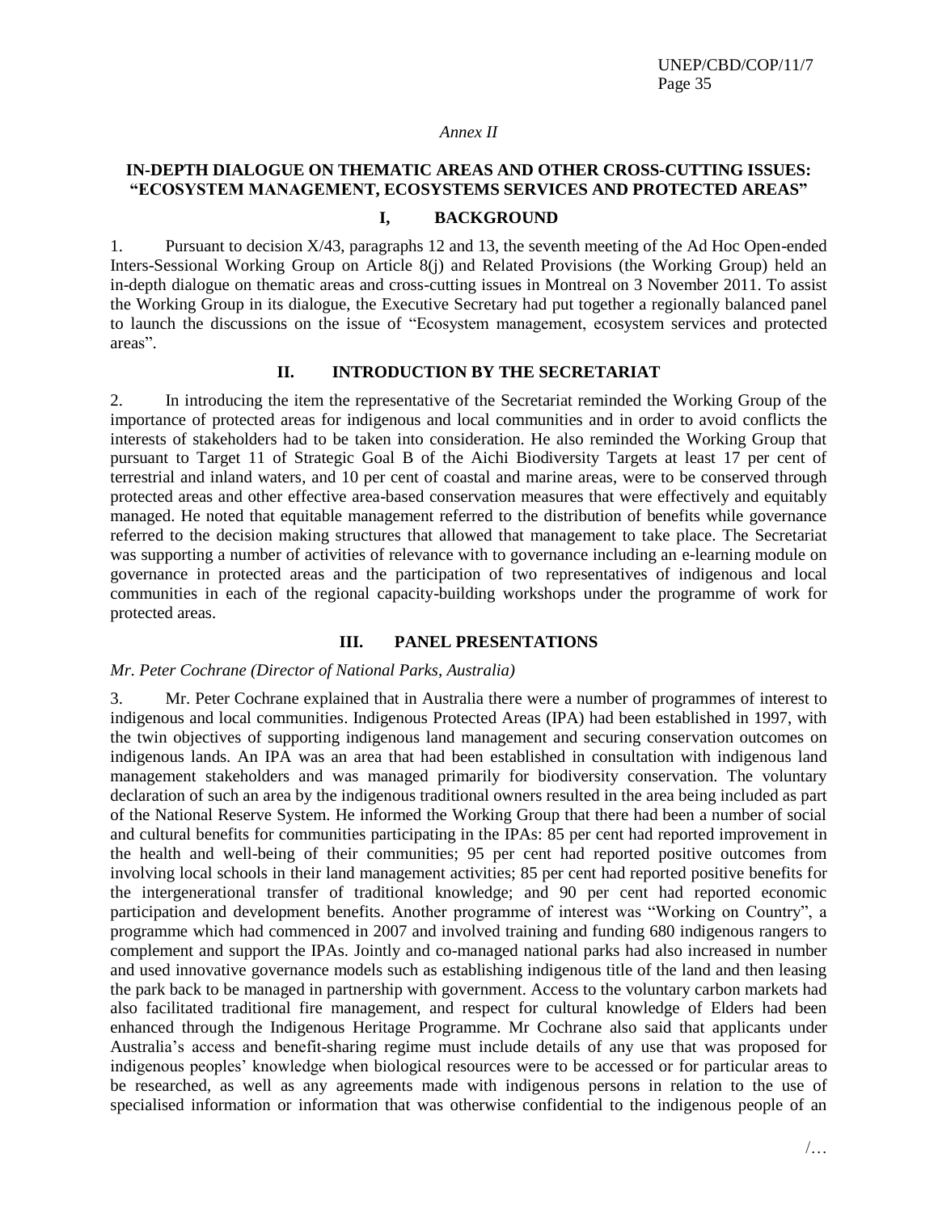*Annex II*

## IN-DEPTH DIALOGUE ON THEMATIC AREAS AND OTHER CROSS-CUTTING ISSUES: "ECOSYSTEM MANAGEMENT, ECOSYSTEMS SERVICES AND PROTECTED AREAS"

### I, BACKGROUND

1. Pursuant to decision X/43, paragraphs 12 and 13, the seventh meeting of the Ad Hoc Open-ended Inters-Sessional Working Group on Article 8(j) and Related Provisions (the Working Group) held an in-depth dialogue on thematic areas and cross-cutting issues in Montreal on 3 November 2011. To assist the Working Group in its dialogue, the Executive Secretary had put together a regionally balanced panel to launch the discussions on the issue of "Ecosystem management, ecosystem services and protected areas".

### II. INTRODUCTION BY THE SECRETARIAT

2. In introducing the item the representative of the Secretariat reminded the Working Group of the importance of protected areas for indigenous and local communities and in order to avoid conflicts the interests of stakeholders had to be taken into consideration. He also reminded the Working Group that pursuant to Target 11 of Strategic Goal B of the Aichi Biodiversity Targets at least 17 per cent of terrestrial and inland waters, and 10 per cent of coastal and marine areas, were to be conserved through protected areas and other effective area-based conservation measures that were effectively and equitably managed. He noted that equitable management referred to the distribution of benefits while governance referred to the decision making structures that allowed that management to take place. The Secretariat was supporting a number of activities of relevance with to governance including an e-learning module on governance in protected areas and the participation of two representatives of indigenous and local communities in each of the regional capacity-building workshops under the programme of work for protected areas.

### III. PANEL PRESENTATIONS

*Mr. Peter Cochrane (Director of National Parks, Australia)*

3. Mr. Peter Cochrane explained that in Australia there were a number of programmes of interest to indigenous and local communities. Indigenous Protected Areas (IPA) had been established in 1997, with the twin objectives of supporting indigenous land management and securing conservation outcomes on indigenous lands. An IPA was an area that had been established in consultation with indigenous land management stakeholders and was managed primarily for biodiversity conservation. The voluntary declaration of such an area by the indigenous traditional owners resulted in the area being included as part of the National Reserve System. He informed the Working Group that there had been a number of social and cultural benefits for communities participating in the IPAs: 85 per cent had reported improvement in the health and well-being of their communities; 95 per cent had reported positive outcomes from involving local schools in their land management activities; 85 per cent had reported positive benefits for the intergenerational transfer of traditional knowledge; and 90 per cent had reported economic participation and development benefits. Another programme of interest was "Working on Country", a programme which had commenced in 2007 and involved training and funding 680 indigenous rangers to complement and support the IPAs. Jointly and co-managed national parks had also increased in number and used innovative governance models such as establishing indigenous title of the land and then leasing the park back to be managed in partnership with government. Access to the voluntary carbon markets had also facilitated traditional fire management, and respect for cultural knowledge of Elders had been enhanced through the Indigenous Heritage Programme. Mr Cochrane also said that applicants under Australia's access and benefit-sharing regime must include details of any use that was proposed for indigenous peoples' knowledge when biological resources were to be accessed or for particular areas to be researched, as well as any agreements made with indigenous persons in relation to the use of specialised information or information that was otherwise confidential to the indigenous people of an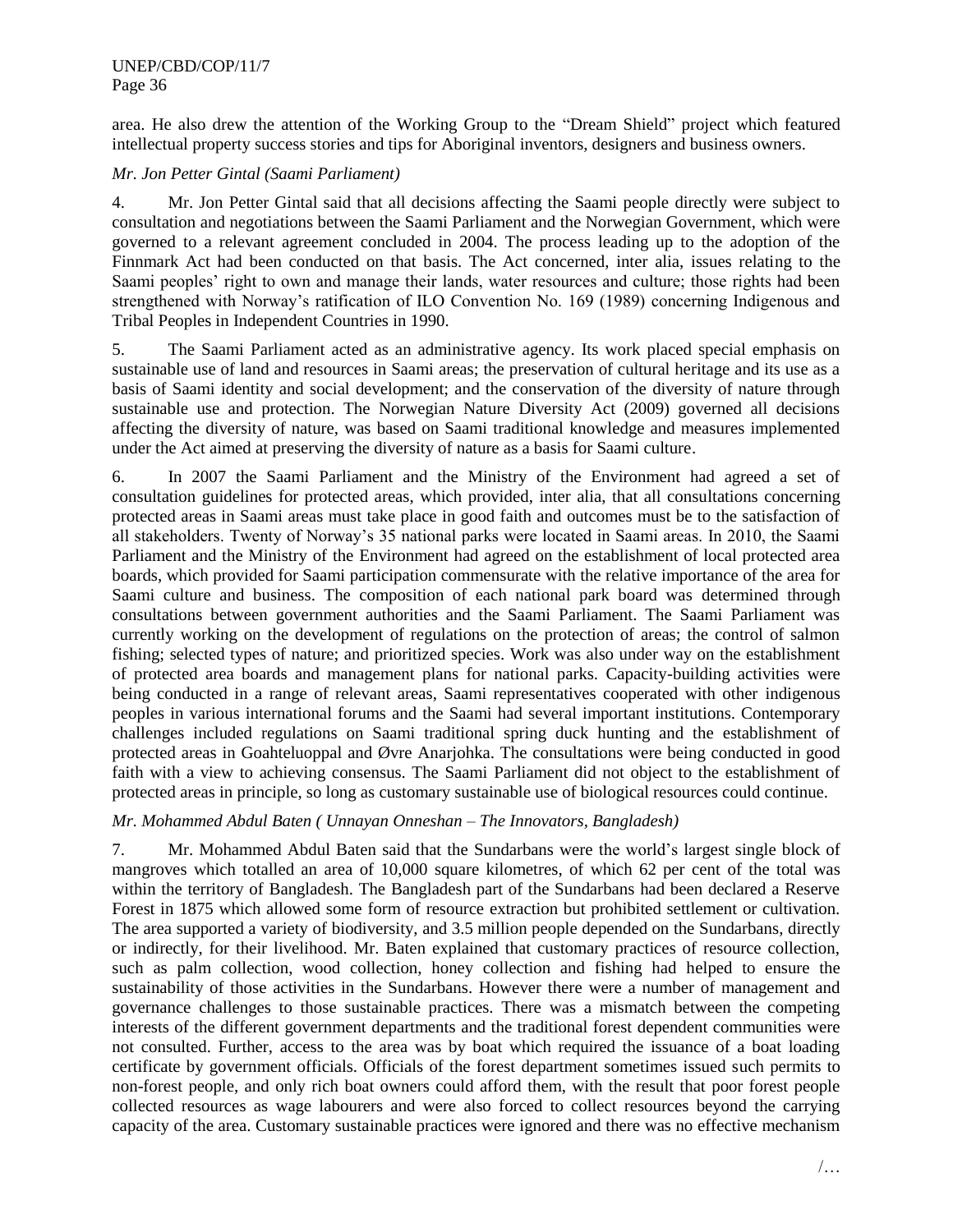area. He also drew the attention of the Working Group to the "Dream Shield" project which featured intellectual property success stories and tips for Aboriginal inventors, designers and business owners.

*Mr. Jon Petter Gintal (Saami Parliament)*

4. Mr. Jon Petter Gintal said that all decisions affecting the Saami people directly were subject to consultation and negotiations between the Saami Parliament and the Norwegian Government, which were governed to a relevant agreement concluded in 2004. The process leading up to the adoption of the Finnmark Act had been conducted on that basis. The Act concerned, inter alia, issues relating to the Saami peoples' right to own and manage their lands, water resources and culture; those rights had been strengthened with Norway's ratification of ILO Convention No. 169 (1989) concerning Indigenous and Tribal Peoples in Independent Countries in 1990.

5. The Saami Parliament acted as an administrative agency. Its work placed special emphasis on sustainable use of land and resources in Saami areas; the preservation of cultural heritage and its use as a basis of Saami identity and social development; and the conservation of the diversity of nature through sustainable use and protection. The Norwegian Nature Diversity Act (2009) governed all decisions affecting the diversity of nature, was based on Saami traditional knowledge and measures implemented under the Act aimed at preserving the diversity of nature as a basis for Saami culture.

6. In 2007 the Saami Parliament and the Ministry of the Environment had agreed a set of consultation guidelines for protected areas, which provided, inter alia, that all consultations concerning protected areas in Saami areas must take place in good faith and outcomes must be to the satisfaction of all stakeholders. Twenty of Norway's 35 national parks were located in Saami areas. In 2010, the Saami Parliament and the Ministry of the Environment had agreed on the establishment of local protected area boards, which provided for Saami participation commensurate with the relative importance of the area for Saami culture and business. The composition of each national park board was determined through consultations between government authorities and the Saami Parliament. The Saami Parliament was currently working on the development of regulations on the protection of areas; the control of salmon fishing; selected types of nature; and prioritized species. Work was also under way on the establishment of protected area boards and management plans for national parks. Capacity-building activities were being conducted in a range of relevant areas, Saami representatives cooperated with other indigenous peoples in various international forums and the Saami had several important institutions. Contemporary challenges included regulations on Saami traditional spring duck hunting and the establishment of protected areas in Goahteluoppal and Øvre Anarjohka. The consultations were being conducted in good faith with a view to achieving consensus. The Saami Parliament did not object to the establishment of protected areas in principle, so long as customary sustainable use of biological resources could continue.

*Mr. Mohammed Abdul Baten ( Unnayan Onneshan – The Innovators, Bangladesh)*

7. Mr. Mohammed Abdul Baten said that the Sundarbans were the world's largest single block of mangroves which totalled an area of 10,000 square kilometres, of which 62 per cent of the total was within the territory of Bangladesh. The Bangladesh part of the Sundarbans had been declared a Reserve Forest in 1875 which allowed some form of resource extraction but prohibited settlement or cultivation. The area supported a variety of biodiversity, and 3.5 million people depended on the Sundarbans, directly or indirectly, for their livelihood. Mr. Baten explained that customary practices of resource collection, such as palm collection, wood collection, honey collection and fishing had helped to ensure the sustainability of those activities in the Sundarbans. However there were a number of management and governance challenges to those sustainable practices. There was a mismatch between the competing interests of the different government departments and the traditional forest dependent communities were not consulted. Further, access to the area was by boat which required the issuance of a boat loading certificate by government officials. Officials of the forest department sometimes issued such permits to non-forest people, and only rich boat owners could afford them, with the result that poor forest people collected resources as wage labourers and were also forced to collect resources beyond the carrying capacity of the area. Customary sustainable practices were ignored and there was no effective mechanism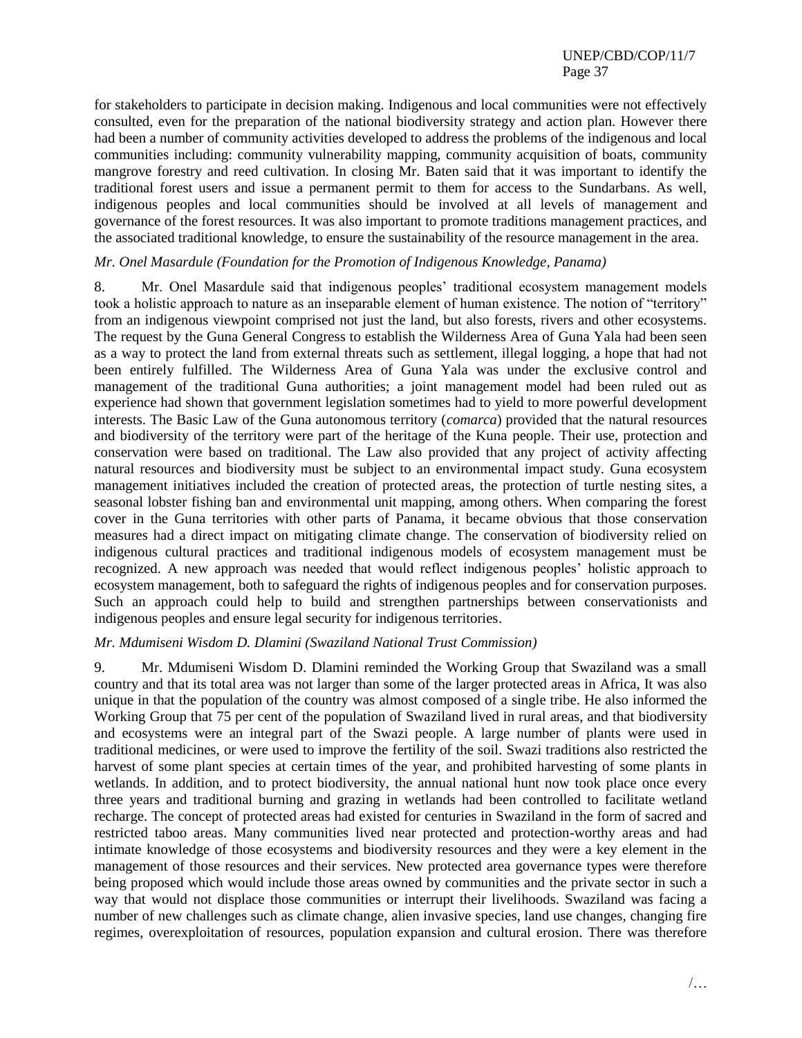for stakeholders to participate in decision making. Indigenous and local communities were not effectively consulted, even for the preparation of the national biodiversity strategy and action plan. However there had been a number of community activities developed to address the problems of the indigenous and local communities including: community vulnerability mapping, community acquisition of boats, community mangrove forestry and reed cultivation. In closing Mr. Baten said that it was important to identify the traditional forest users and issue a permanent permit to them for access to the Sundarbans. As well, indigenous peoples and local communities should be involved at all levels of management and governance of the forest resources. It was also important to promote traditions management practices, and the associated traditional knowledge, to ensure the sustainability of the resource management in the area.

*Mr. Onel Masardule (Foundation for the Promotion of Indigenous Knowledge, Panama)*

8. Mr. Onel Masardule said that indigenous peoples' traditional ecosystem management models took a holistic approach to nature as an inseparable element of human existence. The notion of "territory" from an indigenous viewpoint comprised not just the land, but also forests, rivers and other ecosystems. The request by the Guna General Congress to establish the Wilderness Area of Guna Yala had been seen as a way to protect the land from external threats such as settlement, illegal logging, a hope that had not been entirely fulfilled. The Wilderness Area of Guna Yala was under the exclusive control and management of the traditional Guna authorities; a joint management model had been ruled out as experience had shown that government legislation sometimes had to yield to more powerful development interests. The Basic Law of the Guna autonomous territory (*comarca*) provided that the natural resources and biodiversity of the territory were part of the heritage of the Kuna people. Their use, protection and conservation were based on traditional. The Law also provided that any project of activity affecting natural resources and biodiversity must be subject to an environmental impact study. Guna ecosystem management initiatives included the creation of protected areas, the protection of turtle nesting sites, a seasonal lobster fishing ban and environmental unit mapping, among others. When comparing the forest cover in the Guna territories with other parts of Panama, it became obvious that those conservation measures had a direct impact on mitigating climate change. The conservation of biodiversity relied on indigenous cultural practices and traditional indigenous models of ecosystem management must be recognized. A new approach was needed that would reflect indigenous peoples' holistic approach to ecosystem management, both to safeguard the rights of indigenous peoples and for conservation purposes. Such an approach could help to build and strengthen partnerships between conservationists and indigenous peoples and ensure legal security for indigenous territories.

*Mr. Mdumiseni Wisdom D. Dlamini (Swaziland National Trust Commission)*

9. Mr. Mdumiseni Wisdom D. Dlamini reminded the Working Group that Swaziland was a small country and that its total area was not larger than some of the larger protected areas in Africa, It was also unique in that the population of the country was almost composed of a single tribe. He also informed the Working Group that 75 per cent of the population of Swaziland lived in rural areas, and that biodiversity and ecosystems were an integral part of the Swazi people. A large number of plants were used in traditional medicines, or were used to improve the fertility of the soil. Swazi traditions also restricted the harvest of some plant species at certain times of the year, and prohibited harvesting of some plants in wetlands. In addition, and to protect biodiversity, the annual national hunt now took place once every three years and traditional burning and grazing in wetlands had been controlled to facilitate wetland recharge. The concept of protected areas had existed for centuries in Swaziland in the form of sacred and restricted taboo areas. Many communities lived near protected and protection-worthy areas and had intimate knowledge of those ecosystems and biodiversity resources and they were a key element in the management of those resources and their services. New protected area governance types were therefore being proposed which would include those areas owned by communities and the private sector in such a way that would not displace those communities or interrupt their livelihoods. Swaziland was facing a number of new challenges such as climate change, alien invasive species, land use changes, changing fire regimes, overexploitation of resources, population expansion and cultural erosion. There was therefore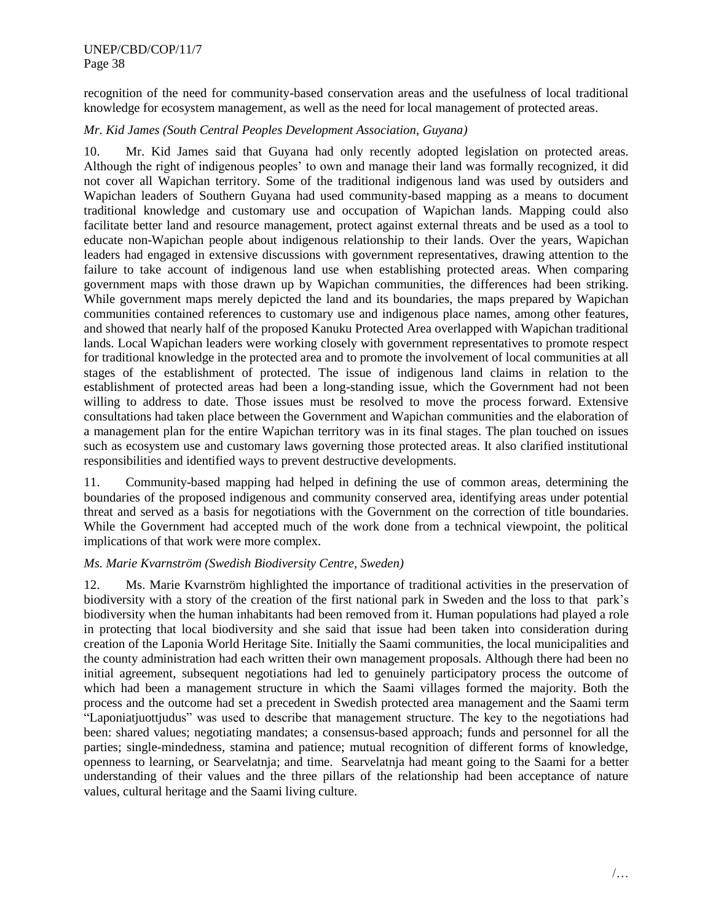recognition of the need for community-based conservation areas and the usefulness of local traditional knowledge for ecosystem management, as well as the need for local management of protected areas.

*Mr. Kid James (South Central Peoples Development Association, Guyana)*

10. Mr. Kid James said that Guyana had only recently adopted legislation on protected areas. Although the right of indigenous peoples' to own and manage their land was formally recognized, it did not cover all Wapichan territory. Some of the traditional indigenous land was used by outsiders and Wapichan leaders of Southern Guyana had used community-based mapping as a means to document traditional knowledge and customary use and occupation of Wapichan lands. Mapping could also facilitate better land and resource management, protect against external threats and be used as a tool to educate non-Wapichan people about indigenous relationship to their lands. Over the years, Wapichan leaders had engaged in extensive discussions with government representatives, drawing attention to the failure to take account of indigenous land use when establishing protected areas. When comparing government maps with those drawn up by Wapichan communities, the differences had been striking. While government maps merely depicted the land and its boundaries, the maps prepared by Wapichan communities contained references to customary use and indigenous place names, among other features, and showed that nearly half of the proposed Kanuku Protected Area overlapped with Wapichan traditional lands. Local Wapichan leaders were working closely with government representatives to promote respect for traditional knowledge in the protected area and to promote the involvement of local communities at all stages of the establishment of protected. The issue of indigenous land claims in relation to the establishment of protected areas had been a long-standing issue, which the Government had not been willing to address to date. Those issues must be resolved to move the process forward. Extensive consultations had taken place between the Government and Wapichan communities and the elaboration of a management plan for the entire Wapichan territory was in its final stages. The plan touched on issues such as ecosystem use and customary laws governing those protected areas. It also clarified institutional responsibilities and identified ways to prevent destructive developments.

11. Community-based mapping had helped in defining the use of common areas, determining the boundaries of the proposed indigenous and community conserved area, identifying areas under potential threat and served as a basis for negotiations with the Government on the correction of title boundaries. While the Government had accepted much of the work done from a technical viewpoint, the political implications of that work were more complex.

*Ms. Marie Kvarnström (Swedish Biodiversity Centre, Sweden)*

12. Ms. Marie Kvarnström highlighted the importance of traditional activities in the preservation of biodiversity with a story of the creation of the first national park in Sweden and the loss to that park's biodiversity when the human inhabitants had been removed from it. Human populations had played a role in protecting that local biodiversity and she said that issue had been taken into consideration during creation of the Laponia World Heritage Site. Initially the Saami communities, the local municipalities and the county administration had each written their own management proposals. Although there had been no initial agreement, subsequent negotiations had led to genuinely participatory process the outcome of which had been a management structure in which the Saami villages formed the majority. Both the process and the outcome had set a precedent in Swedish protected area management and the Saami term "Laponiatjuottjudus" was used to describe that management structure. The key to the negotiations had been: shared values; negotiating mandates; a consensus-based approach; funds and personnel for all the parties; single-mindedness, stamina and patience; mutual recognition of different forms of knowledge, openness to learning, or Searvelatnja; and time. Searvelatnja had meant going to the Saami for a better understanding of their values and the three pillars of the relationship had been acceptance of nature values, cultural heritage and the Saami living culture.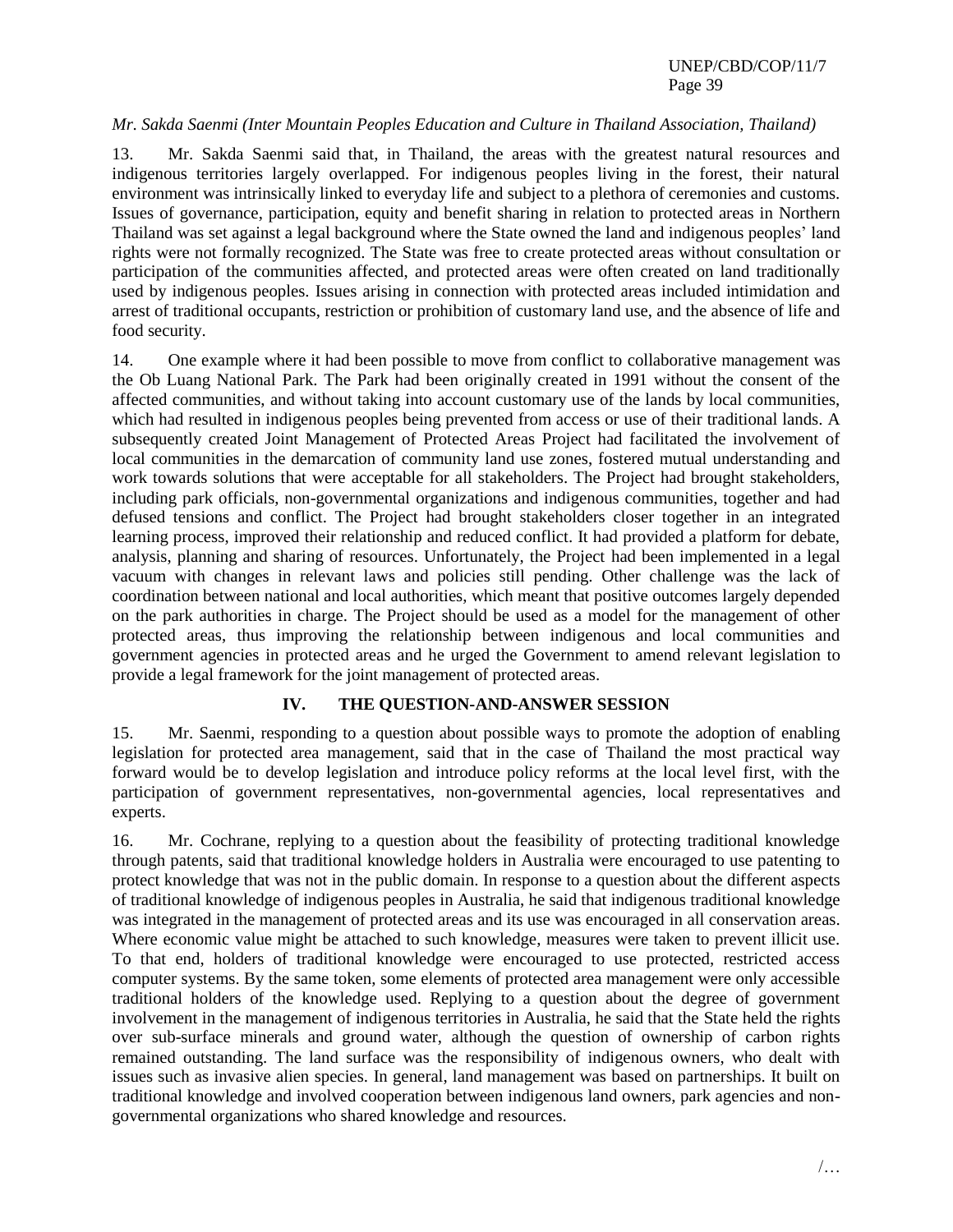*Mr. Sakda Saenmi (Inter Mountain Peoples Education and Culture in Thailand Association, Thailand)*

13. Mr. Sakda Saenmi said that, in Thailand, the areas with the greatest natural resources and indigenous territories largely overlapped. For indigenous peoples living in the forest, their natural environment was intrinsically linked to everyday life and subject to a plethora of ceremonies and customs. Issues of governance, participation, equity and benefit sharing in relation to protected areas in Northern Thailand was set against a legal background where the State owned the land and indigenous peoples' land rights were not formally recognized. The State was free to create protected areas without consultation or participation of the communities affected, and protected areas were often created on land traditionally used by indigenous peoples. Issues arising in connection with protected areas included intimidation and arrest of traditional occupants, restriction or prohibition of customary land use, and the absence of life and food security.

14. One example where it had been possible to move from conflict to collaborative management was the Ob Luang National Park. The Park had been originally created in 1991 without the consent of the affected communities, and without taking into account customary use of the lands by local communities, which had resulted in indigenous peoples being prevented from access or use of their traditional lands. A subsequently created Joint Management of Protected Areas Project had facilitated the involvement of local communities in the demarcation of community land use zones, fostered mutual understanding and work towards solutions that were acceptable for all stakeholders. The Project had brought stakeholders, including park officials, non-governmental organizations and indigenous communities, together and had defused tensions and conflict. The Project had brought stakeholders closer together in an integrated learning process, improved their relationship and reduced conflict. It had provided a platform for debate, analysis, planning and sharing of resources. Unfortunately, the Project had been implemented in a legal vacuum with changes in relevant laws and policies still pending. Other challenge was the lack of coordination between national and local authorities, which meant that positive outcomes largely depended on the park authorities in charge. The Project should be used as a model for the management of other protected areas, thus improving the relationship between indigenous and local communities and government agencies in protected areas and he urged the Government to amend relevant legislation to provide a legal framework for the joint management of protected areas.

## IV. THE QUESTION-AND-ANSWER SESSION

15. Mr. Saenmi, responding to a question about possible ways to promote the adoption of enabling legislation for protected area management, said that in the case of Thailand the most practical way forward would be to develop legislation and introduce policy reforms at the local level first, with the participation of government representatives, non-governmental agencies, local representatives and experts.

16. Mr. Cochrane, replying to a question about the feasibility of protecting traditional knowledge through patents, said that traditional knowledge holders in Australia were encouraged to use patenting to protect knowledge that was not in the public domain. In response to a question about the different aspects of traditional knowledge of indigenous peoples in Australia, he said that indigenous traditional knowledge was integrated in the management of protected areas and its use was encouraged in all conservation areas. Where economic value might be attached to such knowledge, measures were taken to prevent illicit use. To that end, holders of traditional knowledge were encouraged to use protected, restricted access computer systems. By the same token, some elements of protected area management were only accessible traditional holders of the knowledge used. Replying to a question about the degree of government involvement in the management of indigenous territories in Australia, he said that the State held the rights over sub-surface minerals and ground water, although the question of ownership of carbon rights remained outstanding. The land surface was the responsibility of indigenous owners, who dealt with issues such as invasive alien species. In general, land management was based on partnerships. It built on traditional knowledge and involved cooperation between indigenous land owners, park agencies and non-governmental organizations who shared knowledge and resources.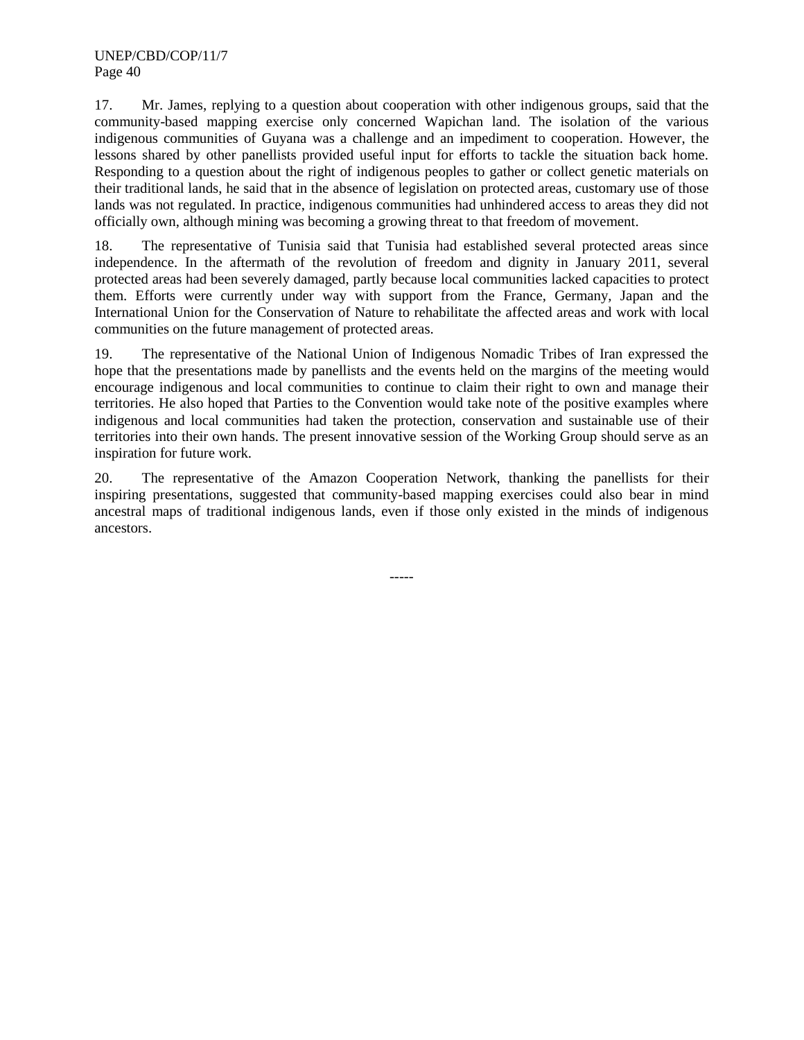17. Mr. James, replying to a question about cooperation with other indigenous groups, said that the community-based mapping exercise only concerned Wapichan land. The isolation of the various indigenous communities of Guyana was a challenge and an impediment to cooperation. However, the lessons shared by other panellists provided useful input for efforts to tackle the situation back home. Responding to a question about the right of indigenous peoples to gather or collect genetic materials on their traditional lands, he said that in the absence of legislation on protected areas, customary use of those lands was not regulated. In practice, indigenous communities had unhindered access to areas they did not officially own, although mining was becoming a growing threat to that freedom of movement.

18. The representative of Tunisia said that Tunisia had established several protected areas since independence. In the aftermath of the revolution of freedom and dignity in January 2011, several protected areas had been severely damaged, partly because local communities lacked capacities to protect them. Efforts were currently under way with support from the France, Germany, Japan and the International Union for the Conservation of Nature to rehabilitate the affected areas and work with local communities on the future management of protected areas.

19. The representative of the National Union of Indigenous Nomadic Tribes of Iran expressed the hope that the presentations made by panellists and the events held on the margins of the meeting would encourage indigenous and local communities to continue to claim their right to own and manage their territories. He also hoped that Parties to the Convention would take note of the positive examples where indigenous and local communities had taken the protection, conservation and sustainable use of their territories into their own hands. The present innovative session of the Working Group should serve as an inspiration for future work.

20. The representative of the Amazon Cooperation Network, thanking the panellists for their inspiring presentations, suggested that community-based mapping exercises could also bear in mind ancestral maps of traditional indigenous lands, even if those only existed in the minds of indigenous ancestors.

-----